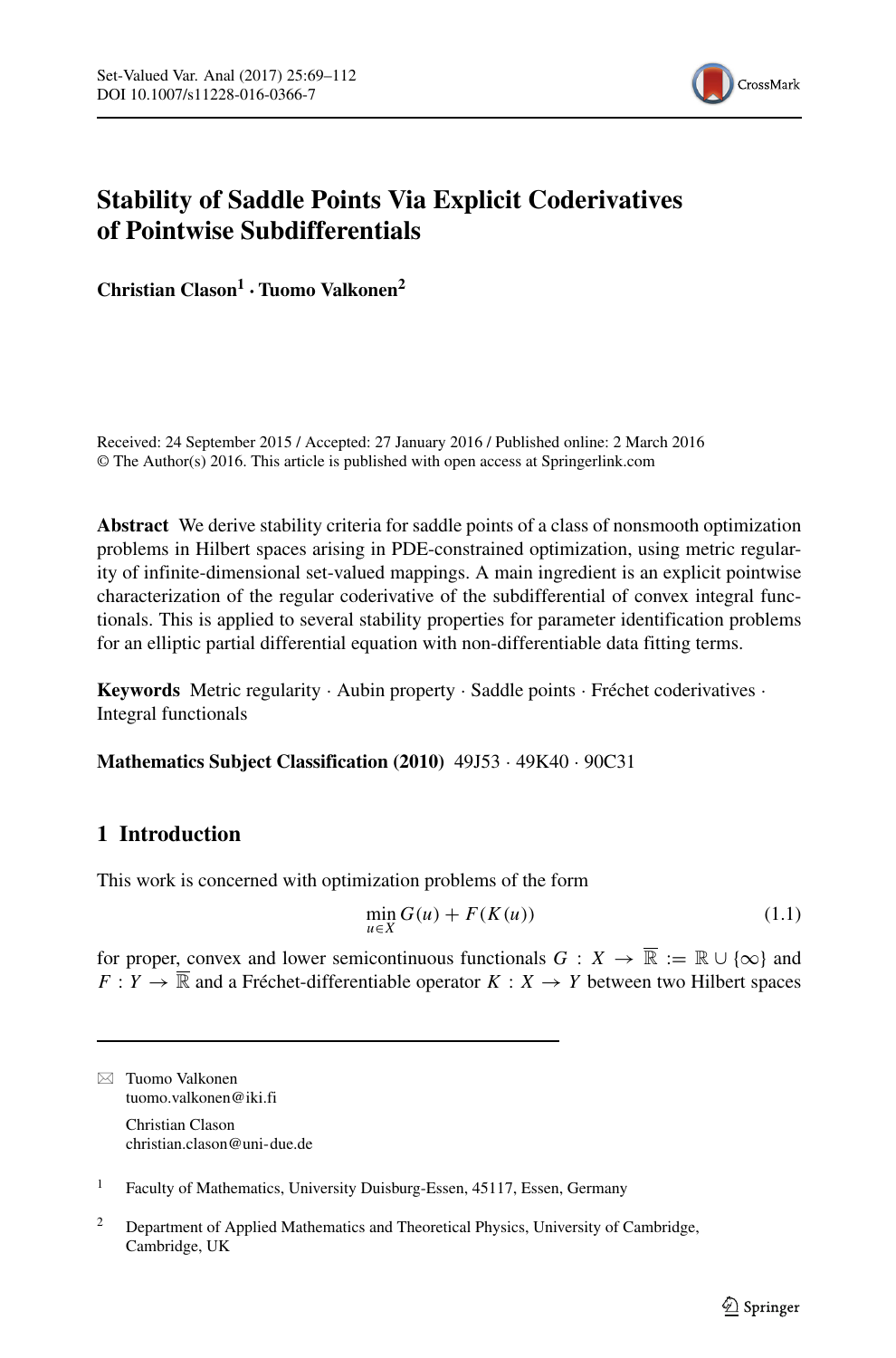# Stability of Saddle Points Via Explicit Coderivatives of Pointwise Subdifferentials

**Christian Clason[1] · Tuomo Valkonen[2]**

Received: 24 September 2015 / Accepted: 27 January 2016 / Published online: 2 March 2016
© The Author(s) 2016. This article is published with open access at Springerlink.com

**Abstract** We derive stability criteria for saddle points of a class of nonsmooth optimization problems in Hilbert spaces arising in PDE-constrained optimization, using metric regularity of infinite-dimensional set-valued mappings. A main ingredient is an explicit pointwise characterization of the regular coderivative of the subdifferential of convex integral functionals. This is applied to several stability properties for parameter identification problems for an elliptic partial differential equation with non-differentiable data fitting terms.

**Keywords** Metric regularity · Aubin property · Saddle points · Fréchet coderivatives · Integral functionals

**Mathematics Subject Classification (2010)** 49J53 · 49K40 · 90C31

## 1 Introduction

This work is concerned with optimization problems of the form

$$\min_{u \in X} G(u) + F(K(u)) \tag{1.1}$$

for proper, convex and lower semicontinuous functionals $G : X \to \overline{\mathbb{R}} := \mathbb{R} \cup \{\infty\}$ and $F : Y \to \overline{\mathbb{R}}$ and a Fréchet-differentiable operator $K : X \to Y$ between two Hilbert spaces

---

✉ Tuomo Valkonen
tuomo.valkonen@iki.fi

Christian Clason
christian.clason@uni-due.de

[1] Faculty of Mathematics, University Duisburg-Essen, 45117, Essen, Germany

[2] Department of Applied Mathematics and Theoretical Physics, University of Cambridge, Cambridge, UK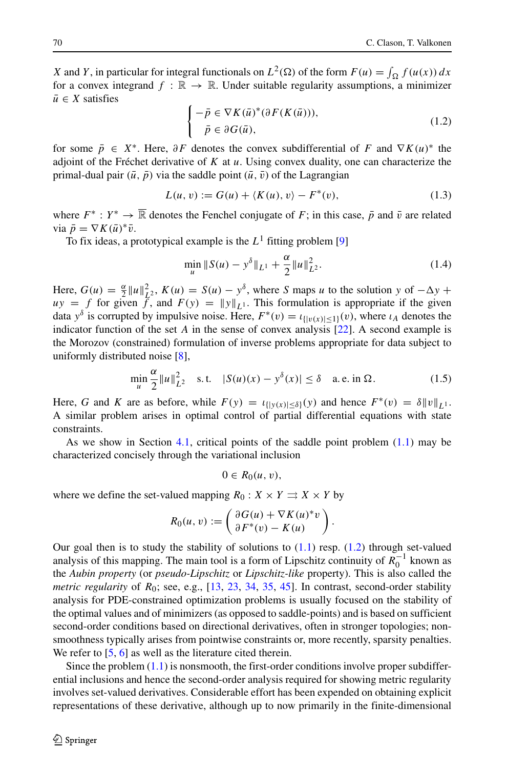$X$ and $Y$, in particular for integral functionals on $L^2(\Omega)$ of the form $F(u) = \int_\Omega f(u(x))\,dx$ for a convex integrand $f : \mathbb{R} \to \mathbb{R}$. Under suitable regularity assumptions, a minimizer $\bar{u} \in X$ satisfies

$$
\begin{cases} -\bar{p} \in \nabla K(\bar{u})^*(\partial F(K(\bar{u}))), \\ \quad \bar{p} \in \partial G(\bar{u}), \end{cases} \tag{1.2}
$$

for some $\bar{p} \in X^*$. Here, $\partial F$ denotes the convex subdifferential of $F$ and $\nabla K(u)^*$ the adjoint of the Fréchet derivative of $K$ at $u$. Using convex duality, one can characterize the primal-dual pair $(\bar{u}, \bar{p})$ via the saddle point $(\bar{u}, \bar{v})$ of the Lagrangian

$$
L(u, v) := G(u) + \langle K(u), v\rangle - F^*(v), \tag{1.3}
$$

where $F^* : Y^* \to \overline{\mathbb{R}}$ denotes the Fenchel conjugate of $F$; in this case, $\bar{p}$ and $\bar{v}$ are related via $\bar{p} = \nabla K(\bar{u})^*\bar{v}$.

To fix ideas, a prototypical example is the $L^1$ fitting problem [9]

$$
\min_u \|S(u) - y^\delta\|_{L^1} + \frac{\alpha}{2}\|u\|_{L^2}^2. \tag{1.4}
$$

Here, $G(u) = \frac{\alpha}{2}\|u\|_{L^2}^2$, $K(u) = S(u) - y^\delta$, where $S$ maps $u$ to the solution $y$ of $-\Delta y + uy = f$ for given $f$, and $F(y) = \|y\|_{L^1}$. This formulation is appropriate if the given data $y^\delta$ is corrupted by impulsive noise. Here, $F^*(v) = \iota_{\{|v(x)|\leq 1\}}(v)$, where $\iota_A$ denotes the indicator function of the set $A$ in the sense of convex analysis [22]. A second example is the Morozov (constrained) formulation of inverse problems appropriate for data subject to uniformly distributed noise [8],

$$
\min_u \frac{\alpha}{2}\|u\|_{L^2}^2 \quad \text{s. t.} \quad |S(u)(x) - y^\delta(x)| \leq \delta \quad \text{a. e. in } \Omega. \tag{1.5}
$$

Here, $G$ and $K$ are as before, while $F(y) = \iota_{\{|y(x)|\leq\delta\}}(y)$ and hence $F^*(v) = \delta\|v\|_{L^1}$. A similar problem arises in optimal control of partial differential equations with state constraints.

As we show in Section 4.1, critical points of the saddle point problem (1.1) may be characterized concisely through the variational inclusion

$$
0 \in R_0(u, v),
$$

where we define the set-valued mapping $R_0 : X \times Y \rightrightarrows X \times Y$ by

$$
R_0(u, v) := \begin{pmatrix} \partial G(u) + \nabla K(u)^* v \\ \partial F^*(v) - K(u) \end{pmatrix}.
$$

Our goal then is to study the stability of solutions to (1.1) resp. (1.2) through set-valued analysis of this mapping. The main tool is a form of Lipschitz continuity of $R_0^{-1}$ known as the *Aubin property* (or *pseudo-Lipschitz* or *Lipschitz-like* property). This is also called the *metric regularity* of $R_0$; see, e.g., [13, 23, 34, 35, 45]. In contrast, second-order stability analysis for PDE-constrained optimization problems is usually focused on the stability of the optimal values and of minimizers (as opposed to saddle-points) and is based on sufficient second-order conditions based on directional derivatives, often in stronger topologies; nonsmoothness typically arises from pointwise constraints or, more recently, sparsity penalties. We refer to [5, 6] as well as the literature cited therein.

Since the problem (1.1) is nonsmooth, the first-order conditions involve proper subdifferential inclusions and hence the second-order analysis required for showing metric regularity involves set-valued derivatives. Considerable effort has been expended on obtaining explicit representations of these derivative, although up to now primarily in the finite-dimensional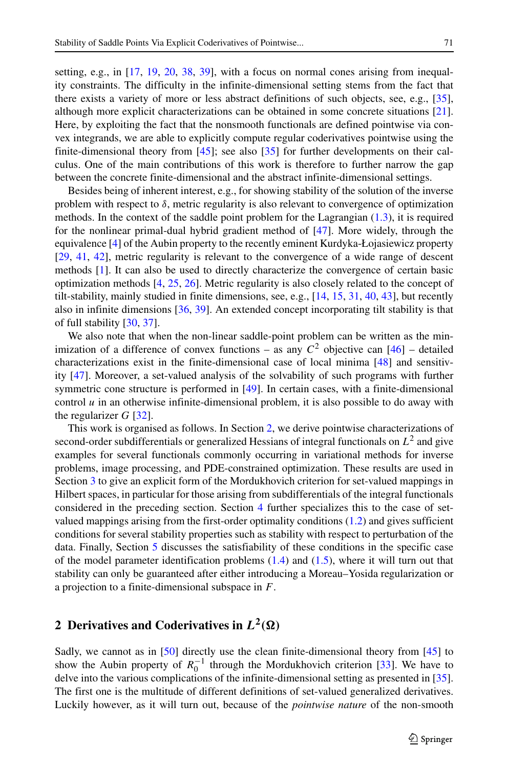setting, e.g., in [17, 19, 20, 38, 39], with a focus on normal cones arising from inequality constraints. The difficulty in the infinite-dimensional setting stems from the fact that there exists a variety of more or less abstract definitions of such objects, see, e.g., [35], although more explicit characterizations can be obtained in some concrete situations [21]. Here, by exploiting the fact that the nonsmooth functionals are defined pointwise via convex integrands, we are able to explicitly compute regular coderivatives pointwise using the finite-dimensional theory from [45]; see also [35] for further developments on their calculus. One of the main contributions of this work is therefore to further narrow the gap between the concrete finite-dimensional and the abstract infinite-dimensional settings.

Besides being of inherent interest, e.g., for showing stability of the solution of the inverse problem with respect to $\delta$, metric regularity is also relevant to convergence of optimization methods. In the context of the saddle point problem for the Lagrangian (1.3), it is required for the nonlinear primal-dual hybrid gradient method of [47]. More widely, through the equivalence [4] of the Aubin property to the recently eminent Kurdyka-Łojasiewicz property [29, 41, 42], metric regularity is relevant to the convergence of a wide range of descent methods [1]. It can also be used to directly characterize the convergence of certain basic optimization methods [4, 25, 26]. Metric regularity is also closely related to the concept of tilt-stability, mainly studied in finite dimensions, see, e.g., [14, 15, 31, 40, 43], but recently also in infinite dimensions [36, 39]. An extended concept incorporating tilt stability is that of full stability [30, 37].

We also note that when the non-linear saddle-point problem can be written as the minimization of a difference of convex functions – as any $C^2$ objective can [46] – detailed characterizations exist in the finite-dimensional case of local minima [48] and sensitivity [47]. Moreover, a set-valued analysis of the solvability of such programs with further symmetric cone structure is performed in [49]. In certain cases, with a finite-dimensional control $u$ in an otherwise infinite-dimensional problem, it is also possible to do away with the regularizer $G$ [32].

This work is organised as follows. In Section 2, we derive pointwise characterizations of second-order subdifferentials or generalized Hessians of integral functionals on $L^2$ and give examples for several functionals commonly occurring in variational methods for inverse problems, image processing, and PDE-constrained optimization. These results are used in Section 3 to give an explicit form of the Mordukhovich criterion for set-valued mappings in Hilbert spaces, in particular for those arising from subdifferentials of the integral functionals considered in the preceding section. Section 4 further specializes this to the case of set-valued mappings arising from the first-order optimality conditions (1.2) and gives sufficient conditions for several stability properties such as stability with respect to perturbation of the data. Finally, Section 5 discusses the satisfiability of these conditions in the specific case of the model parameter identification problems (1.4) and (1.5), where it will turn out that stability can only be guaranteed after either introducing a Moreau–Yosida regularization or a projection to a finite-dimensional subspace in $F$.

## 2 Derivatives and Coderivatives in $L^2(\Omega)$

Sadly, we cannot as in [50] directly use the clean finite-dimensional theory from [45] to show the Aubin property of $R_0^{-1}$ through the Mordukhovich criterion [33]. We have to delve into the various complications of the infinite-dimensional setting as presented in [35]. The first one is the multitude of different definitions of set-valued generalized derivatives. Luckily however, as it will turn out, because of the *pointwise nature* of the non-smooth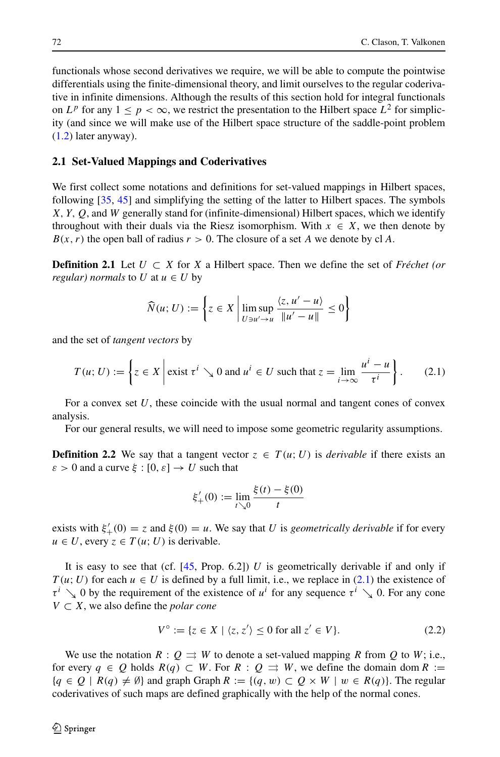functionals whose second derivatives we require, we will be able to compute the pointwise differentials using the finite-dimensional theory, and limit ourselves to the regular coderivative in infinite dimensions. Although the results of this section hold for integral functionals on $L^p$ for any $1 \leq p < \infty$, we restrict the presentation to the Hilbert space $L^2$ for simplicity (and since we will make use of the Hilbert space structure of the saddle-point problem (1.2) later anyway).

## 2.1 Set-Valued Mappings and Coderivatives

We first collect some notations and definitions for set-valued mappings in Hilbert spaces, following [35, 45] and simplifying the setting of the latter to Hilbert spaces. The symbols $X$, $Y$, $Q$, and $W$ generally stand for (infinite-dimensional) Hilbert spaces, which we identify throughout with their duals via the Riesz isomorphism. With $x \in X$, we then denote by $B(x, r)$ the open ball of radius $r > 0$. The closure of a set $A$ we denote by $\operatorname{cl} A$.

**Definition 2.1** Let $U \subset X$ for $X$ a Hilbert space. Then we define the set of *Fréchet (or regular) normals* to $U$ at $u \in U$ by

$$\widehat{N}(u; U) := \left\{ z \in X \,\middle|\, \limsup_{U \ni u' \to u} \frac{\langle z, u' - u \rangle}{\|u' - u\|} \leq 0 \right\}$$

and the set of *tangent vectors* by

$$T(u; U) := \left\{ z \in X \,\middle|\, \text{exist } \tau^i \searrow 0 \text{ and } u^i \in U \text{ such that } z = \lim_{i \to \infty} \frac{u^i - u}{\tau^i} \right\}. \tag{2.1}$$

For a convex set $U$, these coincide with the usual normal and tangent cones of convex analysis.

For our general results, we will need to impose some geometric regularity assumptions.

**Definition 2.2** We say that a tangent vector $z \in T(u; U)$ is *derivable* if there exists an $\varepsilon > 0$ and a curve $\xi : [0, \varepsilon] \to U$ such that

$$\xi'_+(0) := \lim_{t \searrow 0} \frac{\xi(t) - \xi(0)}{t}$$

exists with $\xi'_+(0) = z$ and $\xi(0) = u$. We say that $U$ is *geometrically derivable* if for every $u \in U$, every $z \in T(u; U)$ is derivable.

It is easy to see that (cf. [45, Prop. 6.2]) $U$ is geometrically derivable if and only if $T(u; U)$ for each $u \in U$ is defined by a full limit, i.e., we replace in (2.1) the existence of $\tau^i \searrow 0$ by the requirement of the existence of $u^i$ for any sequence $\tau^i \searrow 0$. For any cone $V \subset X$, we also define the *polar cone*

$$V^\circ := \{ z \in X \mid \langle z, z' \rangle \leq 0 \text{ for all } z' \in V \}. \tag{2.2}$$

We use the notation $R : Q \rightrightarrows W$ to denote a set-valued mapping $R$ from $Q$ to $W$; i.e., for every $q \in Q$ holds $R(q) \subset W$. For $R : Q \rightrightarrows W$, we define the domain $\operatorname{dom} R := \{ q \in Q \mid R(q) \neq \emptyset \}$ and graph $\operatorname{Graph} R := \{ (q, w) \subset Q \times W \mid w \in R(q) \}$. The regular coderivatives of such maps are defined graphically with the help of the normal cones.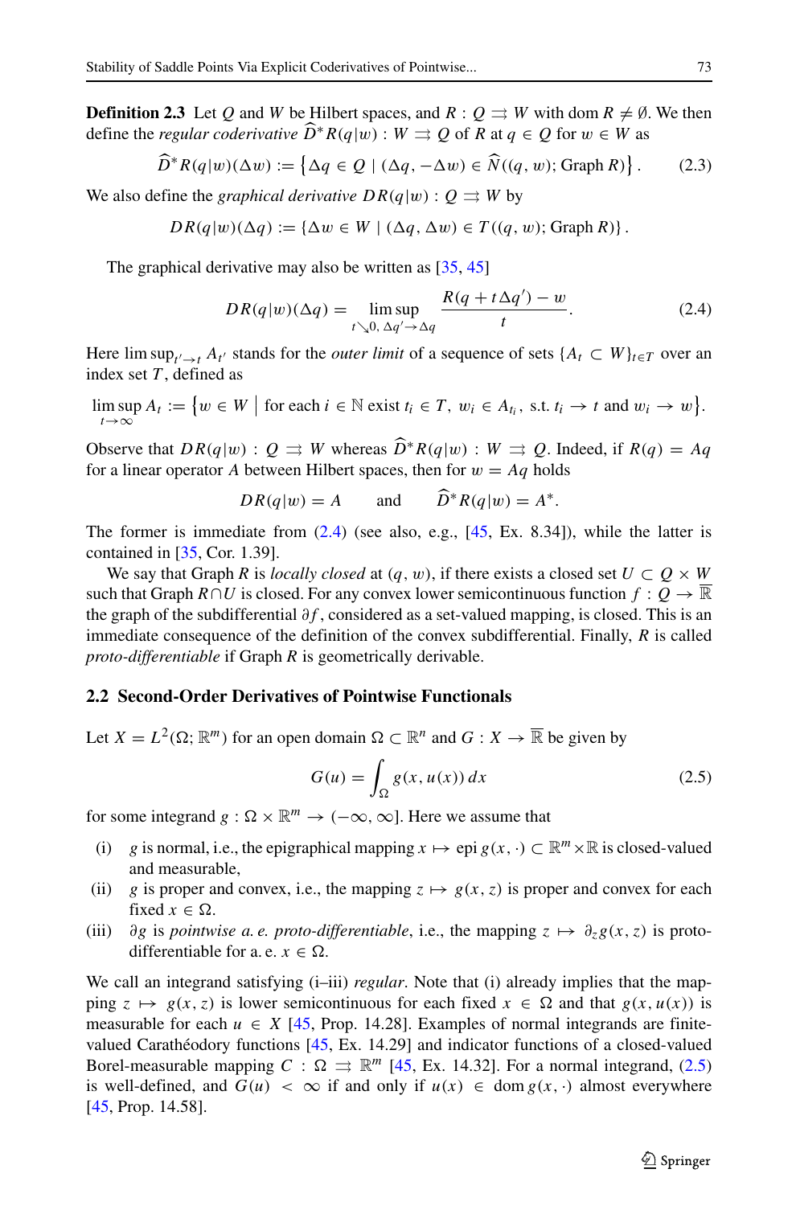**Definition 2.3** Let $Q$ and $W$ be Hilbert spaces, and $R : Q \rightrightarrows W$ with $\operatorname{dom} R \neq \emptyset$. We then define the *regular coderivative* $\widehat{D}^* R(q|w) : W \rightrightarrows Q$ of $R$ at $q \in Q$ for $w \in W$ as

$$\widehat{D}^* R(q|w)(\Delta w) := \left\{ \Delta q \in Q \mid (\Delta q, -\Delta w) \in \widehat{N}((q, w); \operatorname{Graph} R) \right\}. \tag{2.3}$$

We also define the *graphical derivative* $DR(q|w) : Q \rightrightarrows W$ by

$$DR(q|w)(\Delta q) := \{ \Delta w \in W \mid (\Delta q, \Delta w) \in T((q, w); \operatorname{Graph} R) \}.$$

The graphical derivative may also be written as [35, 45]

$$DR(q|w)(\Delta q) = \limsup_{t \searrow 0,\, \Delta q' \to \Delta q} \frac{R(q + t\Delta q') - w}{t}. \tag{2.4}$$

Here $\limsup_{t' \to t} A_{t'}$ stands for the *outer limit* of a sequence of sets $\{A_t \subset W\}_{t \in T}$ over an index set $T$, defined as

$$\limsup_{t \to \infty} A_t := \left\{ w \in W \;\middle|\; \text{for each } i \in \mathbb{N} \text{ exist } t_i \in T,\ w_i \in A_{t_i}, \text{ s.t. } t_i \to t \text{ and } w_i \to w \right\}.$$

Observe that $DR(q|w) : Q \rightrightarrows W$ whereas $\widehat{D}^* R(q|w) : W \rightrightarrows Q$. Indeed, if $R(q) = Aq$ for a linear operator $A$ between Hilbert spaces, then for $w = Aq$ holds

$$DR(q|w) = A \qquad \text{and} \qquad \widehat{D}^* R(q|w) = A^*.$$

The former is immediate from (2.4) (see also, e.g., [45, Ex. 8.34]), while the latter is contained in [35, Cor. 1.39].

We say that Graph $R$ is *locally closed* at $(q, w)$, if there exists a closed set $U \subset Q \times W$ such that $\operatorname{Graph} R \cap U$ is closed. For any convex lower semicontinuous function $f : Q \to \overline{\mathbb{R}}$ the graph of the subdifferential $\partial f$, considered as a set-valued mapping, is closed. This is an immediate consequence of the definition of the convex subdifferential. Finally, $R$ is called *proto-differentiable* if Graph $R$ is geometrically derivable.

### 2.2 Second-Order Derivatives of Pointwise Functionals

Let $X = L^2(\Omega; \mathbb{R}^m)$ for an open domain $\Omega \subset \mathbb{R}^n$ and $G : X \to \overline{\mathbb{R}}$ be given by

$$G(u) = \int_\Omega g(x, u(x))\, dx \tag{2.5}$$

for some integrand $g : \Omega \times \mathbb{R}^m \to (-\infty, \infty]$. Here we assume that

- (i) $g$ is normal, i.e., the epigraphical mapping $x \mapsto \operatorname{epi} g(x, \cdot) \subset \mathbb{R}^m \times \mathbb{R}$ is closed-valued and measurable,
- (ii) $g$ is proper and convex, i.e., the mapping $z \mapsto g(x, z)$ is proper and convex for each fixed $x \in \Omega$.
- (iii) $\partial g$ is *pointwise a. e. proto-differentiable*, i.e., the mapping $z \mapsto \partial_z g(x, z)$ is proto-differentiable for a. e. $x \in \Omega$.

We call an integrand satisfying (i–iii) *regular*. Note that (i) already implies that the mapping $z \mapsto g(x, z)$ is lower semicontinuous for each fixed $x \in \Omega$ and that $g(x, u(x))$ is measurable for each $u \in X$ [45, Prop. 14.28]. Examples of normal integrands are finite-valued Carathéodory functions [45, Ex. 14.29] and indicator functions of a closed-valued Borel-measurable mapping $C : \Omega \rightrightarrows \mathbb{R}^m$ [45, Ex. 14.32]. For a normal integrand, (2.5) is well-defined, and $G(u) < \infty$ if and only if $u(x) \in \operatorname{dom} g(x, \cdot)$ almost everywhere [45, Prop. 14.58].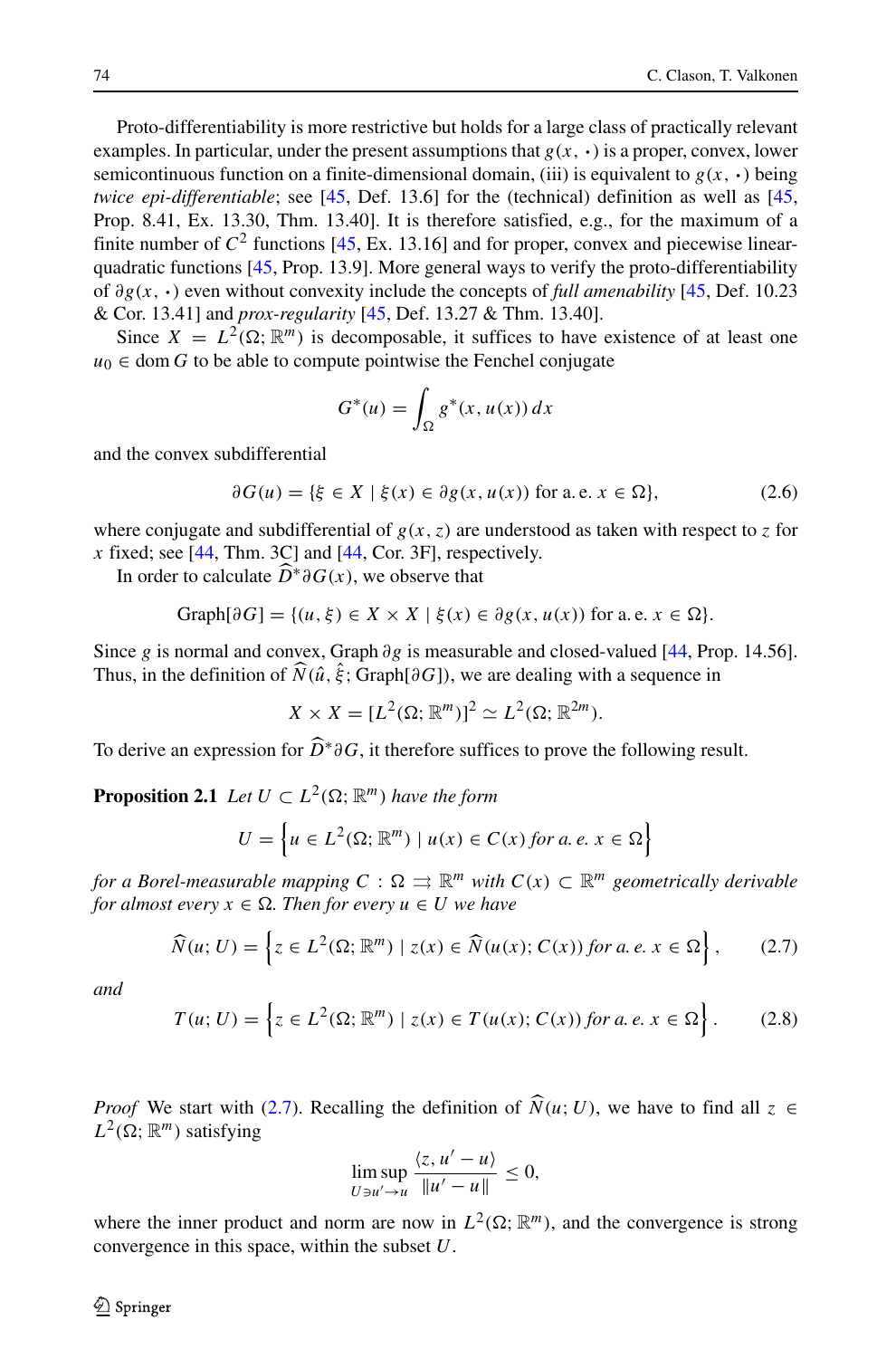Proto-differentiability is more restrictive but holds for a large class of practically relevant examples. In particular, under the present assumptions that $g(x, \cdot)$ is a proper, convex, lower semicontinuous function on a finite-dimensional domain, (iii) is equivalent to $g(x, \cdot)$ being *twice epi-differentiable*; see [45, Def. 13.6] for the (technical) definition as well as [45, Prop. 8.41, Ex. 13.30, Thm. 13.40]. It is therefore satisfied, e.g., for the maximum of a finite number of $C^2$ functions [45, Ex. 13.16] and for proper, convex and piecewise linear-quadratic functions [45, Prop. 13.9]. More general ways to verify the proto-differentiability of $\partial g(x, \cdot)$ even without convexity include the concepts of *full amenability* [45, Def. 10.23 & Cor. 13.41] and *prox-regularity* [45, Def. 13.27 & Thm. 13.40].

Since $X = L^2(\Omega; \mathbb{R}^m)$ is decomposable, it suffices to have existence of at least one $u_0 \in \operatorname{dom} G$ to be able to compute pointwise the Fenchel conjugate

$$G^*(u) = \int_\Omega g^*(x, u(x))\, dx$$

and the convex subdifferential

$$\partial G(u) = \{\xi \in X \mid \xi(x) \in \partial g(x, u(x)) \text{ for a. e. } x \in \Omega\}, \tag{2.6}$$

where conjugate and subdifferential of $g(x, z)$ are understood as taken with respect to $z$ for $x$ fixed; see [44, Thm. 3C] and [44, Cor. 3F], respectively.

In order to calculate $\widehat{D}^* \partial G(x)$, we observe that

$$\operatorname{Graph}[\partial G] = \{(u, \xi) \in X \times X \mid \xi(x) \in \partial g(x, u(x)) \text{ for a. e. } x \in \Omega\}.$$

Since $g$ is normal and convex, Graph $\partial g$ is measurable and closed-valued [44, Prop. 14.56]. Thus, in the definition of $\widehat{N}(\hat{u}, \hat{\xi}; \operatorname{Graph}[\partial G])$, we are dealing with a sequence in

$$X \times X = [L^2(\Omega; \mathbb{R}^m)]^2 \simeq L^2(\Omega; \mathbb{R}^{2m}).$$

To derive an expression for $\widehat{D}^* \partial G$, it therefore suffices to prove the following result.

**Proposition 2.1** *Let $U \subset L^2(\Omega; \mathbb{R}^m)$ have the form*

$$U = \left\{u \in L^2(\Omega; \mathbb{R}^m) \mid u(x) \in C(x) \text{ for a. e. } x \in \Omega\right\}$$

*for a Borel-measurable mapping $C : \Omega \rightrightarrows \mathbb{R}^m$ with $C(x) \subset \mathbb{R}^m$ geometrically derivable for almost every $x \in \Omega$. Then for every $u \in U$ we have*

$$\widehat{N}(u; U) = \left\{z \in L^2(\Omega; \mathbb{R}^m) \mid z(x) \in \widehat{N}(u(x); C(x)) \text{ for a. e. } x \in \Omega\right\}, \tag{2.7}$$

*and*

$$T(u; U) = \left\{z \in L^2(\Omega; \mathbb{R}^m) \mid z(x) \in T(u(x); C(x)) \text{ for a. e. } x \in \Omega\right\}. \tag{2.8}$$

*Proof* We start with (2.7). Recalling the definition of $\widehat{N}(u; U)$, we have to find all $z \in L^2(\Omega; \mathbb{R}^m)$ satisfying

$$\limsup_{U \ni u' \to u} \frac{\langle z, u' - u \rangle}{\|u' - u\|} \leq 0,$$

where the inner product and norm are now in $L^2(\Omega; \mathbb{R}^m)$, and the convergence is strong convergence in this space, within the subset $U$.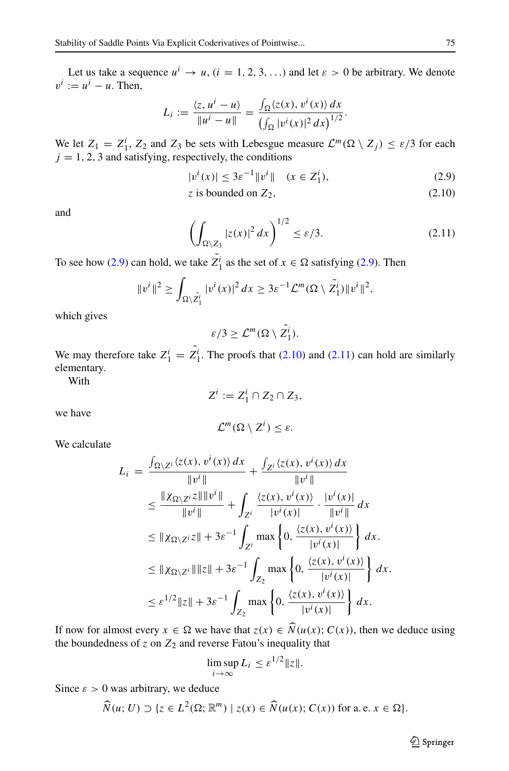Let us take a sequence $u^i \to u$, $(i = 1, 2, 3, \ldots)$ and let $\varepsilon > 0$ be arbitrary. We denote $v^i := u^i - u$. Then,

$$L_i := \frac{\langle z, u^i - u \rangle}{\|u^i - u\|} = \frac{\int_\Omega \langle z(x), v^i(x) \rangle \, dx}{\left(\int_\Omega |v^i(x)|^2 \, dx\right)^{1/2}}.$$

We let $Z_1 = Z_1^i$, $Z_2$ and $Z_3$ be sets with Lebesgue measure $\mathcal{L}^m(\Omega \setminus Z_j) \leq \varepsilon/3$ for each $j = 1, 2, 3$ and satisfying, respectively, the conditions

$$|v^i(x)| \leq 3\varepsilon^{-1} \|v^i\| \quad (x \in Z_1^i), \tag{2.9}$$

$$z \text{ is bounded on } Z_2, \tag{2.10}$$

and

$$\left( \int_{\Omega \setminus Z_3} |z(x)|^2 \, dx \right)^{1/2} \leq \varepsilon/3. \tag{2.11}$$

To see how (2.9) can hold, we take $\tilde{Z}_1^i$ as the set of $x \in \Omega$ satisfying (2.9). Then

$$\|v^i\|^2 \geq \int_{\Omega \setminus \tilde{Z}_1^i} |v^i(x)|^2 \, dx \geq 3\varepsilon^{-1} \mathcal{L}^m(\Omega \setminus \tilde{Z}_1^i) \|v^i\|^2,$$

which gives

$$\varepsilon/3 \geq \mathcal{L}^m(\Omega \setminus \tilde{Z}_1^i).$$

We may therefore take $Z_1^i = \tilde{Z}_1^i$. The proofs that (2.10) and (2.11) can hold are similarly elementary.

With

$$Z^i := Z_1^i \cap Z_2 \cap Z_3,$$

we have

$$\mathcal{L}^m(\Omega \setminus Z^i) \leq \varepsilon.$$

We calculate

$$\begin{aligned}
L_i &= \frac{\int_{\Omega \setminus Z^i} \langle z(x), v^i(x) \rangle \, dx}{\|v^i\|} + \frac{\int_{Z^i} \langle z(x), v^i(x) \rangle \, dx}{\|v^i\|} \\
&\leq \frac{\|\chi_{\Omega \setminus Z^i} z\| \|v^i\|}{\|v^i\|} + \int_{Z^i} \frac{\langle z(x), v^i(x) \rangle}{|v^i(x)|} \cdot \frac{|v^i(x)|}{\|v^i\|} \, dx \\
&\leq \|\chi_{\Omega \setminus Z^i} z\| + 3\varepsilon^{-1} \int_{Z^i} \max\left\{0, \frac{\langle z(x), v^i(x) \rangle}{|v^i(x)|}\right\} dx. \\
&\leq \|\chi_{\Omega \setminus Z^i}\| \|z\| + 3\varepsilon^{-1} \int_{Z_2} \max\left\{0, \frac{\langle z(x), v^i(x) \rangle}{|v^i(x)|}\right\} dx. \\
&\leq \varepsilon^{1/2} \|z\| + 3\varepsilon^{-1} \int_{Z_2} \max\left\{0, \frac{\langle z(x), v^i(x) \rangle}{|v^i(x)|}\right\} dx.
\end{aligned}$$

If now for almost every $x \in \Omega$ we have that $z(x) \in \widehat{N}(u(x); C(x))$, then we deduce using the boundedness of $z$ on $Z_2$ and reverse Fatou's inequality that

$$\limsup_{i \to \infty} L_i \leq \varepsilon^{1/2} \|z\|.$$

Since $\varepsilon > 0$ was arbitrary, we deduce

$$\widehat{N}(u; U) \supset \{z \in L^2(\Omega; \mathbb{R}^m) \mid z(x) \in \widehat{N}(u(x); C(x)) \text{ for a. e. } x \in \Omega\}.$$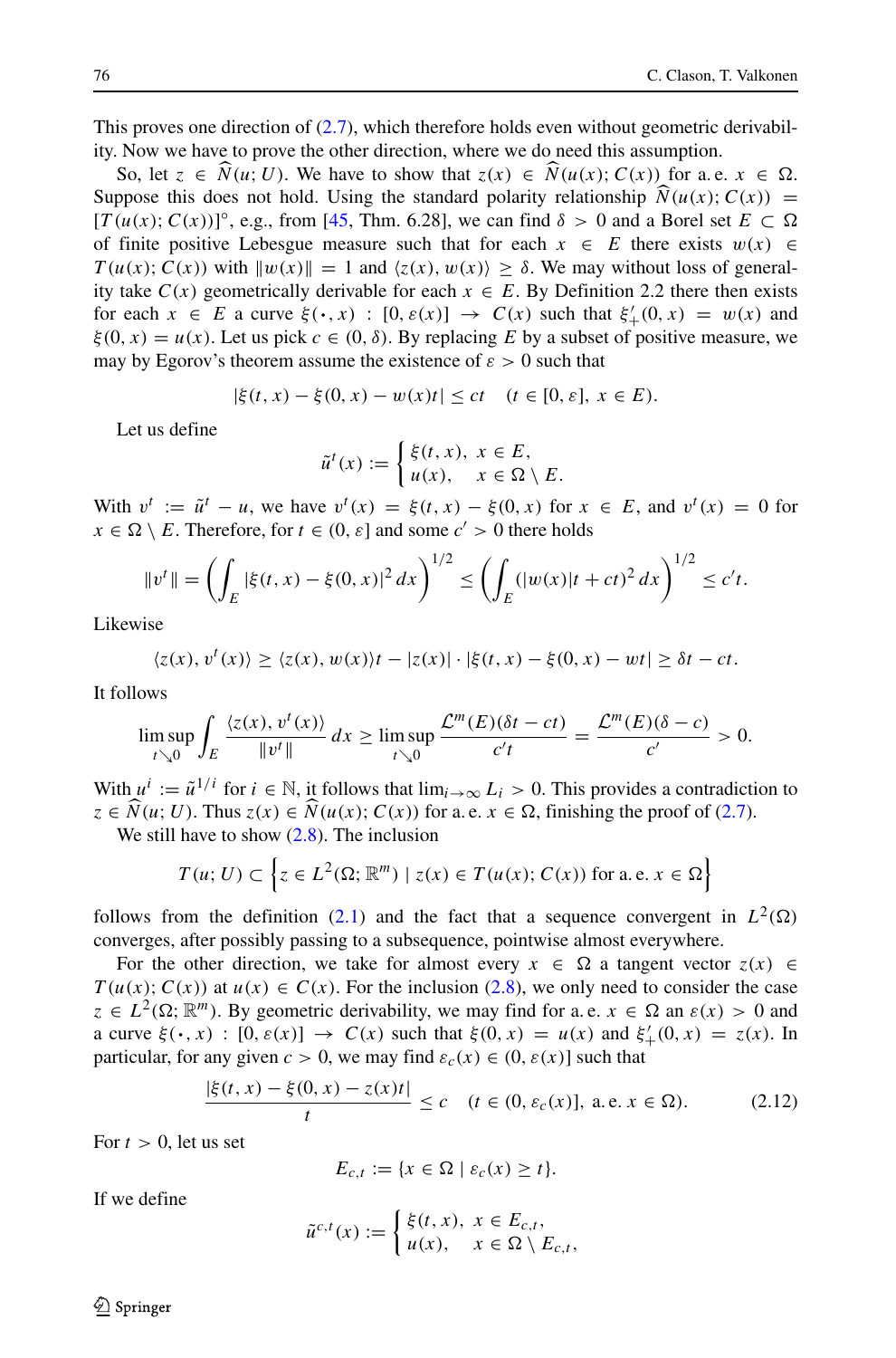This proves one direction of (2.7), which therefore holds even without geometric derivability. Now we have to prove the other direction, where we do need this assumption.

So, let $z \in \widehat{N}(u; U)$. We have to show that $z(x) \in \widehat{N}(u(x); C(x))$ for a. e. $x \in \Omega$. Suppose this does not hold. Using the standard polarity relationship $\widehat{N}(u(x); C(x)) = [T(u(x); C(x))]^{\circ}$, e.g., from [45, Thm. 6.28], we can find $\delta > 0$ and a Borel set $E \subset \Omega$ of finite positive Lebesgue measure such that for each $x \in E$ there exists $w(x) \in T(u(x); C(x))$ with $\|w(x)\| = 1$ and $\langle z(x), w(x)\rangle \geq \delta$. We may without loss of generality take $C(x)$ geometrically derivable for each $x \in E$. By Definition 2.2 there then exists for each $x \in E$ a curve $\xi(\cdot, x) : [0, \varepsilon(x)] \to C(x)$ such that $\xi'_+(0, x) = w(x)$ and $\xi(0, x) = u(x)$. Let us pick $c \in (0, \delta)$. By replacing $E$ by a subset of positive measure, we may by Egorov's theorem assume the existence of $\varepsilon > 0$ such that

$$|\xi(t, x) - \xi(0, x) - w(x)t| \leq ct \quad (t \in [0, \varepsilon],\ x \in E).$$

Let us define

$$\tilde{u}^t(x) := \begin{cases} \xi(t, x), & x \in E, \\ u(x), & x \in \Omega \setminus E. \end{cases}$$

With $v^t := \tilde{u}^t - u$, we have $v^t(x) = \xi(t, x) - \xi(0, x)$ for $x \in E$, and $v^t(x) = 0$ for $x \in \Omega \setminus E$. Therefore, for $t \in (0, \varepsilon]$ and some $c' > 0$ there holds

$$\|v^t\| = \left( \int_E |\xi(t, x) - \xi(0, x)|^2 \, dx \right)^{1/2} \leq \left( \int_E (|w(x)|t + ct)^2 \, dx \right)^{1/2} \leq c't.$$

Likewise

$$\langle z(x), v^t(x)\rangle \geq \langle z(x), w(x)\rangle t - |z(x)| \cdot |\xi(t, x) - \xi(0, x) - wt| \geq \delta t - ct.$$

It follows

$$\limsup_{t \searrow 0} \int_E \frac{\langle z(x), v^t(x)\rangle}{\|v^t\|} \, dx \geq \limsup_{t \searrow 0} \frac{\mathcal{L}^m(E)(\delta t - ct)}{c't} = \frac{\mathcal{L}^m(E)(\delta - c)}{c'} > 0.$$

With $u^i := \tilde{u}^{1/i}$ for $i \in \mathbb{N}$, it follows that $\lim_{i\to\infty} L_i > 0$. This provides a contradiction to $z \in \widehat{N}(u; U)$. Thus $z(x) \in \widehat{N}(u(x); C(x))$ for a. e. $x \in \Omega$, finishing the proof of (2.7).

We still have to show (2.8). The inclusion

$$T(u; U) \subset \left\{ z \in L^2(\Omega; \mathbb{R}^m) \mid z(x) \in T(u(x); C(x)) \text{ for a. e. } x \in \Omega \right\}$$

follows from the definition (2.1) and the fact that a sequence convergent in $L^2(\Omega)$ converges, after possibly passing to a subsequence, pointwise almost everywhere.

For the other direction, we take for almost every $x \in \Omega$ a tangent vector $z(x) \in T(u(x); C(x))$ at $u(x) \in C(x)$. For the inclusion (2.8), we only need to consider the case $z \in L^2(\Omega; \mathbb{R}^m)$. By geometric derivability, we may find for a. e. $x \in \Omega$ an $\varepsilon(x) > 0$ and a curve $\xi(\cdot, x) : [0, \varepsilon(x)] \to C(x)$ such that $\xi(0, x) = u(x)$ and $\xi'_+(0, x) = z(x)$. In particular, for any given $c > 0$, we may find $\varepsilon_c(x) \in (0, \varepsilon(x)]$ such that

$$\frac{|\xi(t, x) - \xi(0, x) - z(x)t|}{t} \leq c \quad (t \in (0, \varepsilon_c(x)],\ \text{a. e. } x \in \Omega). \tag{2.12}$$

For $t > 0$, let us set

$$E_{c,t} := \{x \in \Omega \mid \varepsilon_c(x) \geq t\}.$$

If we define

$$\tilde{u}^{c,t}(x) := \begin{cases} \xi(t, x), & x \in E_{c,t}, \\ u(x), & x \in \Omega \setminus E_{c,t}, \end{cases}$$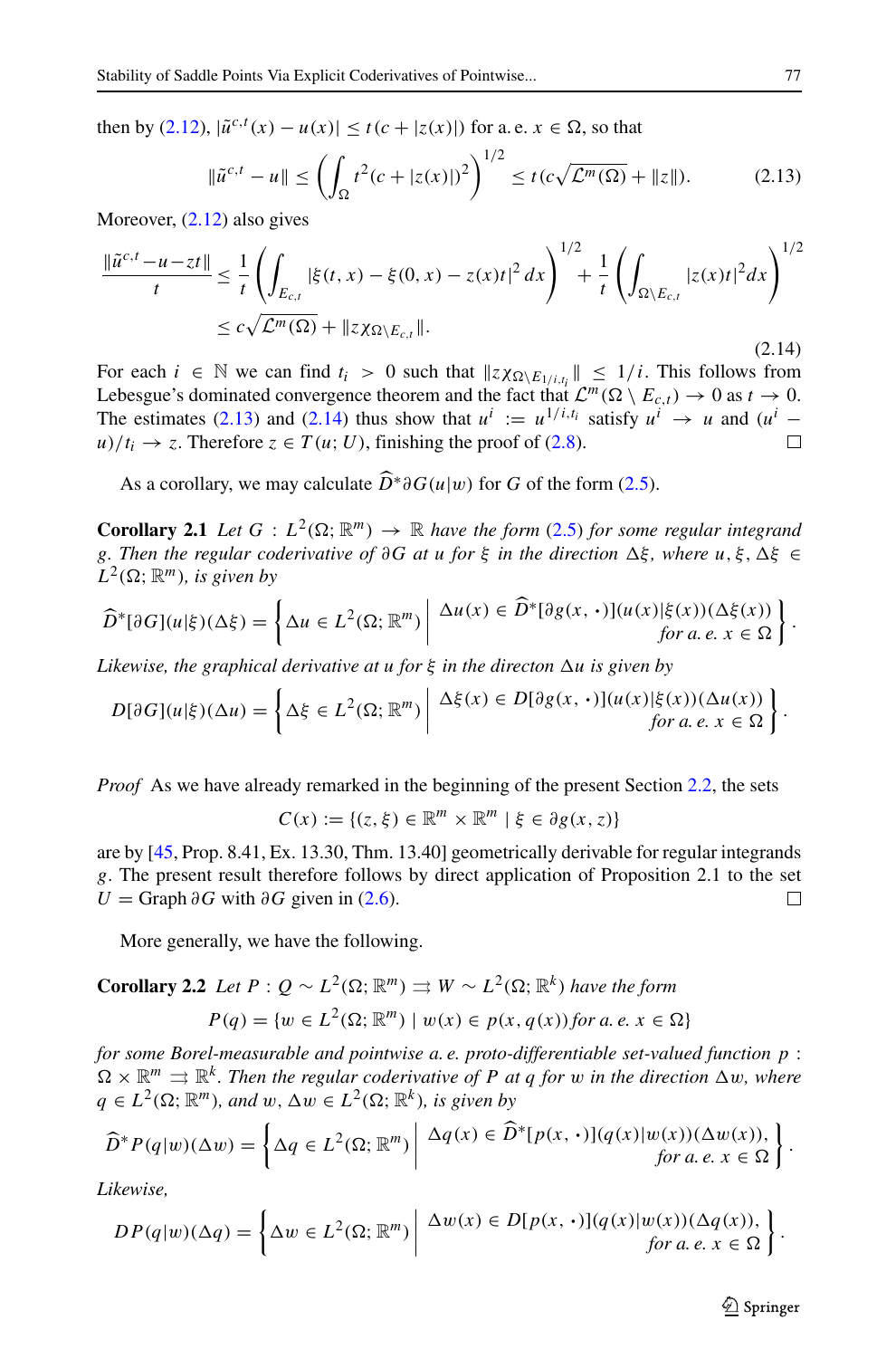then by (2.12), $|\tilde{u}^{c,t}(x) - u(x)| \le t(c + |z(x)|)$ for a. e. $x \in \Omega$, so that

$$\|\tilde{u}^{c,t} - u\| \le \left( \int_\Omega t^2(c + |z(x)|)^2 \right)^{1/2} \le t(c\sqrt{\mathcal{L}^m(\Omega)} + \|z\|). \tag{2.13}$$

Moreover, (2.12) also gives

$$\begin{aligned}\frac{\|\tilde{u}^{c,t} - u - zt\|}{t} &\le \frac{1}{t}\left( \int_{E_{c,t}} |\xi(t,x) - \xi(0,x) - z(x)t|^2 \, dx \right)^{1/2} + \frac{1}{t}\left( \int_{\Omega \setminus E_{c,t}} |z(x)t|^2 dx \right)^{1/2} \\ &\le c\sqrt{\mathcal{L}^m(\Omega)} + \|z\chi_{\Omega \setminus E_{c,t}}\|.\end{aligned} \tag{2.14}$$

For each $i \in \mathbb{N}$ we can find $t_i > 0$ such that $\|z\chi_{\Omega \setminus E_{1/i,t_i}}\| \le 1/i$. This follows from Lebesgue's dominated convergence theorem and the fact that $\mathcal{L}^m(\Omega \setminus E_{c,t}) \to 0$ as $t \to 0$. The estimates (2.13) and (2.14) thus show that $u^i := u^{1/i,t_i}$ satisfy $u^i \to u$ and $(u^i - u)/t_i \to z$. Therefore $z \in T(u; U)$, finishing the proof of (2.8). □

As a corollary, we may calculate $\widehat{D}^*\partial G(u|w)$ for $G$ of the form (2.5).

**Corollary 2.1** *Let $G : L^2(\Omega; \mathbb{R}^m) \to \mathbb{R}$ have the form (2.5) for some regular integrand $g$. Then the regular coderivative of $\partial G$ at $u$ for $\xi$ in the direction $\Delta\xi$, where $u, \xi, \Delta\xi \in L^2(\Omega; \mathbb{R}^m)$, is given by*

$$\widehat{D}^*[\partial G](u|\xi)(\Delta\xi) = \left\{ \Delta u \in L^2(\Omega; \mathbb{R}^m) \;\middle|\; \begin{array}{r} \Delta u(x) \in \widehat{D}^*[\partial g(x, \boldsymbol{\cdot})](u(x)|\xi(x))(\Delta\xi(x)) \\ \text{for a. e. } x \in \Omega \end{array} \right\}.$$

*Likewise, the graphical derivative at $u$ for $\xi$ in the directon $\Delta u$ is given by*

$$D[\partial G](u|\xi)(\Delta u) = \left\{ \Delta\xi \in L^2(\Omega; \mathbb{R}^m) \;\middle|\; \begin{array}{r} \Delta\xi(x) \in D[\partial g(x, \boldsymbol{\cdot})](u(x)|\xi(x))(\Delta u(x)) \\ \text{for a. e. } x \in \Omega \end{array} \right\}.$$

*Proof* As we have already remarked in the beginning of the present Section 2.2, the sets

$$C(x) := \{(z, \xi) \in \mathbb{R}^m \times \mathbb{R}^m \mid \xi \in \partial g(x, z)\}$$

are by [45, Prop. 8.41, Ex. 13.30, Thm. 13.40] geometrically derivable for regular integrands $g$. The present result therefore follows by direct application of Proposition 2.1 to the set $U = \operatorname{Graph} \partial G$ with $\partial G$ given in (2.6). □

More generally, we have the following.

**Corollary 2.2** *Let $P : Q \sim L^2(\Omega; \mathbb{R}^m) \rightrightarrows W \sim L^2(\Omega; \mathbb{R}^k)$ have the form*

$$P(q) = \{w \in L^2(\Omega; \mathbb{R}^m) \mid w(x) \in p(x, q(x)) \text{ for a. e. } x \in \Omega\}$$

*for some Borel-measurable and pointwise a. e. proto-differentiable set-valued function $p : \Omega \times \mathbb{R}^m \rightrightarrows \mathbb{R}^k$. Then the regular coderivative of $P$ at $q$ for $w$ in the direction $\Delta w$, where $q \in L^2(\Omega; \mathbb{R}^m)$, and $w, \Delta w \in L^2(\Omega; \mathbb{R}^k)$, is given by*

$$\widehat{D}^* P(q|w)(\Delta w) = \left\{ \Delta q \in L^2(\Omega; \mathbb{R}^m) \;\middle|\; \begin{array}{r} \Delta q(x) \in \widehat{D}^*[p(x, \boldsymbol{\cdot})](q(x)|w(x))(\Delta w(x)), \\ \text{for a. e. } x \in \Omega \end{array} \right\}.$$

*Likewise,*

$$DP(q|w)(\Delta q) = \left\{ \Delta w \in L^2(\Omega; \mathbb{R}^m) \;\middle|\; \begin{array}{r} \Delta w(x) \in D[p(x, \boldsymbol{\cdot})](q(x)|w(x))(\Delta q(x)), \\ \text{for a. e. } x \in \Omega \end{array} \right\}.$$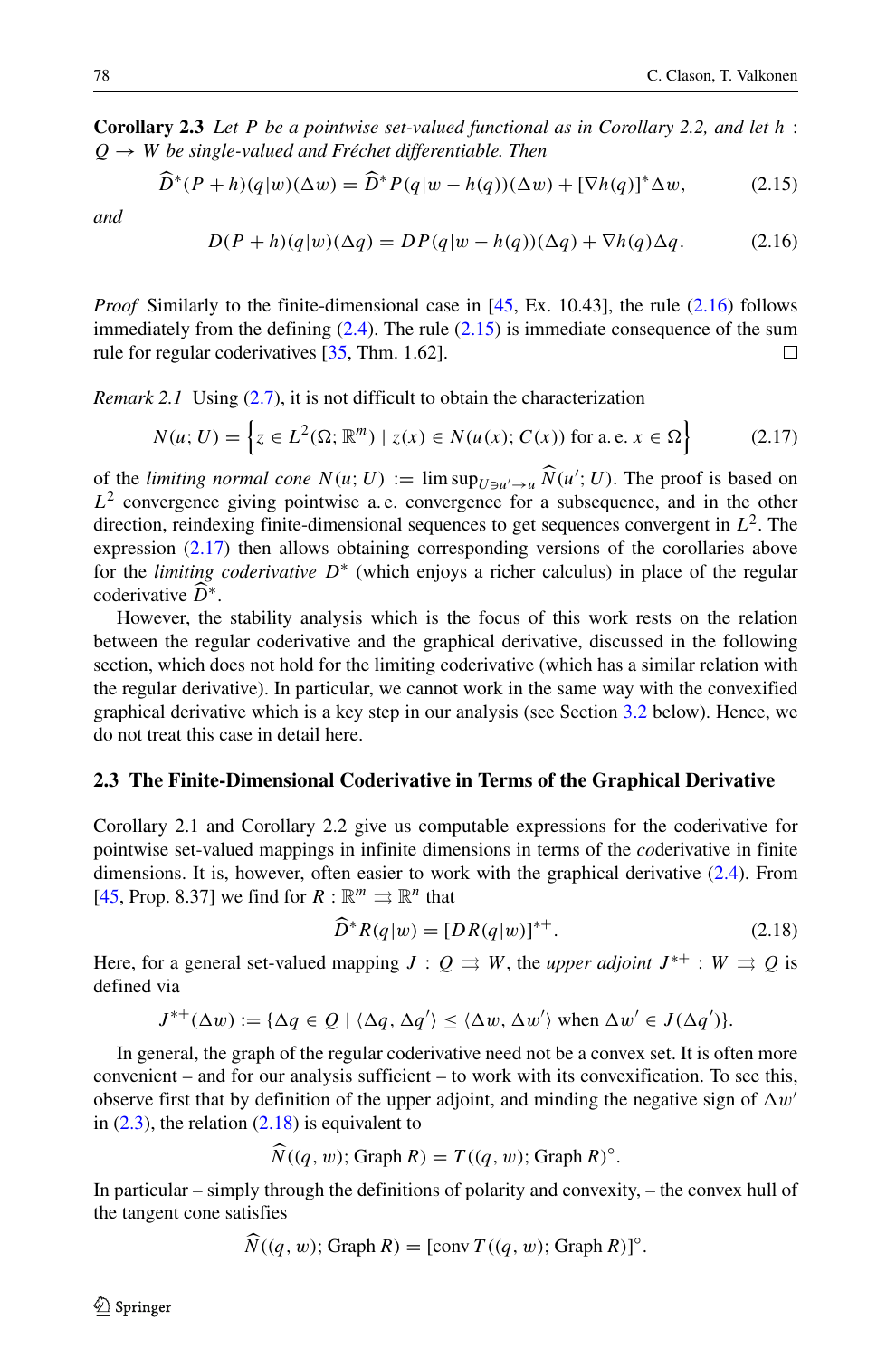**Corollary 2.3** *Let $P$ be a pointwise set-valued functional as in Corollary 2.2, and let $h : Q \to W$ be single-valued and Fréchet differentiable. Then*

$$\widehat{D}^*(P+h)(q|w)(\Delta w) = \widehat{D}^* P(q|w - h(q))(\Delta w) + [\nabla h(q)]^* \Delta w, \tag{2.15}$$

*and*

$$D(P+h)(q|w)(\Delta q) = DP(q|w - h(q))(\Delta q) + \nabla h(q) \Delta q. \tag{2.16}$$

*Proof* Similarly to the finite-dimensional case in [45, Ex. 10.43], the rule (2.16) follows immediately from the defining (2.4). The rule (2.15) is immediate consequence of the sum rule for regular coderivatives [35, Thm. 1.62]. □

*Remark 2.1* Using (2.7), it is not difficult to obtain the characterization

$$N(u; U) = \left\{ z \in L^2(\Omega; \mathbb{R}^m) \mid z(x) \in N(u(x); C(x)) \text{ for a. e. } x \in \Omega \right\} \tag{2.17}$$

of the *limiting normal cone* $N(u; U) := \limsup_{U \ni u' \to u} \widehat{N}(u'; U)$. The proof is based on $L^2$ convergence giving pointwise a. e. convergence for a subsequence, and in the other direction, reindexing finite-dimensional sequences to get sequences convergent in $L^2$. The expression (2.17) then allows obtaining corresponding versions of the corollaries above for the *limiting coderivative* $D^*$ (which enjoys a richer calculus) in place of the regular coderivative $\widehat{D}^*$.

However, the stability analysis which is the focus of this work rests on the relation between the regular coderivative and the graphical derivative, discussed in the following section, which does not hold for the limiting coderivative (which has a similar relation with the regular derivative). In particular, we cannot work in the same way with the convexified graphical derivative which is a key step in our analysis (see Section 3.2 below). Hence, we do not treat this case in detail here.

### 2.3 The Finite-Dimensional Coderivative in Terms of the Graphical Derivative

Corollary 2.1 and Corollary 2.2 give us computable expressions for the coderivative for pointwise set-valued mappings in infinite dimensions in terms of the *co*derivative in finite dimensions. It is, however, often easier to work with the graphical derivative (2.4). From [45, Prop. 8.37] we find for $R : \mathbb{R}^m \rightrightarrows \mathbb{R}^n$ that

$$\widehat{D}^* R(q|w) = [DR(q|w)]^{*+}. \tag{2.18}$$

Here, for a general set-valued mapping $J : Q \rightrightarrows W$, the *upper adjoint* $J^{*+} : W \rightrightarrows Q$ is defined via

$$J^{*+}(\Delta w) := \{\Delta q \in Q \mid \langle \Delta q, \Delta q' \rangle \le \langle \Delta w, \Delta w' \rangle \text{ when } \Delta w' \in J(\Delta q')\}.$$

In general, the graph of the regular coderivative need not be a convex set. It is often more convenient – and for our analysis sufficient – to work with its convexification. To see this, observe first that by definition of the upper adjoint, and minding the negative sign of $\Delta w'$ in (2.3), the relation (2.18) is equivalent to

$$\widehat{N}((q, w); \text{Graph } R) = T((q, w); \text{Graph } R)^\circ.$$

In particular – simply through the definitions of polarity and convexity, – the convex hull of the tangent cone satisfies

$$\widehat{N}((q, w); \text{Graph } R) = [\text{conv}\, T((q, w); \text{Graph } R)]^\circ.$$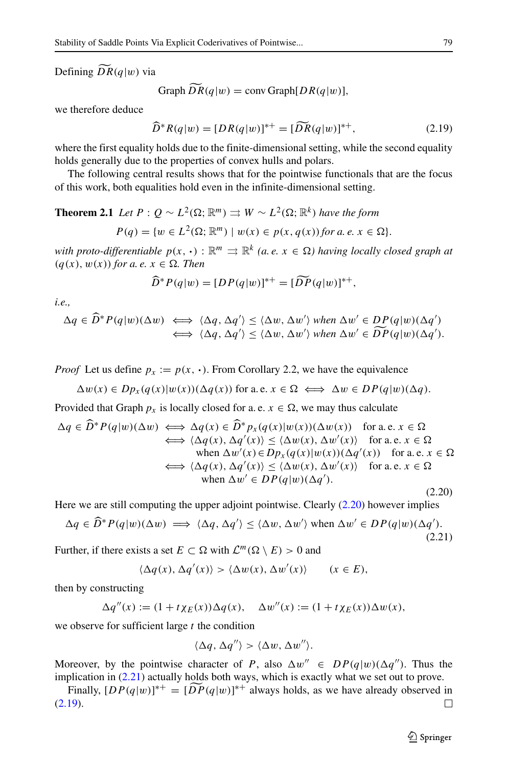Defining $\widetilde{DR}(q|w)$ via

$$\operatorname{Graph} \widetilde{DR}(q|w) = \operatorname{conv} \operatorname{Graph}[DR(q|w)],$$

we therefore deduce

$$\widehat{D}^* R(q|w) = [DR(q|w)]^{*+} = [\widetilde{DR}(q|w)]^{*+}, \tag{2.19}$$

where the first equality holds due to the finite-dimensional setting, while the second equality holds generally due to the properties of convex hulls and polars.

The following central results shows that for the pointwise functionals that are the focus of this work, both equalities hold even in the infinite-dimensional setting.

**Theorem 2.1** *Let $P : Q \sim L^2(\Omega; \mathbb{R}^m) \rightrightarrows W \sim L^2(\Omega; \mathbb{R}^k)$ have the form*

$$P(q) = \{w \in L^2(\Omega; \mathbb{R}^m) \mid w(x) \in p(x, q(x)) \text{ for a. e. } x \in \Omega\}.$$

*with proto-differentiable $p(x, \cdot) : \mathbb{R}^m \rightrightarrows \mathbb{R}^k$ (a. e. $x \in \Omega$) having locally closed graph at $(q(x), w(x))$ for a. e. $x \in \Omega$. Then*

$$\widehat{D}^* P(q|w) = [DP(q|w)]^{*+} = [\widetilde{DP}(q|w)]^{*+},$$

*i.e.,*

$$\begin{aligned}
\Delta q \in \widehat{D}^* P(q|w)(\Delta w) &\iff \langle \Delta q, \Delta q' \rangle \le \langle \Delta w, \Delta w' \rangle \text{ when } \Delta w' \in DP(q|w)(\Delta q') \\
&\iff \langle \Delta q, \Delta q' \rangle \le \langle \Delta w, \Delta w' \rangle \text{ when } \Delta w' \in \widetilde{DP}(q|w)(\Delta q').
\end{aligned}$$

*Proof* Let us define $p_x := p(x, \cdot)$. From Corollary 2.2, we have the equivalence

$$\Delta w(x) \in Dp_x(q(x)|w(x))(\Delta q(x)) \text{ for a. e. } x \in \Omega \iff \Delta w \in DP(q|w)(\Delta q).$$

Provided that Graph $p_x$ is locally closed for a. e. $x \in \Omega$, we may thus calculate

$$\begin{aligned}
\Delta q \in \widehat{D}^* P(q|w)(\Delta w) &\iff \Delta q(x) \in \widehat{D}^* p_x(q(x)|w(x))(\Delta w(x)) \quad \text{for a. e. } x \in \Omega \\
&\iff \langle \Delta q(x), \Delta q'(x) \rangle \le \langle \Delta w(x), \Delta w'(x) \rangle \quad \text{for a. e. } x \in \Omega \\
&\qquad \text{when } \Delta w'(x) \in Dp_x(q(x)|w(x))(\Delta q'(x)) \quad \text{for a. e. } x \in \Omega \\
&\iff \langle \Delta q(x), \Delta q'(x) \rangle \le \langle \Delta w(x), \Delta w'(x) \rangle \quad \text{for a. e. } x \in \Omega \\
&\qquad \text{when } \Delta w' \in DP(q|w)(\Delta q').
\end{aligned} \tag{2.20}$$

Here we are still computing the upper adjoint pointwise. Clearly (2.20) however implies

$$\Delta q \in \widehat{D}^* P(q|w)(\Delta w) \implies \langle \Delta q, \Delta q' \rangle \le \langle \Delta w, \Delta w' \rangle \text{ when } \Delta w' \in DP(q|w)(\Delta q'). \tag{2.21}$$

Further, if there exists a set $E \subset \Omega$ with $\mathcal{L}^m(\Omega \setminus E) > 0$ and

$$\langle \Delta q(x), \Delta q'(x) \rangle > \langle \Delta w(x), \Delta w'(x) \rangle \qquad (x \in E),$$

then by constructing

$$\Delta q''(x) := (1 + t\chi_E(x))\Delta q(x), \quad \Delta w''(x) := (1 + t\chi_E(x))\Delta w(x),$$

we observe for sufficient large $t$ the condition

$$\langle \Delta q, \Delta q'' \rangle > \langle \Delta w, \Delta w'' \rangle.$$

Moreover, by the pointwise character of $P$, also $\Delta w'' \in DP(q|w)(\Delta q'')$. Thus the implication in (2.21) actually holds both ways, which is exactly what we set out to prove.

Finally, $[DP(q|w)]^{*+} = [\widetilde{DP}(q|w)]^{*+}$ always holds, as we have already observed in (2.19). □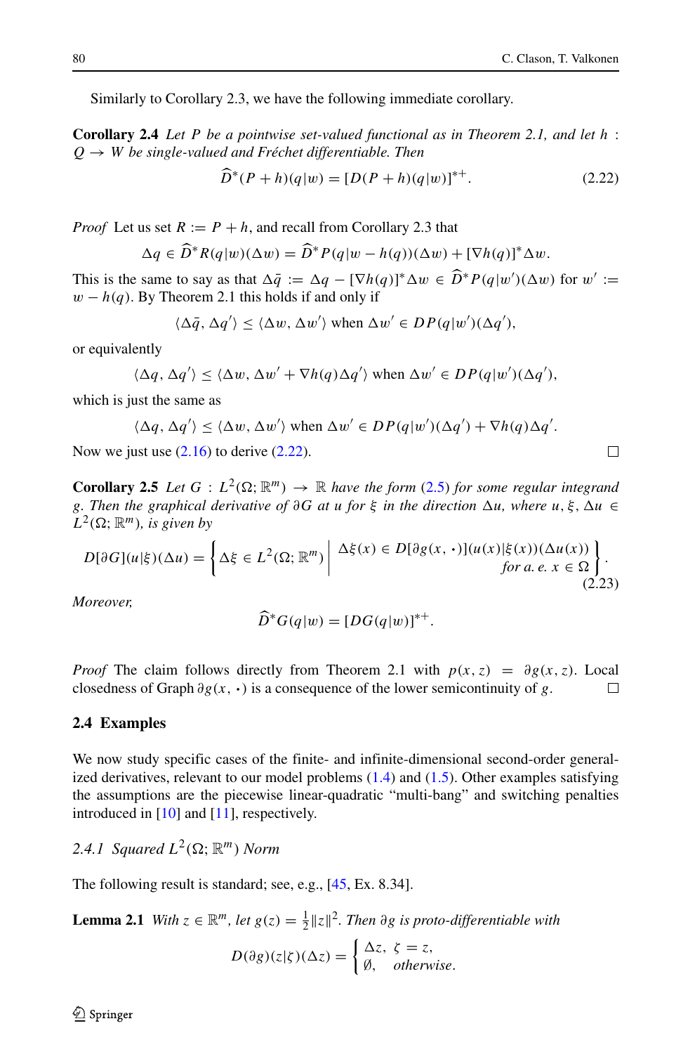Similarly to Corollary 2.3, we have the following immediate corollary.

**Corollary 2.4** *Let $P$ be a pointwise set-valued functional as in Theorem 2.1, and let $h : Q \to W$ be single-valued and Fréchet differentiable. Then*

$$\widehat{D}^*(P+h)(q|w) = [D(P+h)(q|w)]^{*+}. \tag{2.22}$$

*Proof* Let us set $R := P + h$, and recall from Corollary 2.3 that

$$\Delta q \in \widehat{D}^* R(q|w)(\Delta w) = \widehat{D}^* P(q|w - h(q))(\Delta w) + [\nabla h(q)]^* \Delta w.$$

This is the same to say as that $\Delta \bar{q} := \Delta q - [\nabla h(q)]^* \Delta w \in \widehat{D}^* P(q|w')(\Delta w)$ for $w' := w - h(q)$. By Theorem 2.1 this holds if and only if

$$\langle \Delta \bar{q}, \Delta q' \rangle \le \langle \Delta w, \Delta w' \rangle \text{ when } \Delta w' \in DP(q|w')(\Delta q'),$$

or equivalently

$$\langle \Delta q, \Delta q' \rangle \le \langle \Delta w, \Delta w' + \nabla h(q) \Delta q' \rangle \text{ when } \Delta w' \in DP(q|w')(\Delta q'),$$

which is just the same as

$$\langle \Delta q, \Delta q' \rangle \le \langle \Delta w, \Delta w' \rangle \text{ when } \Delta w' \in DP(q|w')(\Delta q') + \nabla h(q) \Delta q'.$$

Now we just use (2.16) to derive (2.22). □

**Corollary 2.5** *Let $G : L^2(\Omega; \mathbb{R}^m) \to \mathbb{R}$ have the form (2.5) for some regular integrand $g$. Then the graphical derivative of $\partial G$ at $u$ for $\xi$ in the direction $\Delta u$, where $u, \xi, \Delta u \in L^2(\Omega; \mathbb{R}^m)$, is given by*

$$D[\partial G](u|\xi)(\Delta u) = \left\{ \Delta \xi \in L^2(\Omega; \mathbb{R}^m) \;\middle|\; \begin{array}{r} \Delta \xi(x) \in D[\partial g(x, \cdot)](u(x)|\xi(x))(\Delta u(x)) \\ \text{for a. e. } x \in \Omega \end{array} \right\}. \tag{2.23}$$

*Moreover,*

$$\widehat{D}^* G(q|w) = [DG(q|w)]^{*+}.$$

*Proof* The claim follows directly from Theorem 2.1 with $p(x, z) = \partial g(x, z)$. Local closedness of Graph $\partial g(x, \cdot)$ is a consequence of the lower semicontinuity of $g$. □

## 2.4 Examples

We now study specific cases of the finite- and infinite-dimensional second-order generalized derivatives, relevant to our model problems (1.4) and (1.5). Other examples satisfying the assumptions are the piecewise linear-quadratic "multi-bang" and switching penalties introduced in [10] and [11], respectively.

### 2.4.1 Squared $L^2(\Omega; \mathbb{R}^m)$ Norm

The following result is standard; see, e.g., [45, Ex. 8.34].

**Lemma 2.1** *With $z \in \mathbb{R}^m$, let $g(z) = \frac{1}{2}\|z\|^2$. Then $\partial g$ is proto-differentiable with*

$$D(\partial g)(z|\zeta)(\Delta z) = \begin{cases} \Delta z, & \zeta = z, \\ \emptyset, & \text{otherwise.} \end{cases}$$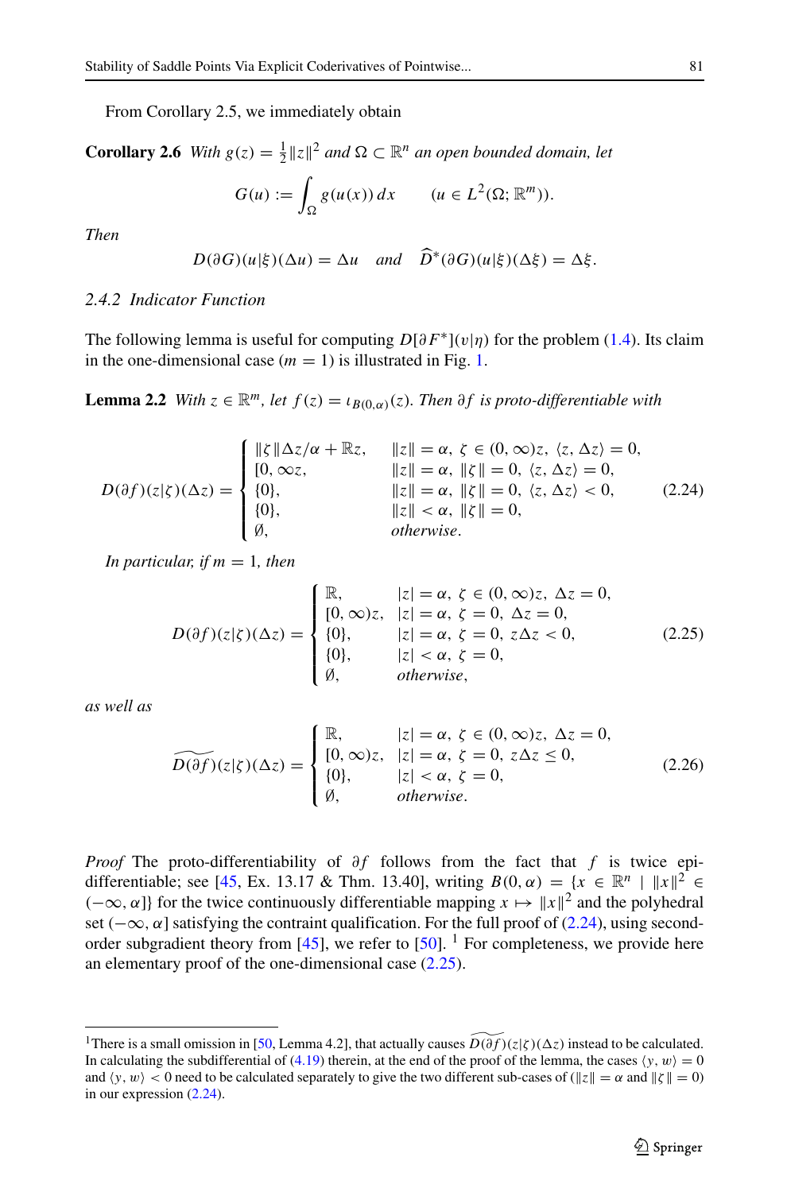From Corollary 2.5, we immediately obtain

**Corollary 2.6** *With $g(z) = \frac{1}{2}\|z\|^2$ and $\Omega \subset \mathbb{R}^n$ an open bounded domain, let*

$$G(u) := \int_\Omega g(u(x))\, dx \qquad (u \in L^2(\Omega; \mathbb{R}^m)).$$

*Then*

$$D(\partial G)(u|\xi)(\Delta u) = \Delta u \quad \text{and} \quad \widehat{D}^*(\partial G)(u|\xi)(\Delta \xi) = \Delta \xi.$$

### *2.4.2 Indicator Function*

The following lemma is useful for computing $D[\partial F^*](v|\eta)$ for the problem (1.4). Its claim in the one-dimensional case ($m = 1$) is illustrated in Fig. 1.

**Lemma 2.2** *With $z \in \mathbb{R}^m$, let $f(z) = \iota_{B(0,\alpha)}(z)$. Then $\partial f$ is proto-differentiable with*

$$D(\partial f)(z|\zeta)(\Delta z) = \begin{cases} \|\zeta\|\Delta z/\alpha + \mathbb{R}z, & \|z\| = \alpha,\ \zeta \in (0, \infty)z,\ \langle z, \Delta z\rangle = 0, \\ [0, \infty z, & \|z\| = \alpha,\ \|\zeta\| = 0,\ \langle z, \Delta z\rangle = 0, \\ \{0\}, & \|z\| = \alpha,\ \|\zeta\| = 0,\ \langle z, \Delta z\rangle < 0, \\ \{0\}, & \|z\| < \alpha,\ \|\zeta\| = 0, \\ \emptyset, & \textit{otherwise}. \end{cases} \tag{2.24}$$

*In particular, if $m = 1$, then*

$$D(\partial f)(z|\zeta)(\Delta z) = \begin{cases} \mathbb{R}, & |z| = \alpha,\ \zeta \in (0, \infty)z,\ \Delta z = 0, \\ [0, \infty)z, & |z| = \alpha,\ \zeta = 0,\ \Delta z = 0, \\ \{0\}, & |z| = \alpha,\ \zeta = 0,\ z\Delta z < 0, \\ \{0\}, & |z| < \alpha,\ \zeta = 0, \\ \emptyset, & \textit{otherwise}, \end{cases} \tag{2.25}$$

*as well as*

$$\widetilde{D(\partial f)}(z|\zeta)(\Delta z) = \begin{cases} \mathbb{R}, & |z| = \alpha,\ \zeta \in (0, \infty)z,\ \Delta z = 0, \\ [0, \infty)z, & |z| = \alpha,\ \zeta = 0,\ z\Delta z \le 0, \\ \{0\}, & |z| < \alpha,\ \zeta = 0, \\ \emptyset, & \textit{otherwise}. \end{cases} \tag{2.26}$$

*Proof* The proto-differentiability of $\partial f$ follows from the fact that $f$ is twice epi-differentiable; see [45, Ex. 13.17 & Thm. 13.40], writing $B(0, \alpha) = \{x \in \mathbb{R}^n \mid \|x\|^2 \in (-\infty, \alpha]\}$ for the twice continuously differentiable mapping $x \mapsto \|x\|^2$ and the polyhedral set $(-\infty, \alpha]$ satisfying the contraint qualification. For the full proof of (2.24), using second-order subgradient theory from [45], we refer to [50]. [1] For completeness, we provide here an elementary proof of the one-dimensional case (2.25).

---

[1]There is a small omission in [50, Lemma 4.2], that actually causes $\widetilde{D(\partial f)}(z|\zeta)(\Delta z)$ instead to be calculated. In calculating the subdifferential of (4.19) therein, at the end of the proof of the lemma, the cases $\langle y, w\rangle = 0$ and $\langle y, w\rangle < 0$ need to be calculated separately to give the two different sub-cases of ($\|z\| = \alpha$ and $\|\zeta\| = 0$) in our expression (2.24).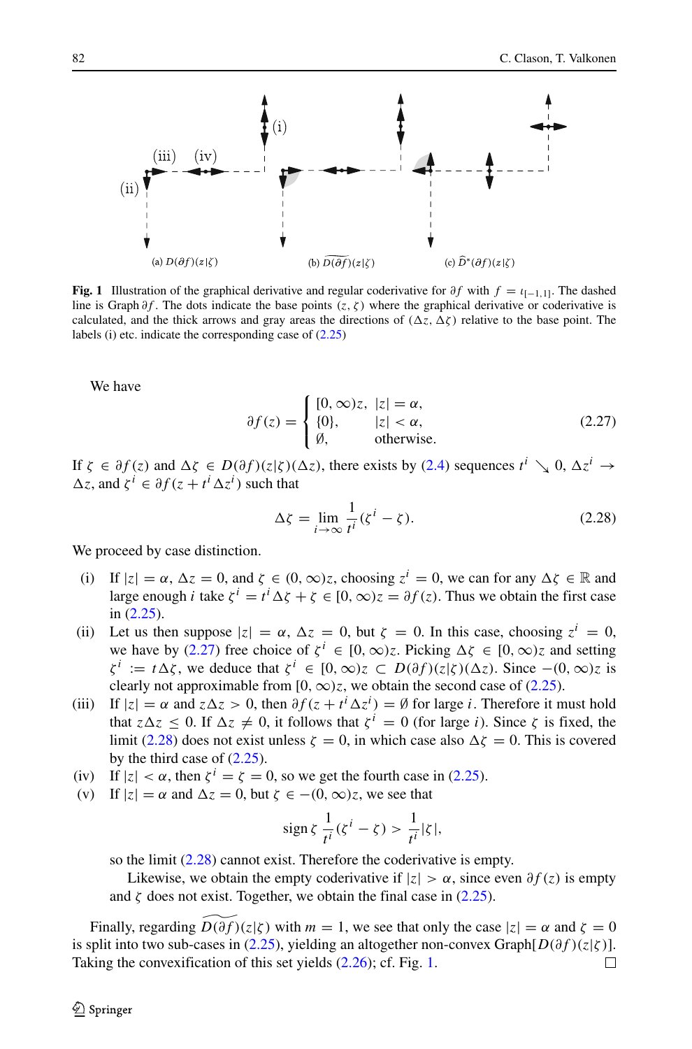(a) $D(\partial f)(z|\zeta)$ (b) $\widetilde{D(\partial f)}(z|\zeta)$ (c) $\widehat{D}^*(\partial f)(z|\zeta)$

**Fig. 1** Illustration of the graphical derivative and regular coderivative for $\partial f$ with $f = \iota_{[-1,1]}$. The dashed line is Graph $\partial f$. The dots indicate the base points $(z, \zeta)$ where the graphical derivative or coderivative is calculated, and the thick arrows and gray areas the directions of $(\Delta z, \Delta\zeta)$ relative to the base point. The labels (i) etc. indicate the corresponding case of (2.25)

We have

$$\partial f(z) = \begin{cases} [0, \infty)z, & |z| = \alpha, \\ \{0\}, & |z| < \alpha, \\ \emptyset, & \text{otherwise.} \end{cases} \tag{2.27}$$

If $\zeta \in \partial f(z)$ and $\Delta\zeta \in D(\partial f)(z|\zeta)(\Delta z)$, there exists by (2.4) sequences $t^i \searrow 0$, $\Delta z^i \to \Delta z$, and $\zeta^i \in \partial f(z + t^i \Delta z^i)$ such that

$$\Delta\zeta = \lim_{i\to\infty} \frac{1}{t^i}(\zeta^i - \zeta). \tag{2.28}$$

We proceed by case distinction.

(i) If $|z| = \alpha$, $\Delta z = 0$, and $\zeta \in (0, \infty)z$, choosing $z^i = 0$, we can for any $\Delta\zeta \in \mathbb{R}$ and large enough $i$ take $\zeta^i = t^i \Delta\zeta + \zeta \in [0, \infty)z = \partial f(z)$. Thus we obtain the first case in (2.25).

(ii) Let us then suppose $|z| = \alpha$, $\Delta z = 0$, but $\zeta = 0$. In this case, choosing $z^i = 0$, we have by (2.27) free choice of $\zeta^i \in [0, \infty)z$. Picking $\Delta\zeta \in [0, \infty)z$ and setting $\zeta^i := t\Delta\zeta$, we deduce that $\zeta^i \in [0, \infty)z \subset D(\partial f)(z|\zeta)(\Delta z)$. Since $-(0, \infty)z$ is clearly not approximable from $[0, \infty)z$, we obtain the second case of (2.25).

(iii) If $|z| = \alpha$ and $z\Delta z > 0$, then $\partial f(z + t^i \Delta z^i) = \emptyset$ for large $i$. Therefore it must hold that $z\Delta z \le 0$. If $\Delta z \neq 0$, it follows that $\zeta^i = 0$ (for large $i$). Since $\zeta$ is fixed, the limit (2.28) does not exist unless $\zeta = 0$, in which case also $\Delta\zeta = 0$. This is covered by the third case of (2.25).

(iv) If $|z| < \alpha$, then $\zeta^i = \zeta = 0$, so we get the fourth case in (2.25).

(v) If $|z| = \alpha$ and $\Delta z = 0$, but $\zeta \in -(0, \infty)z$, we see that

$$\operatorname{sign}\zeta \, \frac{1}{t^i}(\zeta^i - \zeta) > \frac{1}{t^i}|\zeta|,$$

so the limit (2.28) cannot exist. Therefore the coderivative is empty.

Likewise, we obtain the empty coderivative if $|z| > \alpha$, since even $\partial f(z)$ is empty and $\zeta$ does not exist. Together, we obtain the final case in (2.25).

Finally, regarding $\widetilde{D(\partial f)}(z|\zeta)$ with $m = 1$, we see that only the case $|z| = \alpha$ and $\zeta = 0$ is split into two sub-cases in (2.25), yielding an altogether non-convex Graph$[D(\partial f)(z|\zeta)]$. Taking the convexification of this set yields (2.26); cf. Fig. 1. □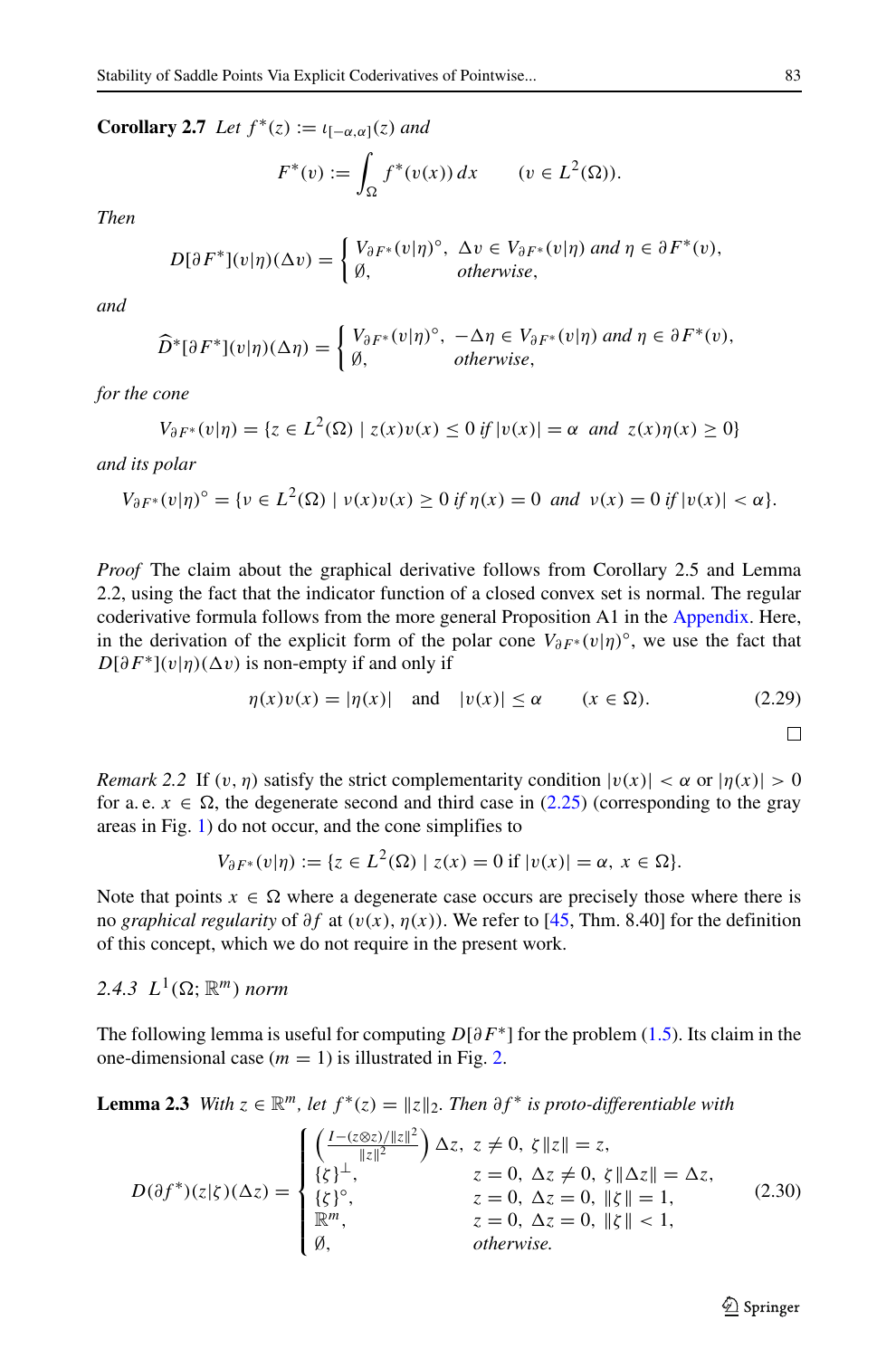**Corollary 2.7** *Let* $f^*(z) := \iota_{[-\alpha,\alpha]}(z)$ *and*

$$F^*(v) := \int_\Omega f^*(v(x))\,dx \qquad (v \in L^2(\Omega)).$$

*Then*

$$D[\partial F^*](v|\eta)(\Delta v) = \begin{cases} V_{\partial F^*}(v|\eta)^\circ, & \Delta v \in V_{\partial F^*}(v|\eta) \text{ and } \eta \in \partial F^*(v), \\ \emptyset, & \text{otherwise}, \end{cases}$$

*and*

$$\widehat{D}^*[\partial F^*](v|\eta)(\Delta\eta) = \begin{cases} V_{\partial F^*}(v|\eta)^\circ, & -\Delta\eta \in V_{\partial F^*}(v|\eta) \text{ and } \eta \in \partial F^*(v), \\ \emptyset, & \text{otherwise}, \end{cases}$$

*for the cone*

$$V_{\partial F^*}(v|\eta) = \{z \in L^2(\Omega) \mid z(x)v(x) \le 0 \text{ if } |v(x)| = \alpha \text{ and } z(x)\eta(x) \ge 0\}$$

*and its polar*

$$V_{\partial F^*}(v|\eta)^\circ = \{\nu \in L^2(\Omega) \mid \nu(x)v(x) \ge 0 \text{ if } \eta(x) = 0 \text{ and } \nu(x) = 0 \text{ if } |v(x)| < \alpha\}.$$

*Proof* The claim about the graphical derivative follows from Corollary 2.5 and Lemma 2.2, using the fact that the indicator function of a closed convex set is normal. The regular coderivative formula follows from the more general Proposition A1 in the Appendix. Here, in the derivation of the explicit form of the polar cone $V_{\partial F^*}(v|\eta)^\circ$, we use the fact that $D[\partial F^*](v|\eta)(\Delta v)$ is non-empty if and only if

$$\eta(x)v(x) = |\eta(x)| \quad \text{and} \quad |v(x)| \le \alpha \qquad (x \in \Omega). \tag{2.29}$$

□

*Remark 2.2* If $(v, \eta)$ satisfy the strict complementarity condition $|v(x)| < \alpha$ or $|\eta(x)| > 0$ for a. e. $x \in \Omega$, the degenerate second and third case in (2.25) (corresponding to the gray areas in Fig. 1) do not occur, and the cone simplifies to

$$V_{\partial F^*}(v|\eta) := \{z \in L^2(\Omega) \mid z(x) = 0 \text{ if } |v(x)| = \alpha,\ x \in \Omega\}.$$

Note that points $x \in \Omega$ where a degenerate case occurs are precisely those where there is no *graphical regularity* of $\partial f$ at $(v(x), \eta(x))$. We refer to [45, Thm. 8.40] for the definition of this concept, which we do not require in the present work.

### *2.4.3 $L^1(\Omega; \mathbb{R}^m)$ norm*

The following lemma is useful for computing $D[\partial F^*]$ for the problem (1.5). Its claim in the one-dimensional case ($m = 1$) is illustrated in Fig. 2.

**Lemma 2.3** *With* $z \in \mathbb{R}^m$, *let* $f^*(z) = \|z\|_2$. *Then* $\partial f^*$ *is proto-differentiable with*

$$D(\partial f^*)(z|\zeta)(\Delta z) = \begin{cases} \left(\frac{I - (z \otimes z)/\|z\|^2}{\|z\|^2}\right)\Delta z, & z \ne 0,\ \zeta\|z\| = z, \\ \{\zeta\}^\perp, & z = 0,\ \Delta z \ne 0,\ \zeta\|\Delta z\| = \Delta z, \\ \{\zeta\}^\circ, & z = 0,\ \Delta z = 0,\ \|\zeta\| = 1, \\ \mathbb{R}^m, & z = 0,\ \Delta z = 0,\ \|\zeta\| < 1, \\ \emptyset, & \text{otherwise}. \end{cases} \tag{2.30}$$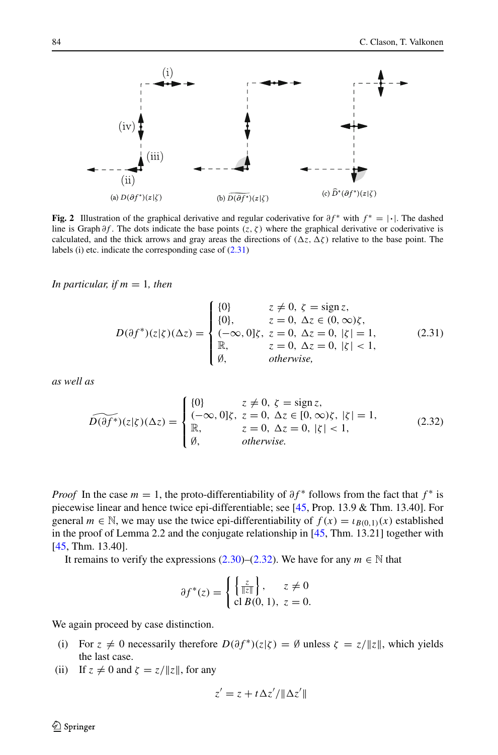Fig. 2 Illustration of the graphical derivative and regular coderivative for $\partial f^*$ with $f^* = |\cdot|$. The dashed line is Graph $\partial f$. The dots indicate the base points $(z, \zeta)$ where the graphical derivative or coderivative is calculated, and the thick arrows and gray areas the directions of $(\Delta z, \Delta\zeta)$ relative to the base point. The labels (i) etc. indicate the corresponding case of (2.31)

*In particular, if* $m = 1$*, then*

$$D(\partial f^*)(z|\zeta)(\Delta z) = \begin{cases} \{0\} & z \neq 0,\ \zeta = \operatorname{sign} z, \\ \{0\}, & z = 0,\ \Delta z \in (0, \infty)\zeta, \\ (-\infty, 0]\zeta, & z = 0,\ \Delta z = 0,\ |\zeta| = 1, \\ \mathbb{R}, & z = 0,\ \Delta z = 0,\ |\zeta| < 1, \\ \emptyset, & \textit{otherwise,} \end{cases} \tag{2.31}$$

*as well as*

$$\widetilde{D(\partial f^*)}(z|\zeta)(\Delta z) = \begin{cases} \{0\} & z \neq 0,\ \zeta = \operatorname{sign} z, \\ (-\infty, 0]\zeta, & z = 0,\ \Delta z \in [0, \infty)\zeta,\ |\zeta| = 1, \\ \mathbb{R}, & z = 0,\ \Delta z = 0,\ |\zeta| < 1, \\ \emptyset, & \textit{otherwise.} \end{cases} \tag{2.32}$$

*Proof* In the case $m = 1$, the proto-differentiability of $\partial f^*$ follows from the fact that $f^*$ is piecewise linear and hence twice epi-differentiable; see [45, Prop. 13.9 & Thm. 13.40]. For general $m \in \mathbb{N}$, we may use the twice epi-differentiability of $f(x) = \iota_{B(0,1)}(x)$ established in the proof of Lemma 2.2 and the conjugate relationship in [45, Thm. 13.21] together with [45, Thm. 13.40].

It remains to verify the expressions (2.30)–(2.32). We have for any $m \in \mathbb{N}$ that

$$\partial f^*(z) = \begin{cases} \left\{\frac{z}{\|z\|}\right\}, & z \neq 0 \\ \operatorname{cl} B(0, 1), & z = 0. \end{cases}$$

We again proceed by case distinction.

(i) For $z \neq 0$ necessarily therefore $D(\partial f^*)(z|\zeta) = \emptyset$ unless $\zeta = z/\|z\|$, which yields the last case.

(ii) If $z \neq 0$ and $\zeta = z/\|z\|$, for any

$$z' = z + t\Delta z'/\|\Delta z'\|$$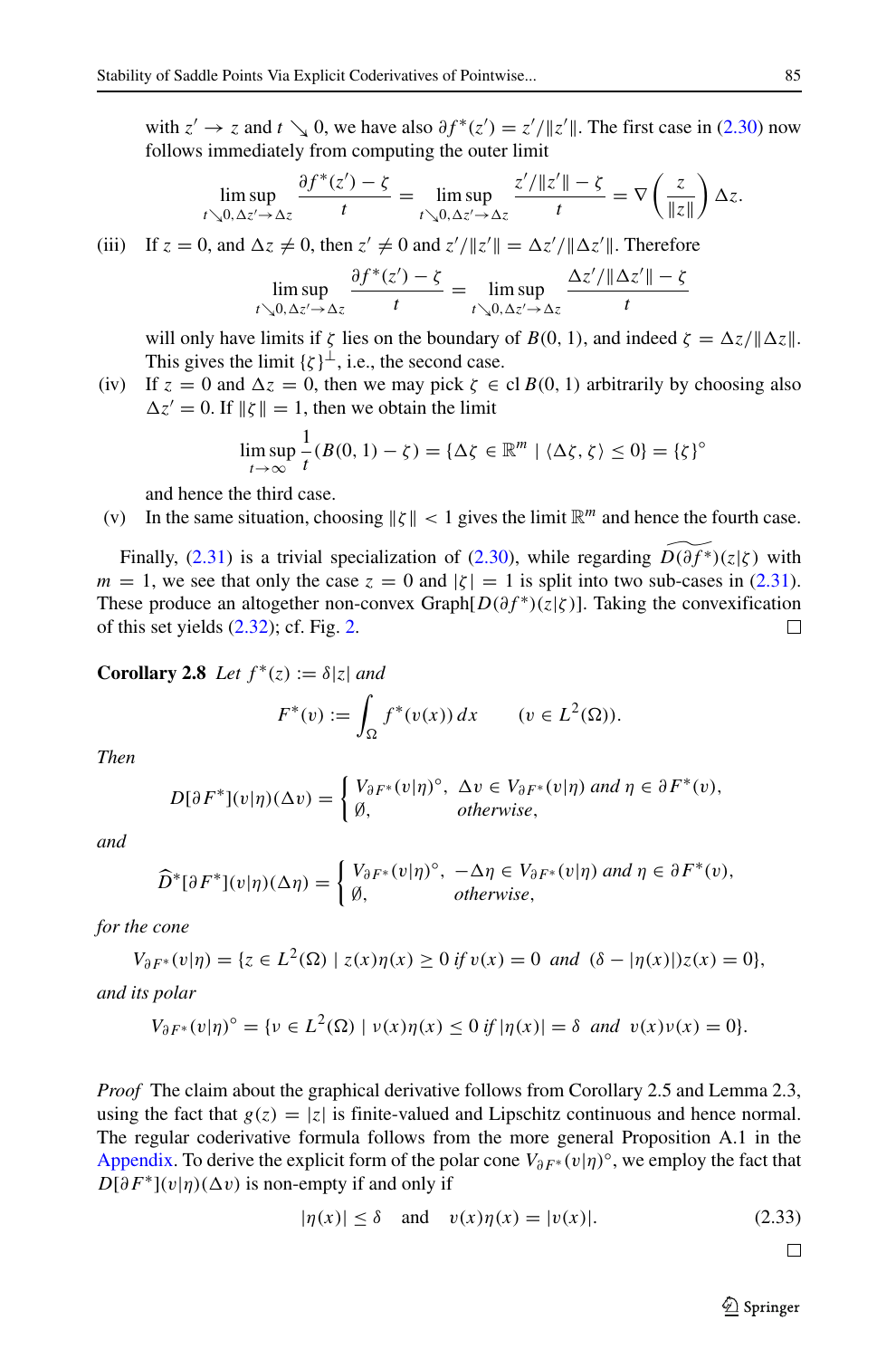with $z' \to z$ and $t \searrow 0$, we have also $\partial f^*(z') = z'/\|z'\|$. The first case in (2.30) now follows immediately from computing the outer limit

$$\limsup_{t \searrow 0, \Delta z' \to \Delta z} \frac{\partial f^*(z') - \zeta}{t} = \limsup_{t \searrow 0, \Delta z' \to \Delta z} \frac{z'/\|z'\| - \zeta}{t} = \nabla\left(\frac{z}{\|z\|}\right)\Delta z.$$

(iii) If $z = 0$, and $\Delta z \neq 0$, then $z' \neq 0$ and $z'/\|z'\| = \Delta z'/\|\Delta z'\|$. Therefore

$$\limsup_{t \searrow 0, \Delta z' \to \Delta z} \frac{\partial f^*(z') - \zeta}{t} = \limsup_{t \searrow 0, \Delta z' \to \Delta z} \frac{\Delta z'/\|\Delta z'\| - \zeta}{t}$$

will only have limits if $\zeta$ lies on the boundary of $B(0, 1)$, and indeed $\zeta = \Delta z/\|\Delta z\|$. This gives the limit $\{\zeta\}^\perp$, i.e., the second case.

(iv) If $z = 0$ and $\Delta z = 0$, then we may pick $\zeta \in \operatorname{cl} B(0, 1)$ arbitrarily by choosing also $\Delta z' = 0$. If $\|\zeta\| = 1$, then we obtain the limit

$$\limsup_{t \to \infty} \frac{1}{t}(B(0, 1) - \zeta) = \{\Delta\zeta \in \mathbb{R}^m \mid \langle \Delta\zeta, \zeta\rangle \leq 0\} = \{\zeta\}^\circ$$

and hence the third case.

(v) In the same situation, choosing $\|\zeta\| < 1$ gives the limit $\mathbb{R}^m$ and hence the fourth case.

Finally, (2.31) is a trivial specialization of (2.30), while regarding $\widetilde{D(\partial f^*)}(z|\zeta)$ with $m = 1$, we see that only the case $z = 0$ and $|\zeta| = 1$ is split into two sub-cases in (2.31). These produce an altogether non-convex Graph$[D(\partial f^*)(z|\zeta)]$. Taking the convexification of this set yields (2.32); cf. Fig. 2. $\square$

**Corollary 2.8** *Let* $f^*(z) := \delta|z|$ *and*

$$F^*(v) := \int_\Omega f^*(v(x))\, dx \qquad (v \in L^2(\Omega)).$$

*Then*

$$D[\partial F^*](v|\eta)(\Delta v) = \begin{cases} V_{\partial F^*}(v|\eta)^\circ, & \Delta v \in V_{\partial F^*}(v|\eta) \text{ and } \eta \in \partial F^*(v), \\ \emptyset, & \text{otherwise}, \end{cases}$$

*and*

$$\widehat{D}^*[\partial F^*](v|\eta)(\Delta\eta) = \begin{cases} V_{\partial F^*}(v|\eta)^\circ, & -\Delta\eta \in V_{\partial F^*}(v|\eta) \text{ and } \eta \in \partial F^*(v), \\ \emptyset, & \text{otherwise}, \end{cases}$$

*for the cone*

$$V_{\partial F^*}(v|\eta) = \{z \in L^2(\Omega) \mid z(x)\eta(x) \geq 0 \text{ if } v(x) = 0 \text{ and } (\delta - |\eta(x)|)z(x) = 0\},$$

*and its polar*

$$V_{\partial F^*}(v|\eta)^\circ = \{\nu \in L^2(\Omega) \mid \nu(x)\eta(x) \leq 0 \text{ if } |\eta(x)| = \delta \text{ and } v(x)\nu(x) = 0\}.$$

*Proof* The claim about the graphical derivative follows from Corollary 2.5 and Lemma 2.3, using the fact that $g(z) = |z|$ is finite-valued and Lipschitz continuous and hence normal. The regular coderivative formula follows from the more general Proposition A.1 in the Appendix. To derive the explicit form of the polar cone $V_{\partial F^*}(v|\eta)^\circ$, we employ the fact that $D[\partial F^*](v|\eta)(\Delta v)$ is non-empty if and only if

$$|\eta(x)| \leq \delta \quad \text{and} \quad v(x)\eta(x) = |v(x)|. \tag{2.33}$$

$\square$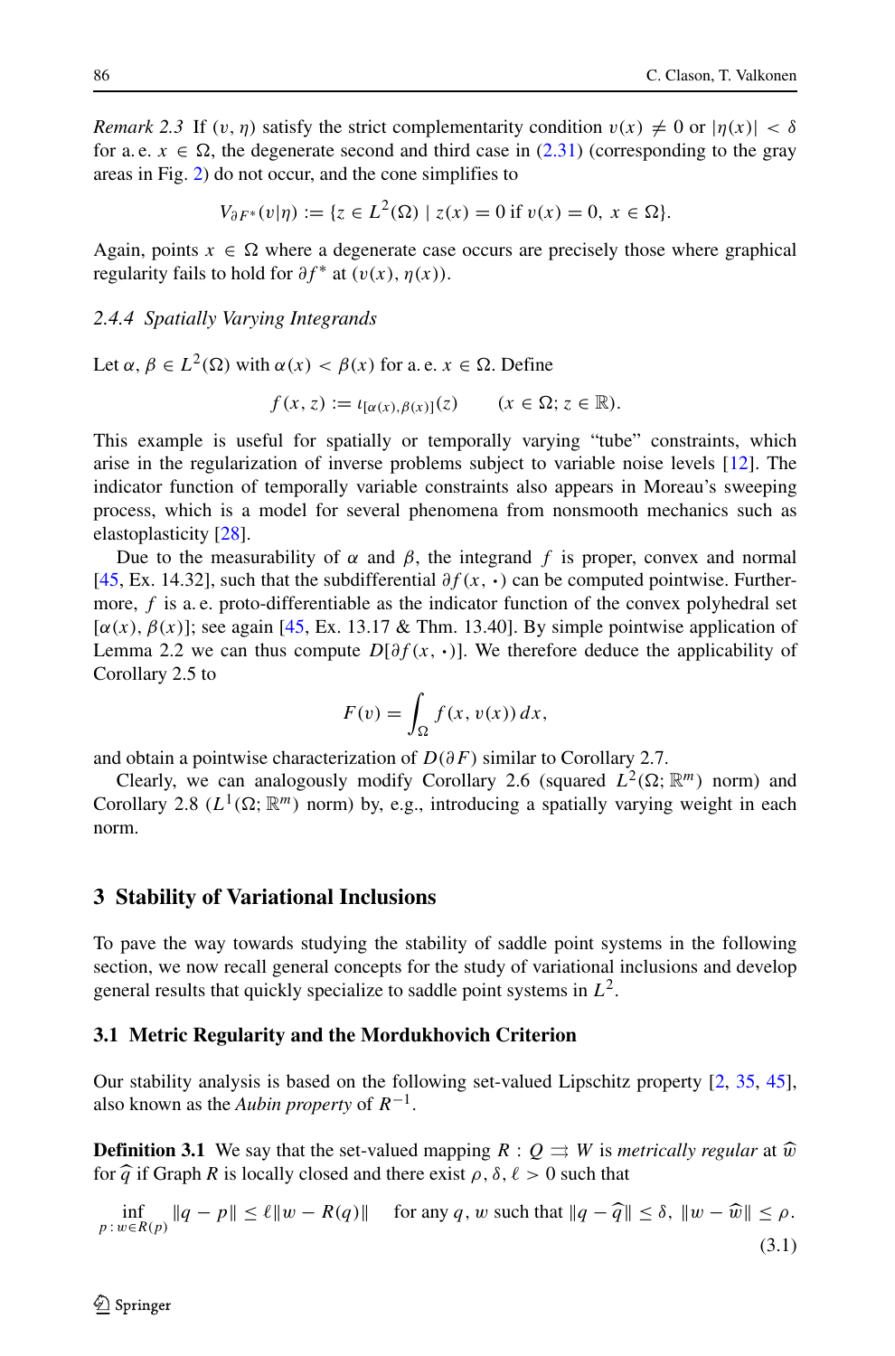*Remark 2.3* If $(v, \eta)$ satisfy the strict complementarity condition $v(x) \neq 0$ or $|\eta(x)| < \delta$ for a. e. $x \in \Omega$, the degenerate second and third case in (2.31) (corresponding to the gray areas in Fig. 2) do not occur, and the cone simplifies to

$$V_{\partial F^*}(v|\eta) := \{z \in L^2(\Omega) \mid z(x) = 0 \text{ if } v(x) = 0,\ x \in \Omega\}.$$

Again, points $x \in \Omega$ where a degenerate case occurs are precisely those where graphical regularity fails to hold for $\partial f^*$ at $(v(x), \eta(x))$.

### 2.4.4 Spatially Varying Integrands

Let $\alpha, \beta \in L^2(\Omega)$ with $\alpha(x) < \beta(x)$ for a. e. $x \in \Omega$. Define

$$f(x, z) := \iota_{[\alpha(x), \beta(x)]}(z) \qquad (x \in \Omega; z \in \mathbb{R}).$$

This example is useful for spatially or temporally varying "tube" constraints, which arise in the regularization of inverse problems subject to variable noise levels [12]. The indicator function of temporally variable constraints also appears in Moreau's sweeping process, which is a model for several phenomena from nonsmooth mechanics such as elastoplasticity [28].

Due to the measurability of $\alpha$ and $\beta$, the integrand $f$ is proper, convex and normal [45, Ex. 14.32], such that the subdifferential $\partial f(x, \cdot)$ can be computed pointwise. Furthermore, $f$ is a. e. proto-differentiable as the indicator function of the convex polyhedral set $[\alpha(x), \beta(x)]$; see again [45, Ex. 13.17 & Thm. 13.40]. By simple pointwise application of Lemma 2.2 we can thus compute $D[\partial f(x, \cdot)]$. We therefore deduce the applicability of Corollary 2.5 to

$$F(v) = \int_\Omega f(x, v(x))\, dx,$$

and obtain a pointwise characterization of $D(\partial F)$ similar to Corollary 2.7.

Clearly, we can analogously modify Corollary 2.6 (squared $L^2(\Omega; \mathbb{R}^m)$ norm) and Corollary 2.8 ($L^1(\Omega; \mathbb{R}^m)$ norm) by, e.g., introducing a spatially varying weight in each norm.

## 3 Stability of Variational Inclusions

To pave the way towards studying the stability of saddle point systems in the following section, we now recall general concepts for the study of variational inclusions and develop general results that quickly specialize to saddle point systems in $L^2$.

### 3.1 Metric Regularity and the Mordukhovich Criterion

Our stability analysis is based on the following set-valued Lipschitz property [2, 35, 45], also known as the *Aubin property* of $R^{-1}$.

**Definition 3.1** We say that the set-valued mapping $R : Q \rightrightarrows W$ is *metrically regular* at $\widehat{w}$ for $\widehat{q}$ if Graph $R$ is locally closed and there exist $\rho, \delta, \ell > 0$ such that

$$\inf_{p\,:\,w \in R(p)} \|q - p\| \leq \ell \|w - R(q)\| \quad \text{for any } q, w \text{ such that } \|q - \widehat{q}\| \leq \delta,\ \|w - \widehat{w}\| \leq \rho. \tag{3.1}$$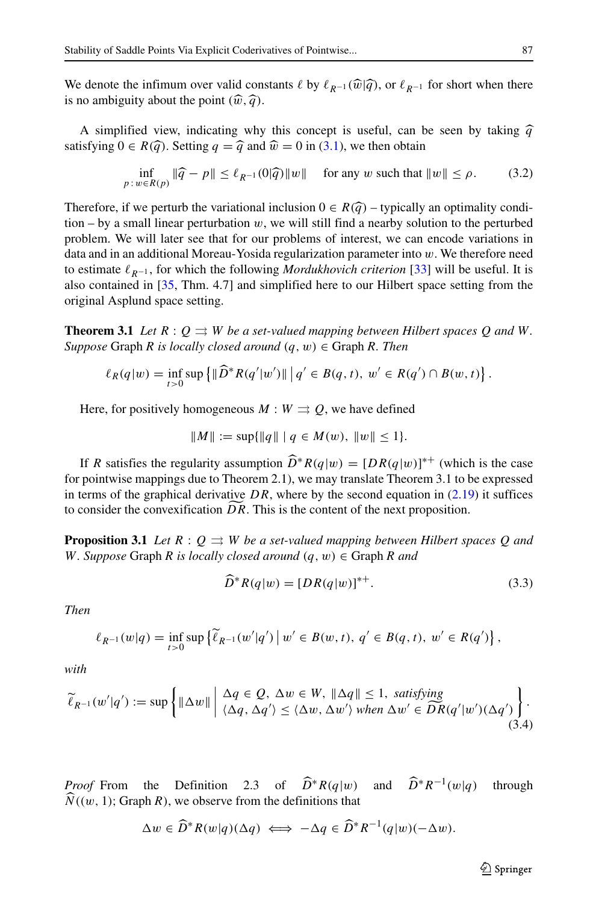We denote the infimum over valid constants $\ell$ by $\ell_{R^{-1}}(\widehat{w}|\widehat{q})$, or $\ell_{R^{-1}}$ for short when there is no ambiguity about the point $(\widehat{w}, \widehat{q})$.

A simplified view, indicating why this concept is useful, can be seen by taking $\widehat{q}$ satisfying $0 \in R(\widehat{q})$. Setting $q = \widehat{q}$ and $\widehat{w} = 0$ in (3.1), we then obtain

$$\inf_{p\,:\,w \in R(p)} \|\widehat{q} - p\| \leq \ell_{R^{-1}}(0|\widehat{q})\|w\| \quad \text{ for any } w \text{ such that } \|w\| \leq \rho. \tag{3.2}$$

Therefore, if we perturb the variational inclusion $0 \in R(\widehat{q})$ – typically an optimality condition – by a small linear perturbation $w$, we will still find a nearby solution to the perturbed problem. We will later see that for our problems of interest, we can encode variations in data and in an additional Moreau-Yosida regularization parameter into $w$. We therefore need to estimate $\ell_{R^{-1}}$, for which the following *Mordukhovich criterion* [33] will be useful. It is also contained in [35, Thm. 4.7] and simplified here to our Hilbert space setting from the original Asplund space setting.

**Theorem 3.1** *Let $R : Q \rightrightarrows W$ be a set-valued mapping between Hilbert spaces $Q$ and $W$. Suppose* Graph $R$ *is locally closed around* $(q, w) \in$ Graph $R$. *Then*

$$\ell_R(q|w) = \inf_{t>0} \sup\left\{\|\widehat{D}^* R(q'|w')\| \,\middle|\, q' \in B(q, t),\ w' \in R(q') \cap B(w, t)\right\}.$$

Here, for positively homogeneous $M : W \rightrightarrows Q$, we have defined

$$\|M\| := \sup\{\|q\| \mid q \in M(w),\ \|w\| \leq 1\}.$$

If $R$ satisfies the regularity assumption $\widehat{D}^* R(q|w) = [DR(q|w)]^{*+}$ (which is the case for pointwise mappings due to Theorem 2.1), we may translate Theorem 3.1 to be expressed in terms of the graphical derivative $DR$, where by the second equation in (2.19) it suffices to consider the convexification $\widetilde{DR}$. This is the content of the next proposition.

**Proposition 3.1** *Let $R : Q \rightrightarrows W$ be a set-valued mapping between Hilbert spaces $Q$ and $W$. Suppose* Graph $R$ *is locally closed around* $(q, w) \in$ Graph $R$ *and*

$$\widehat{D}^* R(q|w) = [DR(q|w)]^{*+}. \tag{3.3}$$

*Then*

$$\ell_{R^{-1}}(w|q) = \inf_{t>0} \sup\left\{\widetilde{\ell}_{R^{-1}}(w'|q') \,\middle|\, w' \in B(w, t),\ q' \in B(q, t),\ w' \in R(q')\right\},$$

*with*

$$\widetilde{\ell}_{R^{-1}}(w'|q') := \sup\left\{\|\Delta w\| \,\middle|\, \begin{array}{l} \Delta q \in Q,\ \Delta w \in W,\ \|\Delta q\| \leq 1, \textit{ satisfying} \\ \langle \Delta q, \Delta q' \rangle \leq \langle \Delta w, \Delta w' \rangle \textit{ when } \Delta w' \in \widetilde{DR}(q'|w')(\Delta q') \end{array}\right\}. \tag{3.4}$$

*Proof* From the Definition 2.3 of $\widehat{D}^* R(q|w)$ and $\widehat{D}^* R^{-1}(w|q)$ through $\widehat{N}((w, 1); \text{Graph } R)$, we observe from the definitions that

$$\Delta w \in \widehat{D}^* R(w|q)(\Delta q) \iff -\Delta q \in \widehat{D}^* R^{-1}(q|w)(-\Delta w).$$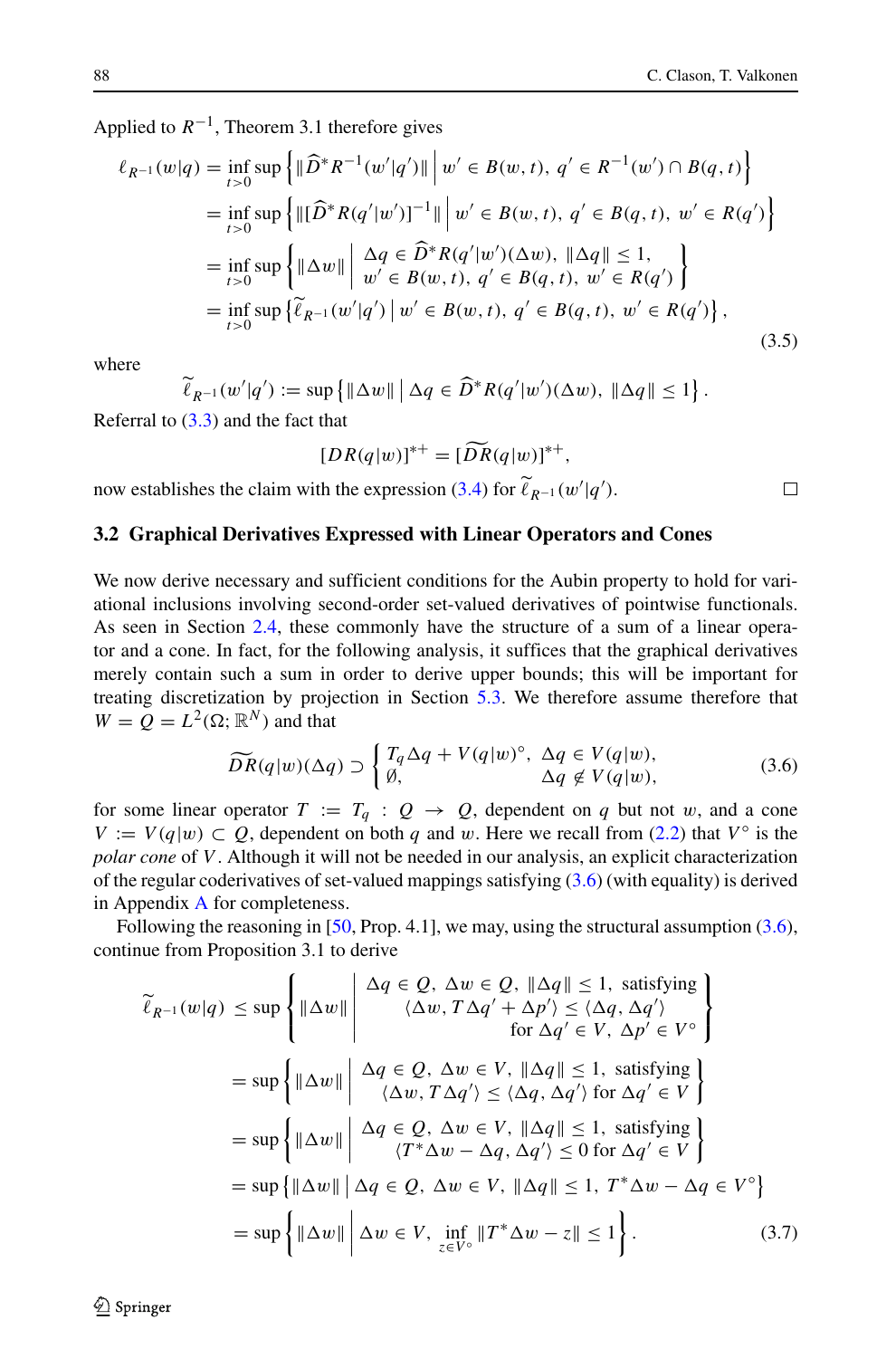Applied to $R^{-1}$, Theorem 3.1 therefore gives

$$
\begin{aligned}
\ell_{R^{-1}}(w|q) &= \inf_{t>0} \sup \left\{ \|\widehat{D}^* R^{-1}(w'|q')\| \;\middle|\; w' \in B(w,t),\ q' \in R^{-1}(w') \cap B(q,t) \right\} \\
&= \inf_{t>0} \sup \left\{ \|[\widehat{D}^* R(q'|w')]^{-1}\| \;\middle|\; w' \in B(w,t),\ q' \in B(q,t),\ w' \in R(q') \right\} \\
&= \inf_{t>0} \sup \left\{ \|\Delta w\| \;\middle|\; \begin{array}{l} \Delta q \in \widehat{D}^* R(q'|w')(\Delta w),\ \|\Delta q\| \le 1, \\ w' \in B(w,t),\ q' \in B(q,t),\ w' \in R(q') \end{array} \right\} \\
&= \inf_{t>0} \sup \left\{ \widetilde{\ell}_{R^{-1}}(w'|q') \;\middle|\; w' \in B(w,t),\ q' \in B(q,t),\ w' \in R(q') \right\},
\end{aligned}
\tag{3.5}
$$

where

$$
\widetilde{\ell}_{R^{-1}}(w'|q') := \sup \left\{ \|\Delta w\| \;\middle|\; \Delta q \in \widehat{D}^* R(q'|w')(\Delta w),\ \|\Delta q\| \le 1 \right\}.
$$

Referral to (3.3) and the fact that

$$
[DR(q|w)]^{*+} = [\widetilde{DR}(q|w)]^{*+},
$$

now establishes the claim with the expression (3.4) for $\widetilde{\ell}_{R^{-1}}(w'|q')$. □

### 3.2 Graphical Derivatives Expressed with Linear Operators and Cones

We now derive necessary and sufficient conditions for the Aubin property to hold for variational inclusions involving second-order set-valued derivatives of pointwise functionals. As seen in Section 2.4, these commonly have the structure of a sum of a linear operator and a cone. In fact, for the following analysis, it suffices that the graphical derivatives merely contain such a sum in order to derive upper bounds; this will be important for treating discretization by projection in Section 5.3. We therefore assume therefore that $W = Q = L^2(\Omega; \mathbb{R}^N)$ and that

$$
\widetilde{DR}(q|w)(\Delta q) \supset \begin{cases} T_q \Delta q + V(q|w)^\circ, & \Delta q \in V(q|w), \\ \emptyset, & \Delta q \notin V(q|w), \end{cases}
\tag{3.6}
$$

for some linear operator $T := T_q : Q \to Q$, dependent on $q$ but not $w$, and a cone $V := V(q|w) \subset Q$, dependent on both $q$ and $w$. Here we recall from (2.2) that $V^\circ$ is the *polar cone* of $V$. Although it will not be needed in our analysis, an explicit characterization of the regular coderivatives of set-valued mappings satisfying (3.6) (with equality) is derived in Appendix A for completeness.

Following the reasoning in [50, Prop. 4.1], we may, using the structural assumption (3.6), continue from Proposition 3.1 to derive

$$
\begin{aligned}
\widetilde{\ell}_{R^{-1}}(w|q) &\le \sup \left\{ \|\Delta w\| \;\middle|\; \begin{array}{r} \Delta q \in Q,\ \Delta w \in Q,\ \|\Delta q\| \le 1,\ \text{satisfying} \\ \langle \Delta w, T\Delta q' + \Delta p' \rangle \le \langle \Delta q, \Delta q' \rangle \\ \text{for } \Delta q' \in V,\ \Delta p' \in V^\circ \end{array} \right\} \\
&= \sup \left\{ \|\Delta w\| \;\middle|\; \begin{array}{r} \Delta q \in Q,\ \Delta w \in V,\ \|\Delta q\| \le 1,\ \text{satisfying} \\ \langle \Delta w, T\Delta q' \rangle \le \langle \Delta q, \Delta q' \rangle \text{ for } \Delta q' \in V \end{array} \right\} \\
&= \sup \left\{ \|\Delta w\| \;\middle|\; \begin{array}{r} \Delta q \in Q,\ \Delta w \in V,\ \|\Delta q\| \le 1,\ \text{satisfying} \\ \langle T^*\Delta w - \Delta q, \Delta q' \rangle \le 0 \text{ for } \Delta q' \in V \end{array} \right\} \\
&= \sup \left\{ \|\Delta w\| \;\middle|\; \Delta q \in Q,\ \Delta w \in V,\ \|\Delta q\| \le 1,\ T^*\Delta w - \Delta q \in V^\circ \right\} \\
&= \sup \left\{ \|\Delta w\| \;\middle|\; \Delta w \in V,\ \inf_{z \in V^\circ} \|T^*\Delta w - z\| \le 1 \right\}.
\end{aligned}
\tag{3.7}
$$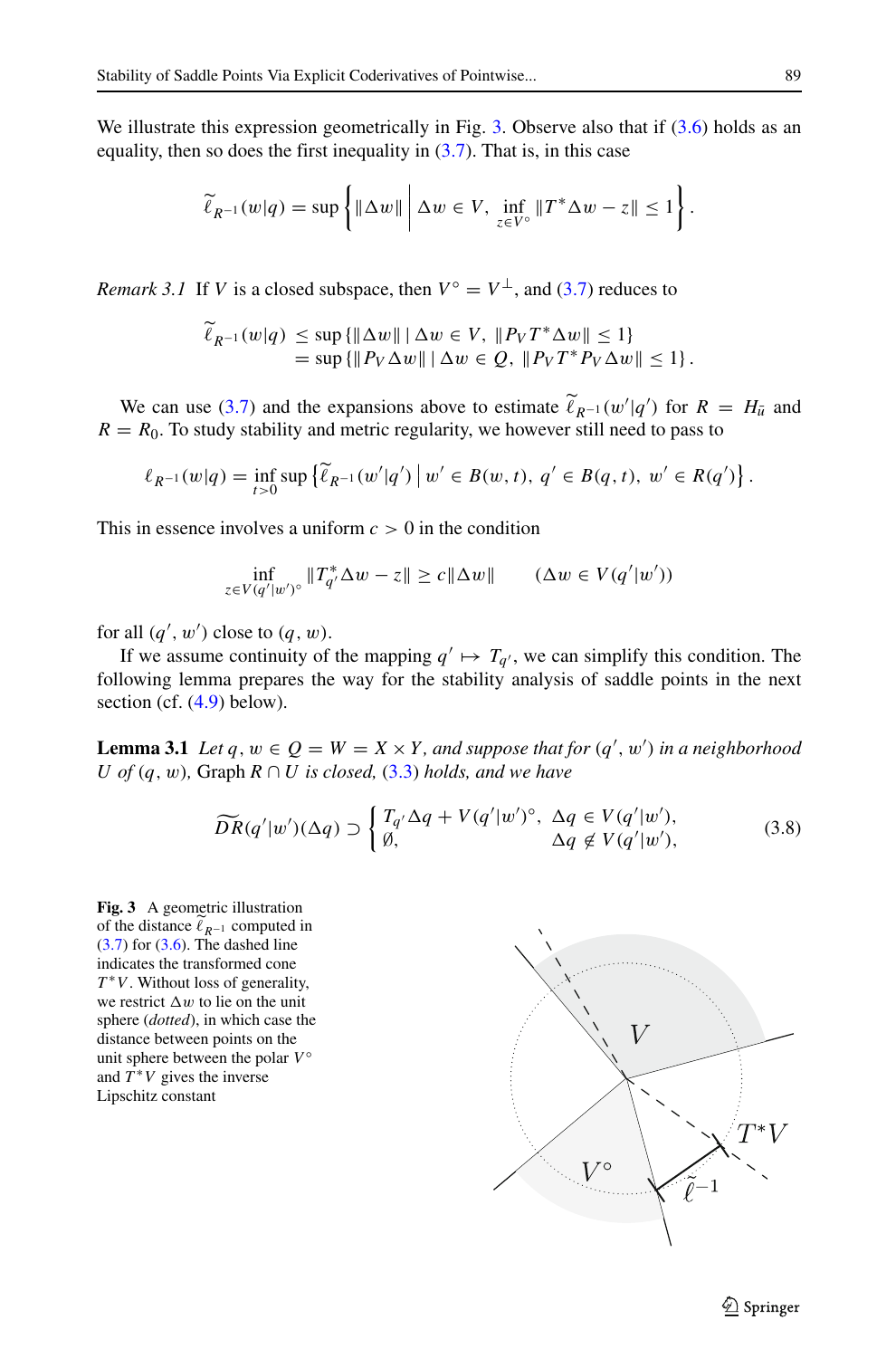We illustrate this expression geometrically in Fig. 3. Observe also that if (3.6) holds as an equality, then so does the first inequality in (3.7). That is, in this case

$$\widetilde{\ell}_{R^{-1}}(w|q) = \sup \left\{ \|\Delta w\| \;\middle|\; \Delta w \in V,\ \inf_{z \in V^\circ} \|T^* \Delta w - z\| \le 1 \right\}.$$

*Remark 3.1* If $V$ is a closed subspace, then $V^\circ = V^\perp$, and (3.7) reduces to

$$\begin{aligned}
\widetilde{\ell}_{R^{-1}}(w|q) &\le \sup \{\|\Delta w\| \mid \Delta w \in V,\ \|P_V T^* \Delta w\| \le 1\} \\
&= \sup \{\|P_V \Delta w\| \mid \Delta w \in Q,\ \|P_V T^* P_V \Delta w\| \le 1\}.
\end{aligned}$$

We can use (3.7) and the expansions above to estimate $\widetilde{\ell}_{R^{-1}}(w'|q')$ for $R = H_{\bar{u}}$ and $R = R_0$. To study stability and metric regularity, we however still need to pass to

$$\ell_{R^{-1}}(w|q) = \inf_{t>0} \sup \left\{ \widetilde{\ell}_{R^{-1}}(w'|q') \;\middle|\; w' \in B(w,t),\ q' \in B(q,t),\ w' \in R(q') \right\}.$$

This in essence involves a uniform $c > 0$ in the condition

$$\inf_{z \in V(q'|w')^\circ} \|T_{q'}^* \Delta w - z\| \ge c\|\Delta w\| \qquad (\Delta w \in V(q'|w'))$$

for all $(q', w')$ close to $(q, w)$.

If we assume continuity of the mapping $q' \mapsto T_{q'}$, we can simplify this condition. The following lemma prepares the way for the stability analysis of saddle points in the next section (cf. (4.9) below).

**Lemma 3.1** *Let $q, w \in Q = W = X \times Y$, and suppose that for $(q', w')$ in a neighborhood $U$ of $(q, w)$,* Graph $R \cap U$ *is closed,* (3.3) *holds, and we have*

$$\widetilde{DR}(q'|w')(\Delta q) \supset \begin{cases} T_{q'}\Delta q + V(q'|w')^\circ, & \Delta q \in V(q'|w'), \\ \emptyset, & \Delta q \notin V(q'|w'), \end{cases} \tag{3.8}$$

**Fig. 3** A geometric illustration of the distance $\widetilde{\ell}_{R^{-1}}$ computed in (3.7) for (3.6). The dashed line indicates the transformed cone $T^*V$. Without loss of generality, we restrict $\Delta w$ to lie on the unit sphere (*dotted*), in which case the distance between points on the unit sphere between the polar $V^\circ$ and $T^*V$ gives the inverse Lipschitz constant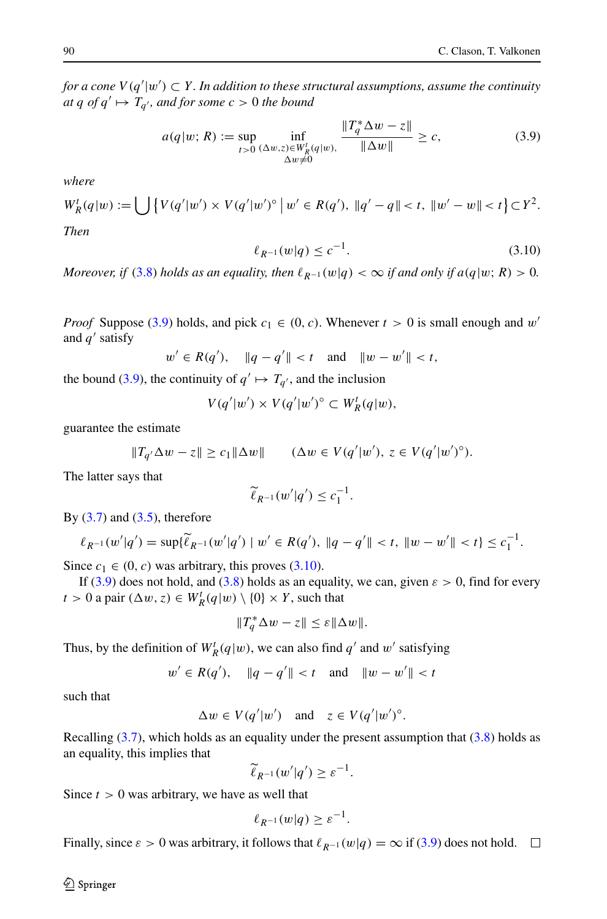*for a cone $V(q'|w') \subset Y$. In addition to these structural assumptions, assume the continuity at $q$ of $q' \mapsto T_{q'}$, and for some $c > 0$ the bound*

$$a(q|w; R) := \sup_{t>0} \inf_{\substack{(\Delta w, z) \in W_R^t(q|w), \\ \Delta w \neq 0}} \frac{\|T_q^* \Delta w - z\|}{\|\Delta w\|} \geq c, \tag{3.9}$$

*where*

$$W_R^t(q|w) := \bigcup \left\{ V(q'|w') \times V(q'|w')^\circ \,\middle|\, w' \in R(q'),\ \|q' - q\| < t,\ \|w' - w\| < t \right\} \subset Y^2.$$

*Then*

$$\ell_{R^{-1}}(w|q) \leq c^{-1}. \tag{3.10}$$

*Moreover, if (3.8) holds as an equality, then $\ell_{R^{-1}}(w|q) < \infty$ if and only if $a(q|w; R) > 0$.*

*Proof* Suppose (3.9) holds, and pick $c_1 \in (0, c)$. Whenever $t > 0$ is small enough and $w'$ and $q'$ satisfy

$$w' \in R(q'), \quad \|q - q'\| < t \quad \text{and} \quad \|w - w'\| < t,$$

the bound (3.9), the continuity of $q' \mapsto T_{q'}$, and the inclusion

$$V(q'|w') \times V(q'|w')^\circ \subset W_R^t(q|w),$$

guarantee the estimate

$$\|T_{q'} \Delta w - z\| \geq c_1 \|\Delta w\| \qquad (\Delta w \in V(q'|w'),\ z \in V(q'|w')^\circ).$$

The latter says that

$$\widetilde{\ell}_{R^{-1}}(w'|q') \leq c_1^{-1}.$$

By (3.7) and (3.5), therefore

$$\ell_{R^{-1}}(w'|q') = \sup\{\widetilde{\ell}_{R^{-1}}(w'|q') \mid w' \in R(q'),\ \|q - q'\| < t,\ \|w - w'\| < t\} \leq c_1^{-1}.$$

Since $c_1 \in (0, c)$ was arbitrary, this proves (3.10).

If (3.9) does not hold, and (3.8) holds as an equality, we can, given $\varepsilon > 0$, find for every $t > 0$ a pair $(\Delta w, z) \in W_R^t(q|w) \setminus \{0\} \times Y$, such that

$$\|T_q^* \Delta w - z\| \leq \varepsilon \|\Delta w\|.$$

Thus, by the definition of $W_R^t(q|w)$, we can also find $q'$ and $w'$ satisfying

$$w' \in R(q'), \quad \|q - q'\| < t \quad \text{and} \quad \|w - w'\| < t$$

such that

$$\Delta w \in V(q'|w') \quad \text{and} \quad z \in V(q'|w')^\circ.$$

Recalling (3.7), which holds as an equality under the present assumption that (3.8) holds as an equality, this implies that

$$\widetilde{\ell}_{R^{-1}}(w'|q') \geq \varepsilon^{-1}.$$

Since $t > 0$ was arbitrary, we have as well that

$$\ell_{R^{-1}}(w|q) \geq \varepsilon^{-1}.$$

Finally, since $\varepsilon > 0$ was arbitrary, it follows that $\ell_{R^{-1}}(w|q) = \infty$ if (3.9) does not hold. $\square$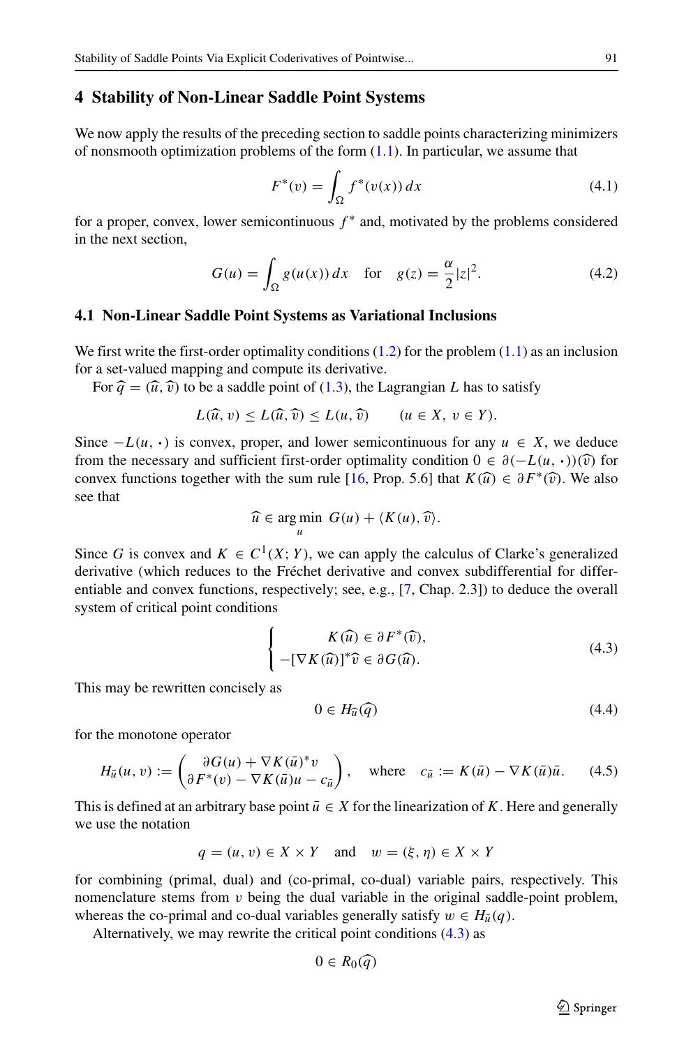## 4 Stability of Non-Linear Saddle Point Systems

We now apply the results of the preceding section to saddle points characterizing minimizers of nonsmooth optimization problems of the form (1.1). In particular, we assume that

$$F^*(v) = \int_\Omega f^*(v(x))\,dx \tag{4.1}$$

for a proper, convex, lower semicontinuous $f^*$ and, motivated by the problems considered in the next section,

$$G(u) = \int_\Omega g(u(x))\,dx \quad \text{for} \quad g(z) = \frac{\alpha}{2}|z|^2. \tag{4.2}$$

### 4.1 Non-Linear Saddle Point Systems as Variational Inclusions

We first write the first-order optimality conditions (1.2) for the problem (1.1) as an inclusion for a set-valued mapping and compute its derivative.

For $\widehat{q} = (\widehat{u}, \widehat{v})$ to be a saddle point of (1.3), the Lagrangian $L$ has to satisfy

$$L(\widehat{u}, v) \le L(\widehat{u}, \widehat{v}) \le L(u, \widehat{v}) \qquad (u \in X,\ v \in Y).$$

Since $-L(u, \boldsymbol{\cdot})$ is convex, proper, and lower semicontinuous for any $u \in X$, we deduce from the necessary and sufficient first-order optimality condition $0 \in \partial(-L(u, \boldsymbol{\cdot}))(\widehat{v})$ for convex functions together with the sum rule [16, Prop. 5.6] that $K(\widehat{u}) \in \partial F^*(\widehat{v})$. We also see that

$$\widehat{u} \in \operatorname*{arg\,min}_u\ G(u) + \langle K(u), \widehat{v}\rangle.$$

Since $G$ is convex and $K \in C^1(X; Y)$, we can apply the calculus of Clarke's generalized derivative (which reduces to the Fréchet derivative and convex subdifferential for differentiable and convex functions, respectively; see, e.g., [7, Chap. 2.3]) to deduce the overall system of critical point conditions

$$\begin{cases} K(\widehat{u}) \in \partial F^*(\widehat{v}), \\ -[\nabla K(\widehat{u})]^* \widehat{v} \in \partial G(\widehat{u}). \end{cases} \tag{4.3}$$

This may be rewritten concisely as

$$0 \in H_{\widehat{u}}(\widehat{q}) \tag{4.4}$$

for the monotone operator

$$H_{\bar{u}}(u, v) := \begin{pmatrix} \partial G(u) + \nabla K(\bar{u})^* v \\ \partial F^*(v) - \nabla K(\bar{u}) u - c_{\bar{u}} \end{pmatrix}, \quad \text{where} \quad c_{\bar{u}} := K(\bar{u}) - \nabla K(\bar{u})\bar{u}. \tag{4.5}$$

This is defined at an arbitrary base point $\bar{u} \in X$ for the linearization of $K$. Here and generally we use the notation

$$q = (u, v) \in X \times Y \quad \text{and} \quad w = (\xi, \eta) \in X \times Y$$

for combining (primal, dual) and (co-primal, co-dual) variable pairs, respectively. This nomenclature stems from $v$ being the dual variable in the original saddle-point problem, whereas the co-primal and co-dual variables generally satisfy $w \in H_{\bar{u}}(q)$.

Alternatively, we may rewrite the critical point conditions (4.3) as

$$0 \in R_0(\widehat{q})$$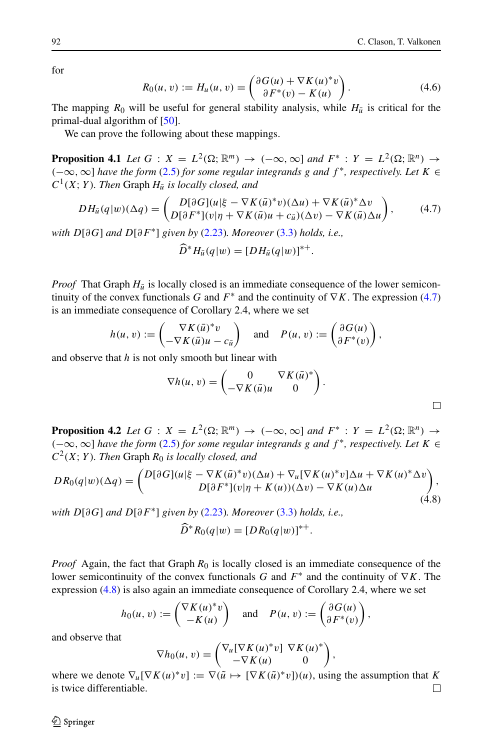for

$$R_0(u, v) := H_u(u, v) = \begin{pmatrix} \partial G(u) + \nabla K(u)^* v \\ \partial F^*(v) - K(u) \end{pmatrix}. \tag{4.6}$$

The mapping $R_0$ will be useful for general stability analysis, while $H_{\bar{u}}$ is critical for the primal-dual algorithm of [50].

We can prove the following about these mappings.

**Proposition 4.1** *Let $G : X = L^2(\Omega; \mathbb{R}^m) \to (-\infty, \infty]$ and $F^* : Y = L^2(\Omega; \mathbb{R}^n) \to (-\infty, \infty]$ have the form (2.5) for some regular integrands $g$ and $f^*$, respectively. Let $K \in C^1(X; Y)$. Then* Graph $H_{\bar{u}}$ *is locally closed, and*

$$DH_{\bar{u}}(q|w)(\Delta q) = \begin{pmatrix} D[\partial G](u|\xi - \nabla K(\bar{u})^* v)(\Delta u) + \nabla K(\bar{u})^* \Delta v \\ D[\partial F^*](v|\eta + \nabla K(\bar{u}) u + c_{\bar{u}})(\Delta v) - \nabla K(\bar{u}) \Delta u \end{pmatrix}, \tag{4.7}$$

*with $D[\partial G]$ and $D[\partial F^*]$ given by (2.23). Moreover (3.3) holds, i.e.,*

$$\widehat{D}^* H_{\bar{u}}(q|w) = [DH_{\bar{u}}(q|w)]^{*+}.$$

*Proof* That Graph $H_{\bar{u}}$ is locally closed is an immediate consequence of the lower semicontinuity of the convex functionals $G$ and $F^*$ and the continuity of $\nabla K$. The expression (4.7) is an immediate consequence of Corollary 2.4, where we set

$$h(u, v) := \begin{pmatrix} \nabla K(\bar{u})^* v \\ -\nabla K(\bar{u}) u - c_{\bar{u}} \end{pmatrix} \quad \text{and} \quad P(u, v) := \begin{pmatrix} \partial G(u) \\ \partial F^*(v) \end{pmatrix},$$

and observe that $h$ is not only smooth but linear with

$$\nabla h(u, v) = \begin{pmatrix} 0 & \nabla K(\bar{u})^* \\ -\nabla K(\bar{u}) u & 0 \end{pmatrix}.$$

□

**Proposition 4.2** *Let $G : X = L^2(\Omega; \mathbb{R}^m) \to (-\infty, \infty]$ and $F^* : Y = L^2(\Omega; \mathbb{R}^n) \to (-\infty, \infty]$ have the form (2.5) for some regular integrands $g$ and $f^*$, respectively. Let $K \in C^2(X; Y)$. Then* Graph $R_0$ *is locally closed, and*

$$DR_0(q|w)(\Delta q) = \begin{pmatrix} D[\partial G](u|\xi - \nabla K(\bar{u})^* v)(\Delta u) + \nabla_u[\nabla K(u)^* v]\Delta u + \nabla K(u)^* \Delta v \\ D[\partial F^*](v|\eta + K(u))(\Delta v) - \nabla K(u) \Delta u \end{pmatrix}, \tag{4.8}$$

*with $D[\partial G]$ and $D[\partial F^*]$ given by (2.23). Moreover (3.3) holds, i.e.,*

$$\widehat{D}^* R_0(q|w) = [DR_0(q|w)]^{*+}.$$

*Proof* Again, the fact that Graph $R_0$ is locally closed is an immediate consequence of the lower semicontinuity of the convex functionals $G$ and $F^*$ and the continuity of $\nabla K$. The expression (4.8) is also again an immediate consequence of Corollary 2.4, where we set

$$h_0(u, v) := \begin{pmatrix} \nabla K(u)^* v \\ -K(u) \end{pmatrix} \quad \text{and} \quad P(u, v) := \begin{pmatrix} \partial G(u) \\ \partial F^*(v) \end{pmatrix},$$

and observe that

$$\nabla h_0(u, v) = \begin{pmatrix} \nabla_u[\nabla K(u)^* v] & \nabla K(u)^* \\ -\nabla K(u) & 0 \end{pmatrix},$$

where we denote $\nabla_u[\nabla K(u)^* v] := \nabla(\tilde{u} \mapsto [\nabla K(\tilde{u})^* v])(u)$, using the assumption that $K$ is twice differentiable. □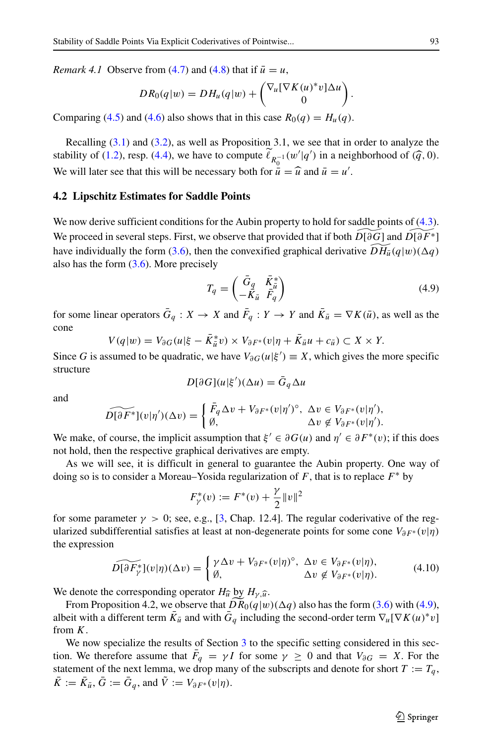*Remark 4.1* Observe from (4.7) and (4.8) that if $\bar{u} = u$,

$$DR_0(q|w) = DH_u(q|w) + \begin{pmatrix} \nabla_u[\nabla K(u)^* v]\Delta u \\ 0 \end{pmatrix}.$$

Comparing (4.5) and (4.6) also shows that in this case $R_0(q) = H_u(q)$.

Recalling (3.1) and (3.2), as well as Proposition 3.1, we see that in order to analyze the stability of (1.2), resp. (4.4), we have to compute $\widetilde{\ell}_{R_0^{-1}}(w'|q')$ in a neighborhood of $(\widehat{q}, 0)$. We will later see that this will be necessary both for $\bar{u} = \widehat{u}$ and $\bar{u} = u'$.

### 4.2 Lipschitz Estimates for Saddle Points

We now derive sufficient conditions for the Aubin property to hold for saddle points of (4.3). We proceed in several steps. First, we observe that provided that if both $\widetilde{D[\partial G]}$ and $\widetilde{D[\partial F^*]}$ have individually the form (3.6), then the convexified graphical derivative $\widetilde{DH_{\bar{u}}}(q|w)(\Delta q)$ also has the form (3.6). More precisely

$$T_q = \begin{pmatrix} \bar{G}_q & \bar{K}_{\bar{u}}^* \\ -\bar{K}_{\bar{u}} & \bar{F}_q \end{pmatrix} \tag{4.9}$$

for some linear operators $\bar{G}_q : X \to X$ and $\bar{F}_q : Y \to Y$ and $\bar{K}_{\bar{u}} = \nabla K(\bar{u})$, as well as the cone

$$V(q|w) = V_{\partial G}(u|\xi - \bar{K}_{\bar{u}}^* v) \times V_{\partial F^*}(v|\eta + \bar{K}_{\bar{u}} u + c_{\bar{u}}) \subset X \times Y.$$

Since $G$ is assumed to be quadratic, we have $V_{\partial G}(u|\xi') \equiv X$, which gives the more specific structure

$$D[\partial G](u|\xi')(\Delta u) = \bar{G}_q \Delta u$$

and

$$\widetilde{D[\partial F^*]}(v|\eta')(\Delta v) = \begin{cases} \bar{F}_q \Delta v + V_{\partial F^*}(v|\eta')^\circ, & \Delta v \in V_{\partial F^*}(v|\eta'), \\ \emptyset, & \Delta v \notin V_{\partial F^*}(v|\eta'). \end{cases}$$

We make, of course, the implicit assumption that $\xi' \in \partial G(u)$ and $\eta' \in \partial F^*(v)$; if this does not hold, then the respective graphical derivatives are empty.

As we will see, it is difficult in general to guarantee the Aubin property. One way of doing so is to consider a Moreau–Yosida regularization of $F$, that is to replace $F^*$ by

$$F_\gamma^*(v) := F^*(v) + \frac{\gamma}{2}\|v\|^2$$

for some parameter $\gamma > 0$; see, e.g., [3, Chap. 12.4]. The regular coderivative of the regularized subdifferential satisfies at least at non-degenerate points for some cone $V_{\partial F^*}(v|\eta)$ the expression

$$\widetilde{D[\partial F_\gamma^*]}(v|\eta)(\Delta v) = \begin{cases} \gamma \Delta v + V_{\partial F^*}(v|\eta)^\circ, & \Delta v \in V_{\partial F^*}(v|\eta), \\ \emptyset, & \Delta v \notin V_{\partial F^*}(v|\eta). \end{cases} \tag{4.10}$$

We denote the corresponding operator $H_{\widehat{u}}$ by $H_{\gamma,\widehat{u}}$.

From Proposition 4.2, we observe that $\widetilde{DR_0}(q|w)(\Delta q)$ also has the form (3.6) with (4.9), albeit with a different term $\bar{K}_{\bar{u}}$ and with $\bar{G}_q$ including the second-order term $\nabla_u[\nabla K(u)^* v]$ from $K$.

We now specialize the results of Section 3 to the specific setting considered in this section. We therefore assume that $\bar{F}_q = \gamma I$ for some $\gamma \geq 0$ and that $V_{\partial G} = X$. For the statement of the next lemma, we drop many of the subscripts and denote for short $T := T_q$, $\bar{K} := \bar{K}_{\bar{u}}$, $\bar{G} := \bar{G}_q$, and $\tilde{V} := V_{\partial F^*}(v|\eta)$.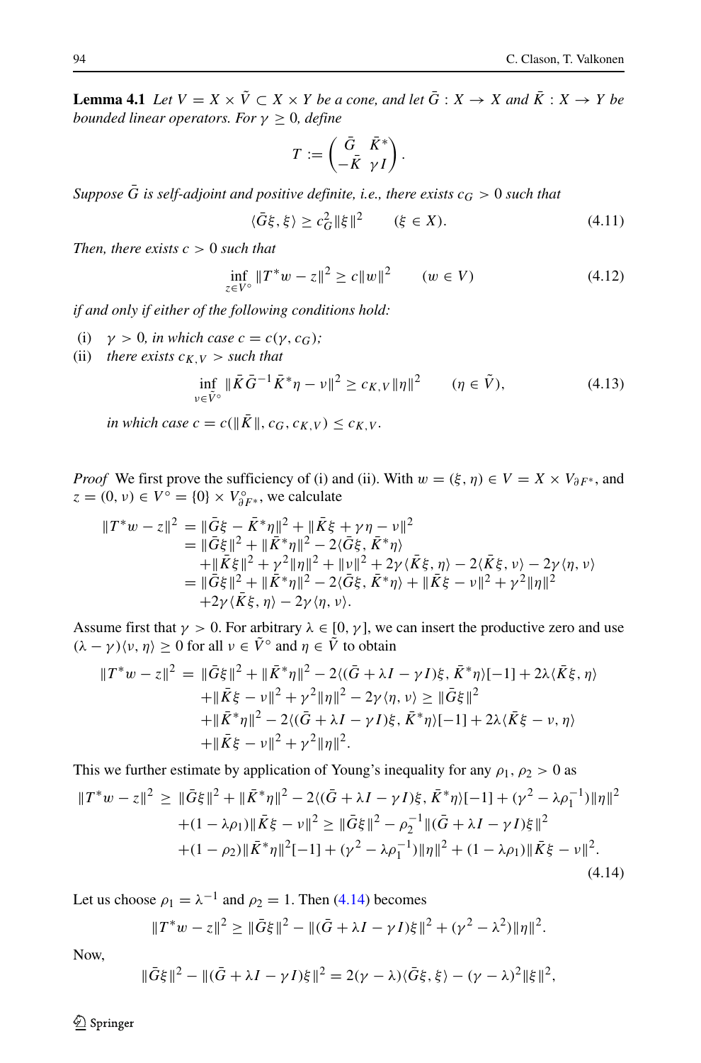**Lemma 4.1** *Let $V = X \times \tilde{V} \subset X \times Y$ be a cone, and let $\bar{G} : X \to X$ and $\bar{K} : X \to Y$ be bounded linear operators. For $\gamma \geq 0$, define*

$$T := \begin{pmatrix} \bar{G} & \bar{K}^* \\ -\bar{K} & \gamma I \end{pmatrix}.$$

*Suppose $\bar{G}$ is self-adjoint and positive definite, i.e., there exists $c_G > 0$ such that*

$$\langle \bar{G}\xi, \xi \rangle \geq c_G^2 \|\xi\|^2 \qquad (\xi \in X). \tag{4.11}$$

*Then, there exists $c > 0$ such that*

$$\inf_{z \in V^\circ} \|T^* w - z\|^2 \geq c\|w\|^2 \qquad (w \in V) \tag{4.12}$$

*if and only if either of the following conditions hold:*

(i) *$\gamma > 0$, in which case $c = c(\gamma, c_G)$;*
(ii) *there exists $c_{K,V} >$ such that*

$$\inf_{\nu \in \tilde{V}^\circ} \|\bar{K}\bar{G}^{-1}\bar{K}^*\eta - \nu\|^2 \geq c_{K,V}\|\eta\|^2 \qquad (\eta \in \tilde{V}), \tag{4.13}$$

*in which case $c = c(\|\bar{K}\|, c_G, c_{K,V}) \leq c_{K,V}$.*

*Proof* We first prove the sufficiency of (i) and (ii). With $w = (\xi, \eta) \in V = X \times V_{\partial F^*}$, and $z = (0, \nu) \in V^\circ = \{0\} \times V_{\partial F^*}^\circ$, we calculate

$$\begin{aligned}
\|T^* w - z\|^2 &= \|\bar{G}\xi - \bar{K}^*\eta\|^2 + \|\bar{K}\xi + \gamma\eta - \nu\|^2 \\
&= \|\bar{G}\xi\|^2 + \|\bar{K}^*\eta\|^2 - 2\langle \bar{G}\xi, \bar{K}^*\eta \rangle \\
&\quad + \|\bar{K}\xi\|^2 + \gamma^2\|\eta\|^2 + \|\nu\|^2 + 2\gamma\langle \bar{K}\xi, \eta \rangle - 2\langle \bar{K}\xi, \nu \rangle - 2\gamma\langle \eta, \nu \rangle \\
&= \|\bar{G}\xi\|^2 + \|\bar{K}^*\eta\|^2 - 2\langle \bar{G}\xi, \bar{K}^*\eta \rangle + \|\bar{K}\xi - \nu\|^2 + \gamma^2\|\eta\|^2 \\
&\quad + 2\gamma\langle \bar{K}\xi, \eta \rangle - 2\gamma\langle \eta, \nu \rangle.
\end{aligned}$$

Assume first that $\gamma > 0$. For arbitrary $\lambda \in [0, \gamma]$, we can insert the productive zero and use $(\lambda - \gamma)\langle \nu, \eta \rangle \geq 0$ for all $\nu \in \tilde{V}^\circ$ and $\eta \in \tilde{V}$ to obtain

$$\begin{aligned}
\|T^* w - z\|^2 &= \|\bar{G}\xi\|^2 + \|\bar{K}^*\eta\|^2 - 2\langle (\bar{G} + \lambda I - \gamma I)\xi, \bar{K}^*\eta \rangle[-1] + 2\lambda\langle \bar{K}\xi, \eta \rangle \\
&\quad + \|\bar{K}\xi - \nu\|^2 + \gamma^2\|\eta\|^2 - 2\gamma\langle \eta, \nu \rangle \geq \|\bar{G}\xi\|^2 \\
&\quad + \|\bar{K}^*\eta\|^2 - 2\langle (\bar{G} + \lambda I - \gamma I)\xi, \bar{K}^*\eta \rangle[-1] + 2\lambda\langle \bar{K}\xi - \nu, \eta \rangle \\
&\quad + \|\bar{K}\xi - \nu\|^2 + \gamma^2\|\eta\|^2.
\end{aligned}$$

This we further estimate by application of Young's inequality for any $\rho_1, \rho_2 > 0$ as

$$\begin{aligned}
\|T^* w - z\|^2 &\geq \|\bar{G}\xi\|^2 + \|\bar{K}^*\eta\|^2 - 2\langle (\bar{G} + \lambda I - \gamma I)\xi, \bar{K}^*\eta \rangle[-1] + (\gamma^2 - \lambda\rho_1^{-1})\|\eta\|^2 \\
&\quad + (1 - \lambda\rho_1)\|\bar{K}\xi - \nu\|^2 \geq \|\bar{G}\xi\|^2 - \rho_2^{-1}\|(\bar{G} + \lambda I - \gamma I)\xi\|^2 \\
&\quad + (1 - \rho_2)\|\bar{K}^*\eta\|^2[-1] + (\gamma^2 - \lambda\rho_1^{-1})\|\eta\|^2 + (1 - \lambda\rho_1)\|\bar{K}\xi - \nu\|^2.
\end{aligned} \tag{4.14}$$

Let us choose $\rho_1 = \lambda^{-1}$ and $\rho_2 = 1$. Then (4.14) becomes

$$\|T^* w - z\|^2 \geq \|\bar{G}\xi\|^2 - \|(\bar{G} + \lambda I - \gamma I)\xi\|^2 + (\gamma^2 - \lambda^2)\|\eta\|^2.$$

Now,

$$\|\bar{G}\xi\|^2 - \|(\bar{G} + \lambda I - \gamma I)\xi\|^2 = 2(\gamma - \lambda)\langle \bar{G}\xi, \xi \rangle - (\gamma - \lambda)^2\|\xi\|^2,$$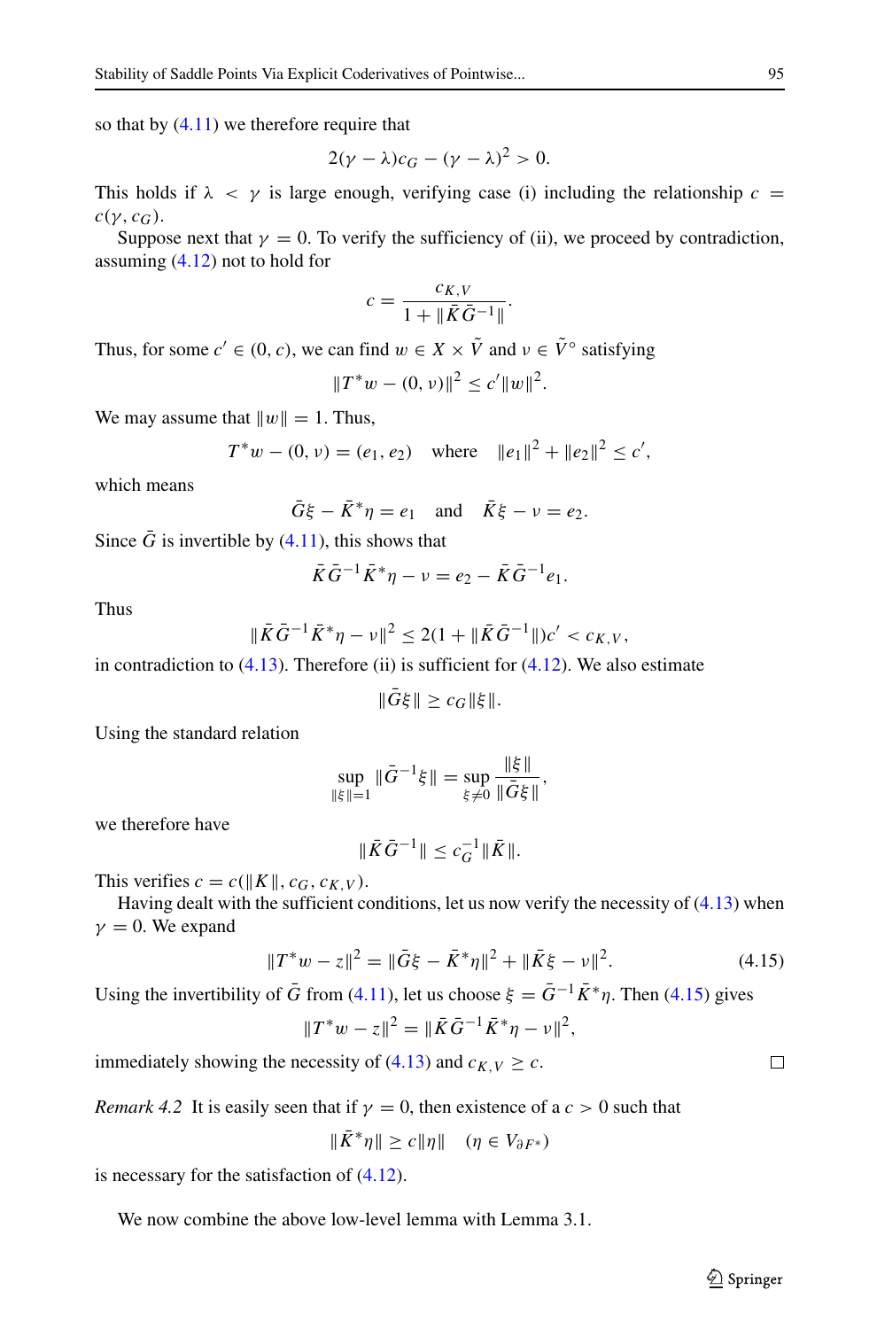so that by (4.11) we therefore require that

$$2(\gamma-\lambda)c_G-(\gamma-\lambda)^2>0.$$

This holds if $\lambda<\gamma$ is large enough, verifying case (i) including the relationship $c=c(\gamma,c_G)$.

Suppose next that $\gamma=0$. To verify the sufficiency of (ii), we proceed by contradiction, assuming (4.12) not to hold for

$$c=\frac{c_{K,V}}{1+\|\bar{K}\bar{G}^{-1}\|}.$$

Thus, for some $c'\in(0,c)$, we can find $w\in X\times\tilde{V}$ and $\nu\in\tilde{V}^\circ$ satisfying

$$\|T^*w-(0,\nu)\|^2\le c'\|w\|^2.$$

We may assume that $\|w\|=1$. Thus,

$$T^*w-(0,\nu)=(e_1,e_2)\quad\text{where}\quad\|e_1\|^2+\|e_2\|^2\le c',$$

which means

$$\bar{G}\xi-\bar{K}^*\eta=e_1\quad\text{and}\quad\bar{K}\xi-\nu=e_2.$$

Since $\bar{G}$ is invertible by (4.11), this shows that

$$\bar{K}\bar{G}^{-1}\bar{K}^*\eta-\nu=e_2-\bar{K}\bar{G}^{-1}e_1.$$

Thus

$$\|\bar{K}\bar{G}^{-1}\bar{K}^*\eta-\nu\|^2\le 2(1+\|\bar{K}\bar{G}^{-1}\|)c'<c_{K,V},$$

in contradiction to (4.13). Therefore (ii) is sufficient for (4.12). We also estimate

$$\|\bar{G}\xi\|\ge c_G\|\xi\|.$$

Using the standard relation

$$\sup_{\|\xi\|=1}\|\bar{G}^{-1}\xi\|=\sup_{\xi\ne 0}\frac{\|\xi\|}{\|\bar{G}\xi\|},$$

we therefore have

$$\|\bar{K}\bar{G}^{-1}\|\le c_G^{-1}\|\bar{K}\|.$$

This verifies $c=c(\|K\|,c_G,c_{K,V})$.

Having dealt with the sufficient conditions, let us now verify the necessity of (4.13) when $\gamma=0$. We expand

$$\|T^*w-z\|^2=\|\bar{G}\xi-\bar{K}^*\eta\|^2+\|\bar{K}\xi-\nu\|^2. \tag{4.15}$$

Using the invertibility of $\bar{G}$ from (4.11), let us choose $\xi=\bar{G}^{-1}\bar{K}^*\eta$. Then (4.15) gives

$$\|T^*w-z\|^2=\|\bar{K}\bar{G}^{-1}\bar{K}^*\eta-\nu\|^2,$$

immediately showing the necessity of (4.13) and $c_{K,V}\ge c$. □

*Remark 4.2* It is easily seen that if $\gamma=0$, then existence of a $c>0$ such that

$$\|\bar{K}^*\eta\|\ge c\|\eta\|\quad(\eta\in V_{\partial F^*})$$

is necessary for the satisfaction of (4.12).

We now combine the above low-level lemma with Lemma 3.1.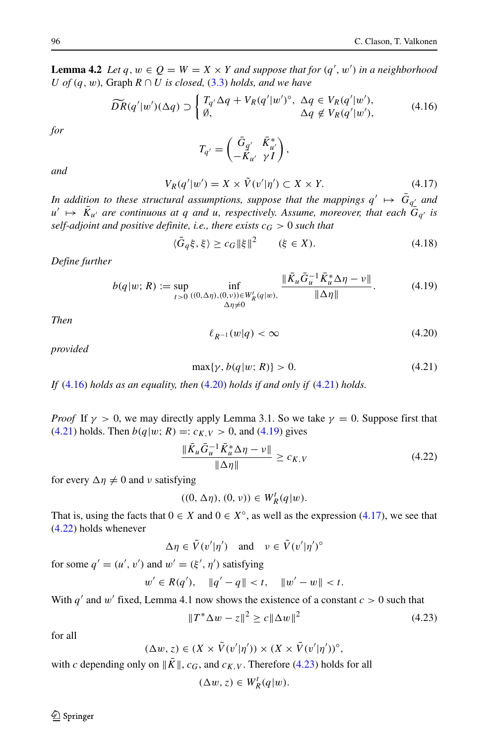**Lemma 4.2** *Let $q, w \in Q = W = X \times Y$ and suppose that for $(q', w')$ in a neighborhood $U$ of $(q, w)$, Graph $R \cap U$ is closed, (3.3) holds, and we have*

$$\widetilde{D}R(q'|w')(\Delta q) \supset \begin{cases} T_{q'}\Delta q + V_R(q'|w')^\circ, & \Delta q \in V_R(q'|w'), \\ \emptyset, & \Delta q \notin V_R(q'|w'), \end{cases} \tag{4.16}$$

*for*

$$T_{q'} = \begin{pmatrix} \bar{G}_{q'} & \bar{K}^*_{u'} \\ -\bar{K}_{u'} & \gamma I \end{pmatrix},$$

*and*

$$V_R(q'|w') = X \times \tilde{V}(v'|\eta') \subset X \times Y. \tag{4.17}$$

*In addition to these structural assumptions, suppose that the mappings $q' \mapsto \bar{G}_{q'}$ and $u' \mapsto \bar{K}_{u'}$ are continuous at $q$ and $u$, respectively. Assume, moreover, that each $\bar{G}_{q'}$ is self-adjoint and positive definite, i.e., there exists $c_G > 0$ such that*

$$\langle \bar{G}_q \xi, \xi \rangle \geq c_G \|\xi\|^2 \qquad (\xi \in X). \tag{4.18}$$

*Define further*

$$b(q|w; R) := \sup_{t>0} \inf_{\substack{((0,\Delta\eta),(0,\nu)) \in W_R^t(q|w), \\ \Delta\eta \neq 0}} \frac{\|\bar{K}_u \bar{G}_u^{-1} \bar{K}_u^* \Delta\eta - \nu\|}{\|\Delta\eta\|}. \tag{4.19}$$

*Then*

$$\ell_{R^{-1}}(w|q) < \infty \tag{4.20}$$

*provided*

$$\max\{\gamma, b(q|w; R)\} > 0. \tag{4.21}$$

*If (4.16) holds as an equality, then (4.20) holds if and only if (4.21) holds.*

*Proof* If $\gamma > 0$, we may directly apply Lemma 3.1. So we take $\gamma = 0$. Suppose first that (4.21) holds. Then $b(q|w; R) =: c_{K,V} > 0$, and (4.19) gives

$$\frac{\|\bar{K}_u \bar{G}_u^{-1} \bar{K}_u^* \Delta\eta - \nu\|}{\|\Delta\eta\|} \geq c_{K,V} \tag{4.22}$$

for every $\Delta\eta \neq 0$ and $\nu$ satisfying

$$((0, \Delta\eta), (0, \nu)) \in W_R^t(q|w).$$

That is, using the facts that $0 \in X$ and $0 \in X^\circ$, as well as the expression (4.17), we see that (4.22) holds whenever

$$\Delta\eta \in \tilde{V}(v'|\eta') \quad \text{and} \quad \nu \in \tilde{V}(v'|\eta')^\circ$$

for some $q' = (u', v')$ and $w' = (\xi', \eta')$ satisfying

$$w' \in R(q'), \quad \|q' - q\| < t, \quad \|w' - w\| < t.$$

With $q'$ and $w'$ fixed, Lemma 4.1 now shows the existence of a constant $c > 0$ such that

$$\|T^* \Delta w - z\|^2 \geq c\|\Delta w\|^2 \tag{4.23}$$

for all

$$(\Delta w, z) \in (X \times \tilde{V}(v'|\eta')) \times (X \times \tilde{V}(v'|\eta'))^\circ,$$

with $c$ depending only on $\|\bar{K}\|$, $c_G$, and $c_{K,V}$. Therefore (4.23) holds for all

$$(\Delta w, z) \in W_R^t(q|w).$$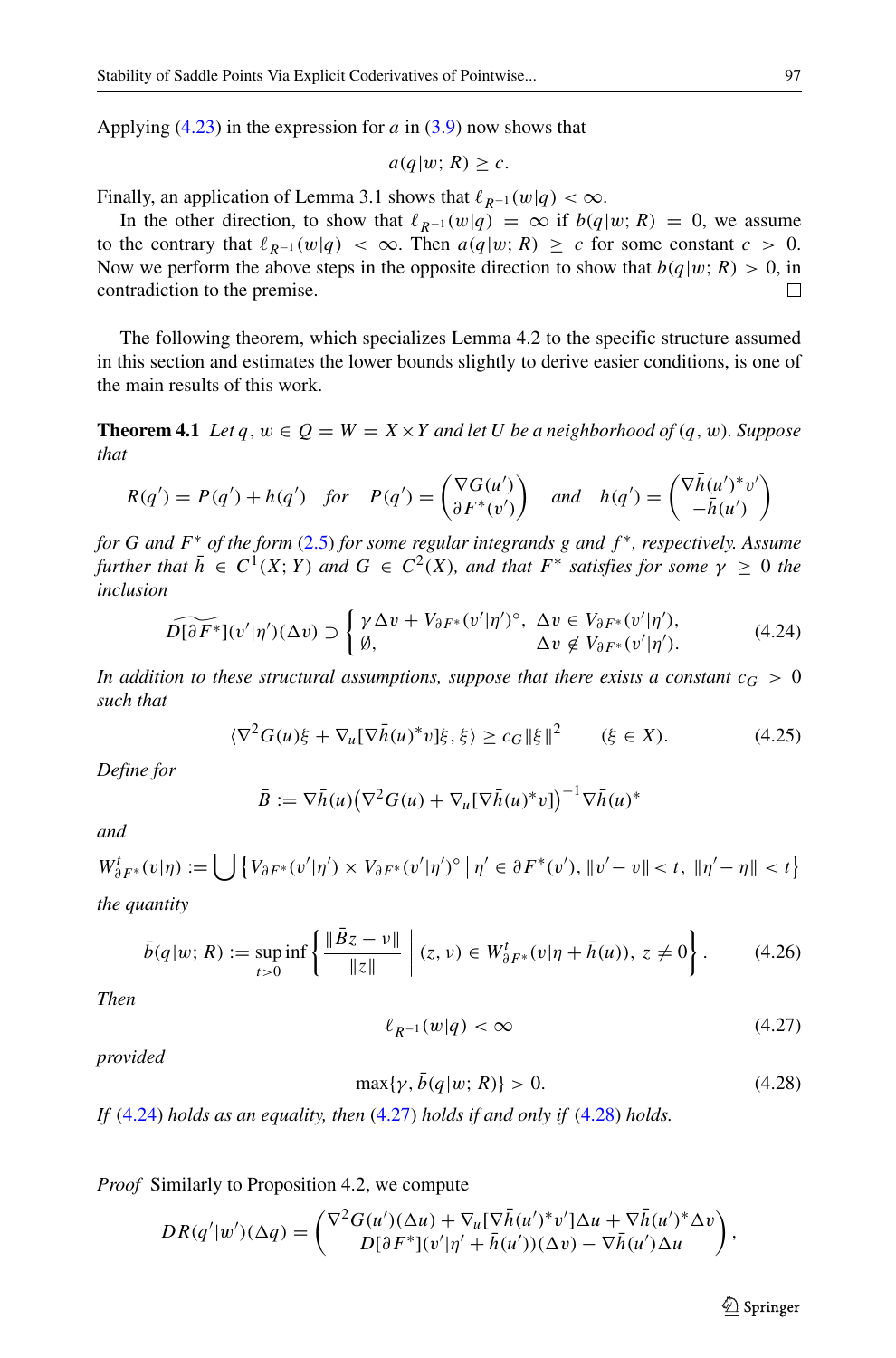Applying (4.23) in the expression for $a$ in (3.9) now shows that

$$a(q|w; R) \geq c.$$

Finally, an application of Lemma 3.1 shows that $\ell_{R^{-1}}(w|q) < \infty$.

In the other direction, to show that $\ell_{R^{-1}}(w|q) = \infty$ if $b(q|w; R) = 0$, we assume to the contrary that $\ell_{R^{-1}}(w|q) < \infty$. Then $a(q|w; R) \geq c$ for some constant $c > 0$. Now we perform the above steps in the opposite direction to show that $b(q|w; R) > 0$, in contradiction to the premise. □

The following theorem, which specializes Lemma 4.2 to the specific structure assumed in this section and estimates the lower bounds slightly to derive easier conditions, is one of the main results of this work.

**Theorem 4.1** *Let $q, w \in Q = W = X \times Y$ and let $U$ be a neighborhood of $(q, w)$. Suppose that*

$$R(q') = P(q') + h(q') \quad \text{for} \quad P(q') = \begin{pmatrix} \nabla G(u') \\ \partial F^*(v') \end{pmatrix} \quad \text{and} \quad h(q') = \begin{pmatrix} \nabla \bar{h}(u')^* v' \\ -\bar{h}(u') \end{pmatrix}$$

*for $G$ and $F^*$ of the form (2.5) for some regular integrands $g$ and $f^*$, respectively. Assume further that $\bar{h} \in C^1(X; Y)$ and $G \in C^2(X)$, and that $F^*$ satisfies for some $\gamma \geq 0$ the inclusion*

$$\widetilde{D[\partial F^*]}(v'|\eta')(\Delta v) \supset \begin{cases} \gamma \Delta v + V_{\partial F^*}(v'|\eta')^\circ, & \Delta v \in V_{\partial F^*}(v'|\eta'), \\ \emptyset, & \Delta v \notin V_{\partial F^*}(v'|\eta'). \end{cases} \tag{4.24}$$

*In addition to these structural assumptions, suppose that there exists a constant $c_G > 0$ such that*

$$\langle \nabla^2 G(u)\xi + \nabla_u[\nabla \bar{h}(u)^* v]\xi, \xi \rangle \geq c_G \|\xi\|^2 \qquad (\xi \in X). \tag{4.25}$$

*Define for*

$$\bar{B} := \nabla \bar{h}(u)\big(\nabla^2 G(u) + \nabla_u[\nabla \bar{h}(u)^* v]\big)^{-1} \nabla \bar{h}(u)^*$$

*and*

$$W^t_{\partial F^*}(v|\eta) := \bigcup \left\{ V_{\partial F^*}(v'|\eta') \times V_{\partial F^*}(v'|\eta')^\circ \;\middle|\; \eta' \in \partial F^*(v'), \|v' - v\| < t, \; \|\eta' - \eta\| < t \right\}$$

*the quantity*

$$\bar{b}(q|w; R) := \sup_{t>0} \inf \left\{ \frac{\|\bar{B}z - \nu\|}{\|z\|} \;\middle|\; (z, \nu) \in W^t_{\partial F^*}(v|\eta + \bar{h}(u)), \; z \neq 0 \right\}. \tag{4.26}$$

*Then*

$$\ell_{R^{-1}}(w|q) < \infty \tag{4.27}$$

*provided*

$$\max\{\gamma, \bar{b}(q|w; R)\} > 0. \tag{4.28}$$

*If (4.24) holds as an equality, then (4.27) holds if and only if (4.28) holds.*

*Proof* Similarly to Proposition 4.2, we compute

$$DR(q'|w')(\Delta q) = \begin{pmatrix} \nabla^2 G(u')(\Delta u) + \nabla_u[\nabla \bar{h}(u')^* v']\Delta u + \nabla \bar{h}(u')^* \Delta v \\ D[\partial F^*](v'|\eta' + \bar{h}(u'))(\Delta v) - \nabla \bar{h}(u')\Delta u \end{pmatrix},$$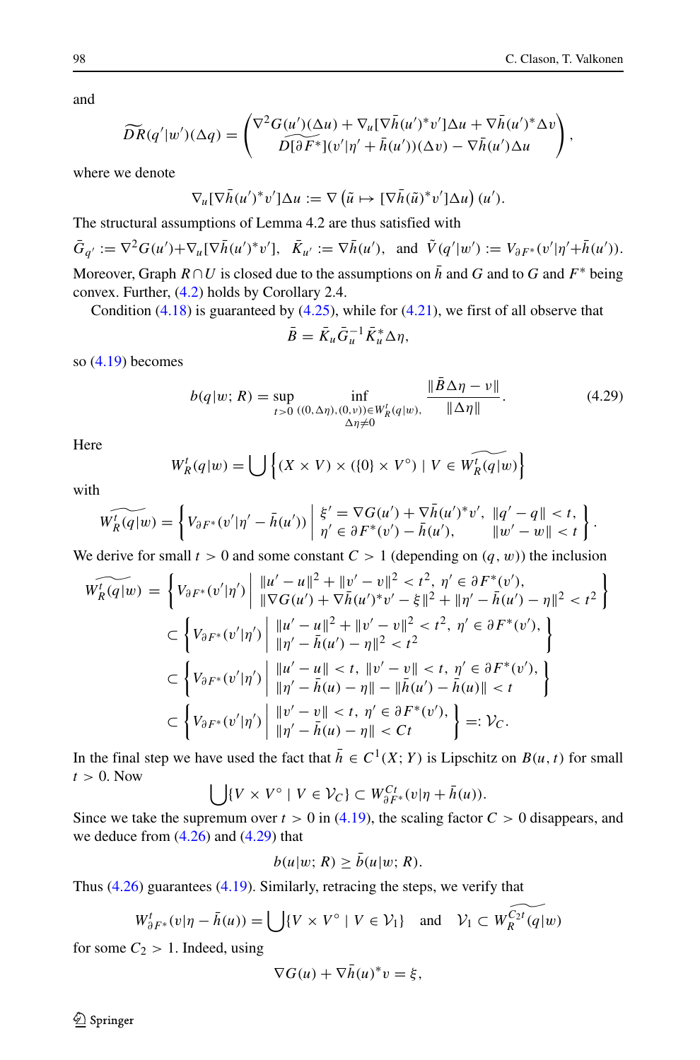and

$$\widetilde{DR}(q'|w')(\Delta q) = \begin{pmatrix} \nabla^2 G(u')(\Delta u) + \nabla_u[\nabla \bar{h}(u')^* v']\Delta u + \nabla \bar{h}(u')^* \Delta v \\ \widetilde{D[\partial F^*]}(v'|\eta' + \bar{h}(u'))(\Delta v) - \nabla \bar{h}(u')\Delta u \end{pmatrix},$$

where we denote

$$\nabla_u[\nabla \bar{h}(u')^* v']\Delta u := \nabla \left( \tilde{u} \mapsto [\nabla \bar{h}(\tilde{u})^* v']\Delta u \right)(u').$$

The structural assumptions of Lemma 4.2 are thus satisfied with

$$\bar{G}_{q'} := \nabla^2 G(u') + \nabla_u[\nabla \bar{h}(u')^* v'], \quad \bar{K}_{u'} := \nabla \bar{h}(u'), \quad \text{and} \quad \tilde{V}(q'|w') := V_{\partial F^*}(v'|\eta' + \bar{h}(u')).$$

Moreover, Graph $R \cap U$ is closed due to the assumptions on $\bar{h}$ and $G$ and to $G$ and $F^*$ being convex. Further, (4.2) holds by Corollary 2.4.

Condition (4.18) is guaranteed by (4.25), while for (4.21), we first of all observe that

$$\bar{B} = \bar{K}_u \bar{G}_u^{-1} \bar{K}_u^* \Delta\eta,$$

so (4.19) becomes

$$b(q|w; R) = \sup_{t>0} \inf_{\substack{((0,\Delta\eta),(0,\nu)) \in W_R^t(q|w), \\ \Delta\eta \neq 0}} \frac{\|\bar{B}\Delta\eta - \nu\|}{\|\Delta\eta\|}. \tag{4.29}$$

Here

$$W_R^t(q|w) = \bigcup \left\{ (X \times V) \times (\{0\} \times V^\circ) \mid V \in \widetilde{W_R^t(q|w)} \right\}$$

with

$$\widetilde{W_R^t(q|w)} = \left\{ V_{\partial F^*}(v'|\eta' - \bar{h}(u')) \;\middle|\; \begin{array}{ll} \xi' = \nabla G(u') + \nabla \bar{h}(u')^* v', & \|q' - q\| < t, \\ \eta' \in \partial F^*(v') - \bar{h}(u'), & \|w' - w\| < t \end{array} \right\}.$$

We derive for small $t > 0$ and some constant $C > 1$ (depending on $(q, w)$) the inclusion

$$\begin{aligned}
\widetilde{W_R^t(q|w)} &= \left\{ V_{\partial F^*}(v'|\eta') \;\middle|\; \begin{array}{l} \|u' - u\|^2 + \|v' - v\|^2 < t^2, \ \eta' \in \partial F^*(v'), \\ \|\nabla G(u') + \nabla \bar{h}(u')^* v' - \xi\|^2 + \|\eta' - \bar{h}(u') - \eta\|^2 < t^2 \end{array} \right\} \\
&\subset \left\{ V_{\partial F^*}(v'|\eta') \;\middle|\; \begin{array}{l} \|u' - u\|^2 + \|v' - v\|^2 < t^2, \ \eta' \in \partial F^*(v'), \\ \|\eta' - \bar{h}(u') - \eta\|^2 < t^2 \end{array} \right\} \\
&\subset \left\{ V_{\partial F^*}(v'|\eta') \;\middle|\; \begin{array}{l} \|u' - u\| < t, \ \|v' - v\| < t, \ \eta' \in \partial F^*(v'), \\ \|\eta' - \bar{h}(u) - \eta\| - \|\bar{h}(u') - \bar{h}(u)\| < t \end{array} \right\} \\
&\subset \left\{ V_{\partial F^*}(v'|\eta') \;\middle|\; \begin{array}{l} \|v' - v\| < t, \ \eta' \in \partial F^*(v'), \\ \|\eta' - \bar{h}(u) - \eta\| < Ct \end{array} \right\} =: \mathcal{V}_C.
\end{aligned}$$

In the final step we have used the fact that $\bar{h} \in C^1(X; Y)$ is Lipschitz on $B(u, t)$ for small $t > 0$. Now

$$\bigcup \{ V \times V^\circ \mid V \in \mathcal{V}_C \} \subset W_{\partial F^*}^{Ct}(v|\eta + \bar{h}(u)).$$

Since we take the supremum over $t > 0$ in (4.19), the scaling factor $C > 0$ disappears, and we deduce from (4.26) and (4.29) that

$$b(u|w; R) \geq \bar{b}(u|w; R).$$

Thus (4.26) guarantees (4.19). Similarly, retracing the steps, we verify that

$$W_{\partial F^*}^t(v|\eta - \bar{h}(u)) = \bigcup \{ V \times V^\circ \mid V \in \mathcal{V}_1 \} \quad \text{and} \quad \mathcal{V}_1 \subset \widetilde{W_R^{C_2 t}(q|w)}$$

for some $C_2 > 1$. Indeed, using

$$\nabla G(u) + \nabla \bar{h}(u)^* v = \xi,$$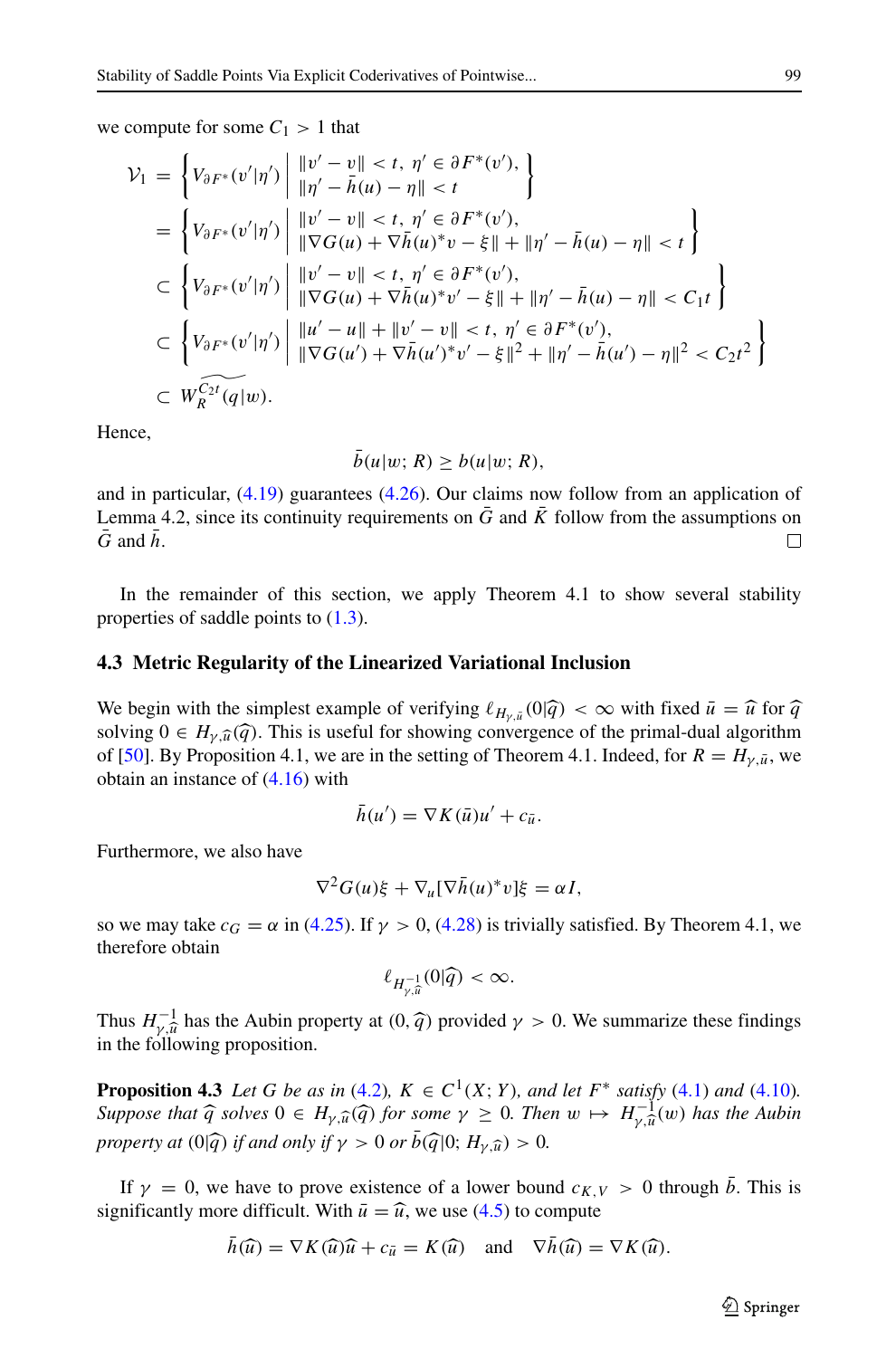we compute for some $C_1 > 1$ that

$$
\begin{aligned}
\mathcal{V}_1 &= \left\{ V_{\partial F^*}(v'|\eta') \;\middle|\; \begin{array}{l} \|v' - v\| < t,\ \eta' \in \partial F^*(v'), \\ \|\eta' - \bar{h}(u) - \eta\| < t \end{array} \right\} \\
&= \left\{ V_{\partial F^*}(v'|\eta') \;\middle|\; \begin{array}{l} \|v' - v\| < t,\ \eta' \in \partial F^*(v'), \\ \|\nabla G(u) + \nabla \bar{h}(u)^* v - \xi\| + \|\eta' - \bar{h}(u) - \eta\| < t \end{array} \right\} \\
&\subset \left\{ V_{\partial F^*}(v'|\eta') \;\middle|\; \begin{array}{l} \|v' - v\| < t,\ \eta' \in \partial F^*(v'), \\ \|\nabla G(u) + \nabla \bar{h}(u)^* v' - \xi\| + \|\eta' - \bar{h}(u) - \eta\| < C_1 t \end{array} \right\} \\
&\subset \left\{ V_{\partial F^*}(v'|\eta') \;\middle|\; \begin{array}{l} \|u' - u\| + \|v' - v\| < t,\ \eta' \in \partial F^*(v'), \\ \|\nabla G(u') + \nabla \bar{h}(u')^* v' - \xi\|^2 + \|\eta' - \bar{h}(u') - \eta\|^2 < C_2 t^2 \end{array} \right\} \\
&\subset \widetilde{W_R^{C_2 t}}(q|w).
\end{aligned}
$$

Hence,

$$
\bar{b}(u|w; R) \geq b(u|w; R),
$$

and in particular, (4.19) guarantees (4.26). Our claims now follow from an application of Lemma 4.2, since its continuity requirements on $\bar{G}$ and $\bar{K}$ follow from the assumptions on $\bar{G}$ and $\bar{h}$. $\square$

In the remainder of this section, we apply Theorem 4.1 to show several stability properties of saddle points to (1.3).

### 4.3 Metric Regularity of the Linearized Variational Inclusion

We begin with the simplest example of verifying $\ell_{H_{\gamma,\bar{u}}}(0|\widehat{q}) < \infty$ with fixed $\bar{u} = \widehat{u}$ for $\widehat{q}$ solving $0 \in H_{\gamma,\widehat{u}}(\widehat{q})$. This is useful for showing convergence of the primal-dual algorithm of [50]. By Proposition 4.1, we are in the setting of Theorem 4.1. Indeed, for $R = H_{\gamma,\bar{u}}$, we obtain an instance of (4.16) with

$$
\bar{h}(u') = \nabla K(\bar{u}) u' + c_{\bar{u}}.
$$

Furthermore, we also have

$$
\nabla^2 G(u)\xi + \nabla_u [\nabla \bar{h}(u)^* v]\xi = \alpha I,
$$

so we may take $c_G = \alpha$ in (4.25). If $\gamma > 0$, (4.28) is trivially satisfied. By Theorem 4.1, we therefore obtain

$$
\ell_{H^{-1}_{\gamma,\bar{u}}}(0|\widehat{q}) < \infty.
$$

Thus $H^{-1}_{\gamma,\bar{u}}$ has the Aubin property at $(0, \widehat{q})$ provided $\gamma > 0$. We summarize these findings in the following proposition.

**Proposition 4.3** *Let $G$ be as in (4.2), $K \in C^1(X; Y)$, and let $F^*$ satisfy (4.1) and (4.10). Suppose that $\widehat{q}$ solves $0 \in H_{\gamma,\widehat{u}}(\widehat{q})$ for some $\gamma \geq 0$. Then $w \mapsto H^{-1}_{\gamma,\widehat{u}}(w)$ has the Aubin property at $(0|\widehat{q})$ if and only if $\gamma > 0$ or $\bar{b}(\widehat{q}|0; H_{\gamma,\widehat{u}}) > 0$.*

If $\gamma = 0$, we have to prove existence of a lower bound $c_{K,V} > 0$ through $\bar{b}$. This is significantly more difficult. With $\bar{u} = \widehat{u}$, we use (4.5) to compute

$$
\bar{h}(\widehat{u}) = \nabla K(\widehat{u})\widehat{u} + c_{\bar{u}} = K(\widehat{u}) \quad \text{and} \quad \nabla \bar{h}(\widehat{u}) = \nabla K(\widehat{u}).
$$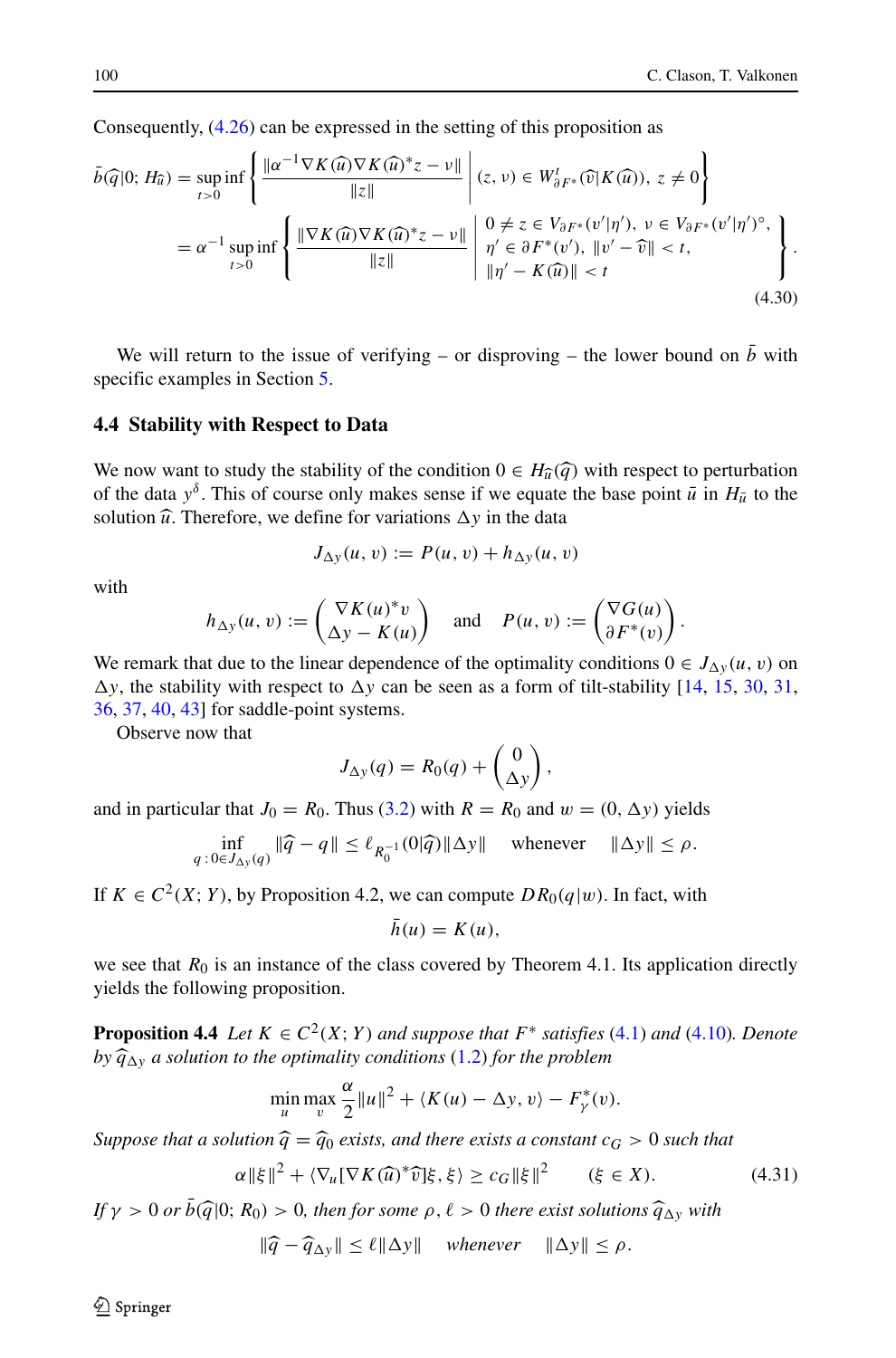Consequently, (4.26) can be expressed in the setting of this proposition as

$$
\begin{aligned}
\bar{b}(\widehat{q}|0; H_{\widehat{u}}) &= \sup_{t>0} \inf \left\{ \frac{\|\alpha^{-1}\nabla K(\widehat{u})\nabla K(\widehat{u})^* z - \nu\|}{\|z\|} \;\middle|\; (z,\nu) \in W^t_{\partial F^*}(\widehat{v}|K(\widehat{u})),\ z \neq 0 \right\} \\
&= \alpha^{-1} \sup_{t>0} \inf \left\{ \frac{\|\nabla K(\widehat{u})\nabla K(\widehat{u})^* z - \nu\|}{\|z\|} \;\middle|\; \begin{array}{l} 0 \neq z \in V_{\partial F^*}(v'|\eta'),\ \nu \in V_{\partial F^*}(v'|\eta')^\circ, \\ \eta' \in \partial F^*(v'),\ \|v' - \widehat{v}\| < t, \\ \|\eta' - K(\widehat{u})\| < t \end{array} \right\}.
\end{aligned}
\tag{4.30}
$$

We will return to the issue of verifying – or disproving – the lower bound on $\bar{b}$ with specific examples in Section 5.

### 4.4 Stability with Respect to Data

We now want to study the stability of the condition $0 \in H_{\widehat{u}}(\widehat{q})$ with respect to perturbation of the data $y^\delta$. This of course only makes sense if we equate the base point $\bar{u}$ in $H_{\bar{u}}$ to the solution $\widehat{u}$. Therefore, we define for variations $\Delta y$ in the data

$$
J_{\Delta y}(u, v) := P(u, v) + h_{\Delta y}(u, v)
$$

with

$$
h_{\Delta y}(u, v) := \begin{pmatrix} \nabla K(u)^* v \\ \Delta y - K(u) \end{pmatrix} \quad \text{and} \quad P(u, v) := \begin{pmatrix} \nabla G(u) \\ \partial F^*(v) \end{pmatrix}.
$$

We remark that due to the linear dependence of the optimality conditions $0 \in J_{\Delta y}(u, v)$ on $\Delta y$, the stability with respect to $\Delta y$ can be seen as a form of tilt-stability [14, 15, 30, 31, 36, 37, 40, 43] for saddle-point systems.

Observe now that

$$
J_{\Delta y}(q) = R_0(q) + \begin{pmatrix} 0 \\ \Delta y \end{pmatrix},
$$

and in particular that $J_0 = R_0$. Thus (3.2) with $R = R_0$ and $w = (0, \Delta y)$ yields

$$
\inf_{q\,:\,0 \in J_{\Delta y}(q)} \|\widehat{q} - q\| \leq \ell_{R_0^{-1}}(0|\widehat{q})\|\Delta y\| \quad \text{whenever} \quad \|\Delta y\| \leq \rho.
$$

If $K \in C^2(X; Y)$, by Proposition 4.2, we can compute $DR_0(q|w)$. In fact, with

$$
\bar{h}(u) = K(u),
$$

we see that $R_0$ is an instance of the class covered by Theorem 4.1. Its application directly yields the following proposition.

**Proposition 4.4** *Let $K \in C^2(X; Y)$ and suppose that $F^*$ satisfies (4.1) and (4.10). Denote by $\widehat{q}_{\Delta y}$ a solution to the optimality conditions (1.2) for the problem*

$$
\min_u \max_v \frac{\alpha}{2}\|u\|^2 + \langle K(u) - \Delta y, v\rangle - F^*_\gamma(v).
$$

*Suppose that a solution $\widehat{q} = \widehat{q}_0$ exists, and there exists a constant $c_G > 0$ such that*

$$
\alpha\|\xi\|^2 + \langle \nabla_u[\nabla K(\widehat{u})^*\widehat{v}]\xi, \xi\rangle \geq c_G\|\xi\|^2 \qquad (\xi \in X). \tag{4.31}
$$

*If $\gamma > 0$ or $\bar{b}(\widehat{q}|0; R_0) > 0$, then for some $\rho, \ell > 0$ there exist solutions $\widehat{q}_{\Delta y}$ with*

$$
\|\widehat{q} - \widehat{q}_{\Delta y}\| \leq \ell\|\Delta y\| \quad \text{whenever} \quad \|\Delta y\| \leq \rho.
$$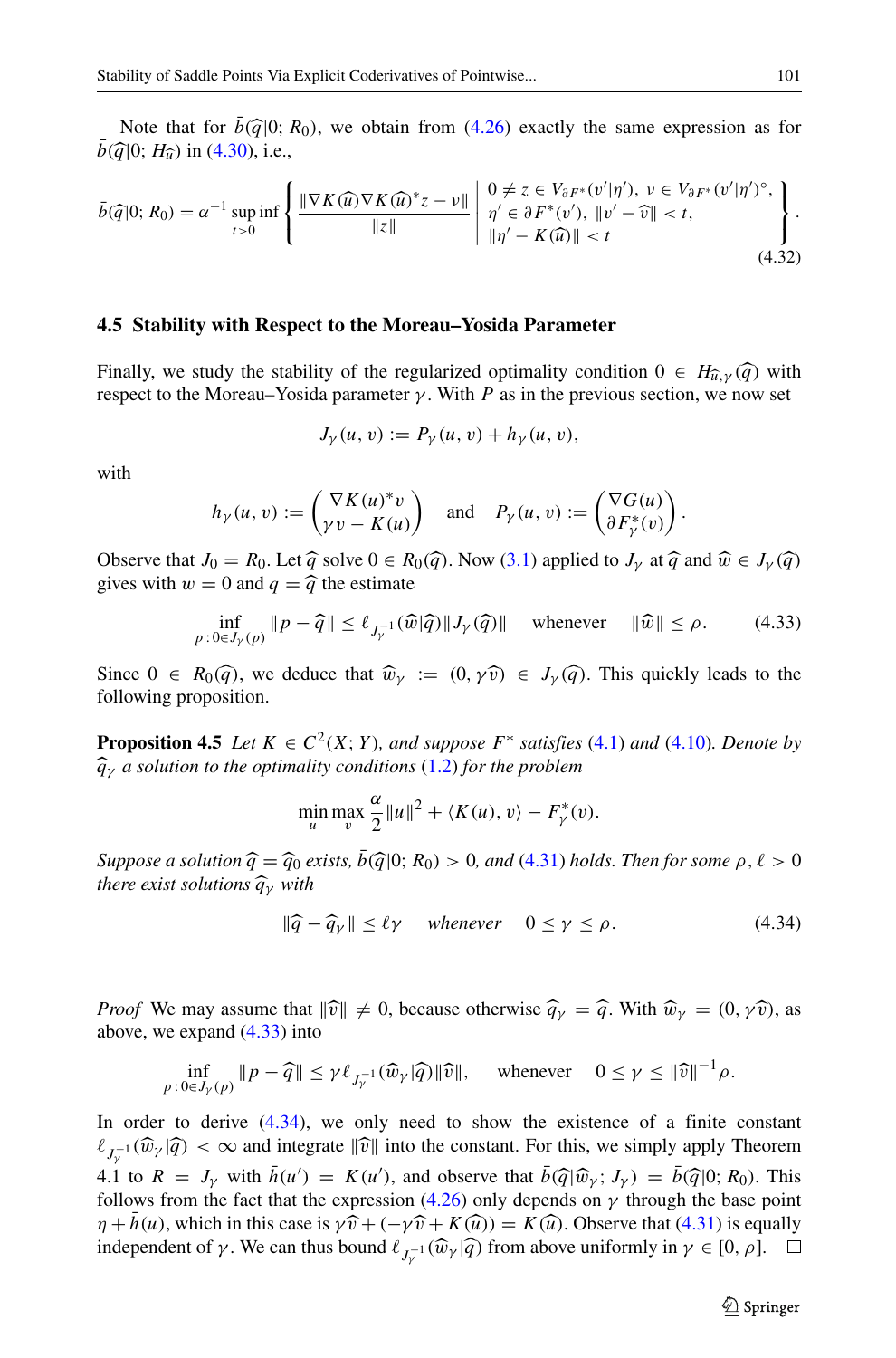Note that for $\bar{b}(\widehat{q}|0; R_0)$, we obtain from (4.26) exactly the same expression as for $\bar{b}(\widehat{q}|0; H_{\widehat{u}})$ in (4.30), i.e.,

$$\bar{b}(\widehat{q}|0; R_0) = \alpha^{-1} \sup_{t>0} \inf \left\{ \frac{\|\nabla K(\widehat{u}) \nabla K(\widehat{u})^* z - \nu\|}{\|z\|} \;\middle|\; \begin{array}{l} 0 \neq z \in V_{\partial F^*}(v'|\eta'),\ \nu \in V_{\partial F^*}(v'|\eta')^\circ, \\ \eta' \in \partial F^*(v'),\ \|v' - \widehat{v}\| < t, \\ \|\eta' - K(\widehat{u})\| < t \end{array} \right\}. \tag{4.32}$$

## 4.5 Stability with Respect to the Moreau–Yosida Parameter

Finally, we study the stability of the regularized optimality condition $0 \in H_{\widehat{u},\gamma}(\widehat{q})$ with respect to the Moreau–Yosida parameter $\gamma$. With $P$ as in the previous section, we now set

$$J_\gamma(u, v) := P_\gamma(u, v) + h_\gamma(u, v),$$

with

$$h_\gamma(u, v) := \begin{pmatrix} \nabla K(u)^* v \\ \gamma v - K(u) \end{pmatrix} \quad \text{and} \quad P_\gamma(u, v) := \begin{pmatrix} \nabla G(u) \\ \partial F_\gamma^*(v) \end{pmatrix}.$$

Observe that $J_0 = R_0$. Let $\widehat{q}$ solve $0 \in R_0(\widehat{q})$. Now (3.1) applied to $J_\gamma$ at $\widehat{q}$ and $\widehat{w} \in J_\gamma(\widehat{q})$ gives with $w = 0$ and $q = \widehat{q}$ the estimate

$$\inf_{p\,:\,0 \in J_\gamma(p)} \|p - \widehat{q}\| \leq \ell_{J_\gamma^{-1}}(\widehat{w}|\widehat{q}) \|J_\gamma(\widehat{q})\| \quad \text{whenever} \quad \|\widehat{w}\| \leq \rho. \tag{4.33}$$

Since $0 \in R_0(\widehat{q})$, we deduce that $\widehat{w}_\gamma := (0, \gamma\widehat{v}) \in J_\gamma(\widehat{q})$. This quickly leads to the following proposition.

**Proposition 4.5** *Let $K \in C^2(X; Y)$, and suppose $F^*$ satisfies (4.1) and (4.10). Denote by $\widehat{q}_\gamma$ a solution to the optimality conditions (1.2) for the problem*

$$\min_u \max_v \frac{\alpha}{2}\|u\|^2 + \langle K(u), v\rangle - F_\gamma^*(v).$$

*Suppose a solution $\widehat{q} = \widehat{q}_0$ exists, $\bar{b}(\widehat{q}|0; R_0) > 0$, and (4.31) holds. Then for some $\rho, \ell > 0$ there exist solutions $\widehat{q}_\gamma$ with*

$$\|\widehat{q} - \widehat{q}_\gamma\| \leq \ell\gamma \quad \textit{whenever} \quad 0 \leq \gamma \leq \rho. \tag{4.34}$$

*Proof* We may assume that $\|\widehat{v}\| \neq 0$, because otherwise $\widehat{q}_\gamma = \widehat{q}$. With $\widehat{w}_\gamma = (0, \gamma\widehat{v})$, as above, we expand (4.33) into

$$\inf_{p\,:\,0 \in J_\gamma(p)} \|p - \widehat{q}\| \leq \gamma \ell_{J_\gamma^{-1}}(\widehat{w}_\gamma|\widehat{q}) \|\widehat{v}\|, \quad \text{whenever} \quad 0 \leq \gamma \leq \|\widehat{v}\|^{-1}\rho.$$

In order to derive (4.34), we only need to show the existence of a finite constant $\ell_{J_\gamma^{-1}}(\widehat{w}_\gamma|\widehat{q}) < \infty$ and integrate $\|\widehat{v}\|$ into the constant. For this, we simply apply Theorem 4.1 to $R = J_\gamma$ with $\bar{h}(u') = K(u')$, and observe that $\bar{b}(\widehat{q}|\widehat{w}_\gamma; J_\gamma) = \bar{b}(\widehat{q}|0; R_0)$. This follows from the fact that the expression (4.26) only depends on $\gamma$ through the base point $\eta + \bar{h}(u)$, which in this case is $\gamma\widehat{v} + (-\gamma\widehat{v} + K(\widehat{u})) = K(\widehat{u})$. Observe that (4.31) is equally independent of $\gamma$. We can thus bound $\ell_{J_\gamma^{-1}}(\widehat{w}_\gamma|\widehat{q})$ from above uniformly in $\gamma \in [0, \rho]$. $\square$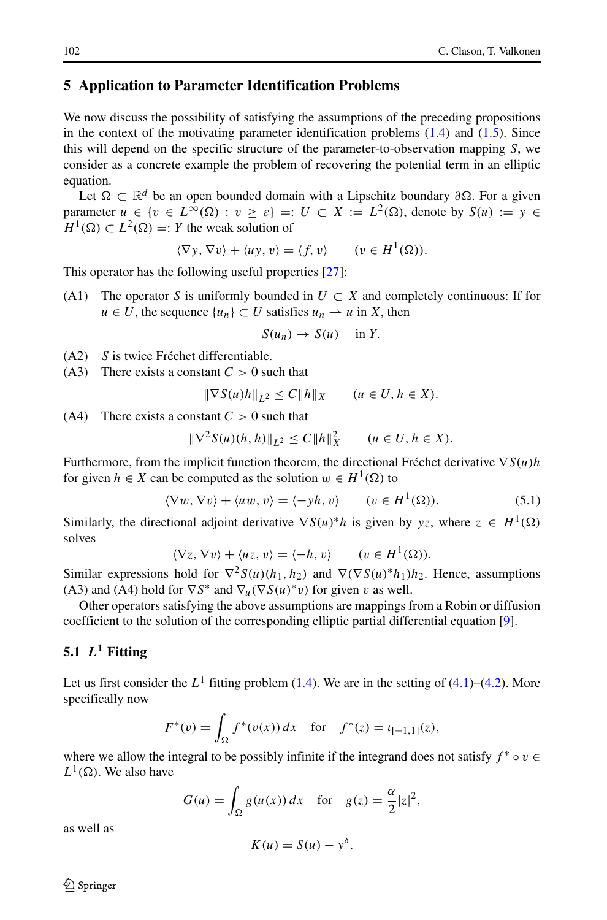## 5 Application to Parameter Identification Problems

We now discuss the possibility of satisfying the assumptions of the preceding propositions in the context of the motivating parameter identification problems (1.4) and (1.5). Since this will depend on the specific structure of the parameter-to-observation mapping $S$, we consider as a concrete example the problem of recovering the potential term in an elliptic equation.

Let $\Omega \subset \mathbb{R}^d$ be an open bounded domain with a Lipschitz boundary $\partial\Omega$. For a given parameter $u \in \{v \in L^\infty(\Omega) : v \geq \varepsilon\} =: U \subset X := L^2(\Omega)$, denote by $S(u) := y \in H^1(\Omega) \subset L^2(\Omega) =: Y$ the weak solution of

$$\langle \nabla y, \nabla v \rangle + \langle uy, v \rangle = \langle f, v \rangle \qquad (v \in H^1(\Omega)).$$

This operator has the following useful properties [27]:

(A1) The operator $S$ is uniformly bounded in $U \subset X$ and completely continuous: If for $u \in U$, the sequence $\{u_n\} \subset U$ satisfies $u_n \rightharpoonup u$ in $X$, then

$$S(u_n) \to S(u) \quad \text{in } Y.$$

(A2) $S$ is twice Fréchet differentiable.

(A3) There exists a constant $C > 0$ such that

$$\|\nabla S(u)h\|_{L^2} \leq C\|h\|_X \qquad (u \in U, h \in X).$$

(A4) There exists a constant $C > 0$ such that

$$\|\nabla^2 S(u)(h,h)\|_{L^2} \leq C\|h\|_X^2 \qquad (u \in U, h \in X).$$

Furthermore, from the implicit function theorem, the directional Fréchet derivative $\nabla S(u)h$ for given $h \in X$ can be computed as the solution $w \in H^1(\Omega)$ to

$$\langle \nabla w, \nabla v \rangle + \langle uw, v \rangle = \langle -yh, v \rangle \qquad (v \in H^1(\Omega)). \tag{5.1}$$

Similarly, the directional adjoint derivative $\nabla S(u)^* h$ is given by $yz$, where $z \in H^1(\Omega)$ solves

$$\langle \nabla z, \nabla v \rangle + \langle uz, v \rangle = \langle -h, v \rangle \qquad (v \in H^1(\Omega)).$$

Similar expressions hold for $\nabla^2 S(u)(h_1, h_2)$ and $\nabla(\nabla S(u)^* h_1)h_2$. Hence, assumptions (A3) and (A4) hold for $\nabla S^*$ and $\nabla_u(\nabla S(u)^* v)$ for given $v$ as well.

Other operators satisfying the above assumptions are mappings from a Robin or diffusion coefficient to the solution of the corresponding elliptic partial differential equation [9].

### 5.1 $L^1$ Fitting

Let us first consider the $L^1$ fitting problem (1.4). We are in the setting of (4.1)–(4.2). More specifically now

$$F^*(v) = \int_\Omega f^*(v(x))\,dx \quad \text{for} \quad f^*(z) = \iota_{[-1,1]}(z),$$

where we allow the integral to be possibly infinite if the integrand does not satisfy $f^* \circ v \in L^1(\Omega)$. We also have

$$G(u) = \int_\Omega g(u(x))\,dx \quad \text{for} \quad g(z) = \frac{\alpha}{2}|z|^2,$$

as well as

$$K(u) = S(u) - y^\delta.$$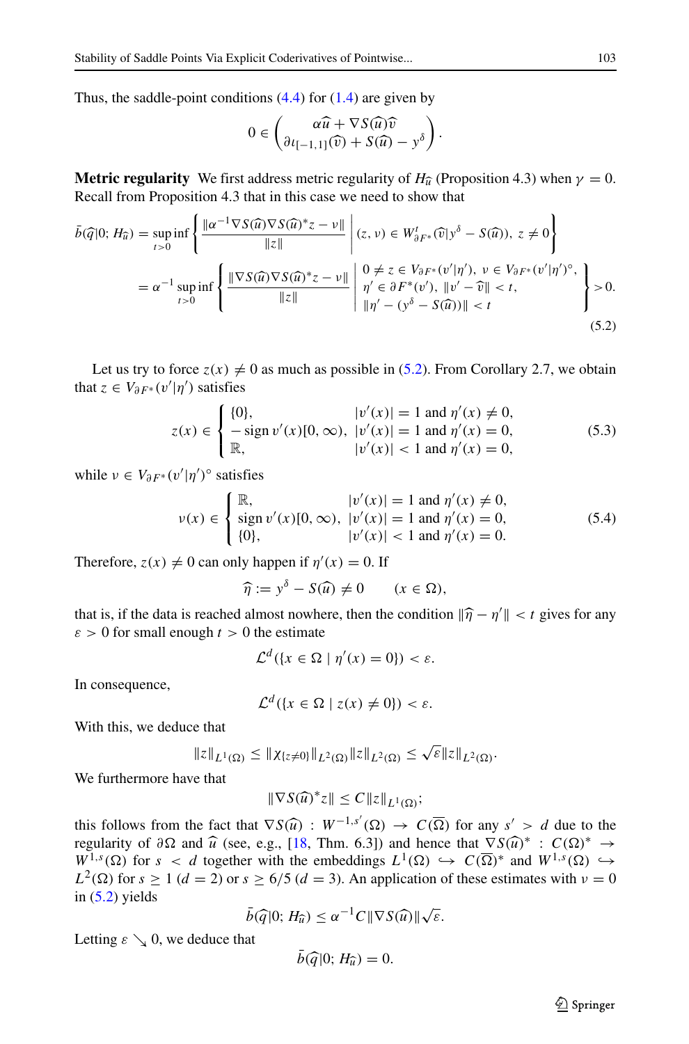Thus, the saddle-point conditions (4.4) for (1.4) are given by

$$0 \in \begin{pmatrix} \alpha\widehat{u} + \nabla S(\widehat{u})\widehat{v} \\ \partial\iota_{[-1,1]}(\widehat{v}) + S(\widehat{u}) - y^\delta \end{pmatrix}.$$

**Metric regularity** We first address metric regularity of $H_{\widehat{u}}$ (Proposition 4.3) when $\gamma = 0$. Recall from Proposition 4.3 that in this case we need to show that

$$\begin{aligned}
\bar{b}(\widehat{q}|0; H_{\widehat{u}}) &= \sup_{t>0} \inf \left\{ \frac{\|\alpha^{-1}\nabla S(\widehat{u})\nabla S(\widehat{u})^* z - \nu\|}{\|z\|} \,\middle|\, (z, \nu) \in W^t_{\partial F^*}(\widehat{v}|y^\delta - S(\widehat{u})),\ z \neq 0 \right\} \\
&= \alpha^{-1} \sup_{t>0} \inf \left\{ \frac{\|\nabla S(\widehat{u})\nabla S(\widehat{u})^* z - \nu\|}{\|z\|} \,\middle|\, \begin{array}{l} 0 \neq z \in V_{\partial F^*}(v'|\eta'),\ \nu \in V_{\partial F^*}(v'|\eta')^\circ, \\ \eta' \in \partial F^*(v'),\ \|v' - \widehat{v}\| < t, \\ \|\eta' - (y^\delta - S(\widehat{u}))\| < t \end{array} \right\} > 0.
\end{aligned} \tag{5.2}$$

Let us try to force $z(x) \neq 0$ as much as possible in (5.2). From Corollary 2.7, we obtain that $z \in V_{\partial F^*}(v'|\eta')$ satisfies

$$z(x) \in \begin{cases} \{0\}, & |v'(x)| = 1 \text{ and } \eta'(x) \neq 0, \\ -\operatorname{sign} v'(x)[0, \infty), & |v'(x)| = 1 \text{ and } \eta'(x) = 0, \\ \mathbb{R}, & |v'(x)| < 1 \text{ and } \eta'(x) = 0, \end{cases} \tag{5.3}$$

while $\nu \in V_{\partial F^*}(v'|\eta')^\circ$ satisfies

$$\nu(x) \in \begin{cases} \mathbb{R}, & |v'(x)| = 1 \text{ and } \eta'(x) \neq 0, \\ \operatorname{sign} v'(x)[0, \infty), & |v'(x)| = 1 \text{ and } \eta'(x) = 0, \\ \{0\}, & |v'(x)| < 1 \text{ and } \eta'(x) = 0. \end{cases} \tag{5.4}$$

Therefore, $z(x) \neq 0$ can only happen if $\eta'(x) = 0$. If

$$\widehat{\eta} := y^\delta - S(\widehat{u}) \neq 0 \qquad (x \in \Omega),$$

that is, if the data is reached almost nowhere, then the condition $\|\widehat{\eta} - \eta'\| < t$ gives for any $\varepsilon > 0$ for small enough $t > 0$ the estimate

$$\mathcal{L}^d(\{x \in \Omega \mid \eta'(x) = 0\}) < \varepsilon.$$

In consequence,

$$\mathcal{L}^d(\{x \in \Omega \mid z(x) \neq 0\}) < \varepsilon.$$

With this, we deduce that

$$\|z\|_{L^1(\Omega)} \leq \|\chi_{\{z \neq 0\}}\|_{L^2(\Omega)}\|z\|_{L^2(\Omega)} \leq \sqrt{\varepsilon}\|z\|_{L^2(\Omega)}.$$

We furthermore have that

$$\|\nabla S(\widehat{u})^* z\| \leq C\|z\|_{L^1(\Omega)};$$

this follows from the fact that $\nabla S(\widehat{u}) : W^{-1,s'}(\Omega) \to C(\overline{\Omega})$ for any $s' > d$ due to the regularity of $\partial\Omega$ and $\widehat{u}$ (see, e.g., [18, Thm. 6.3]) and hence that $\nabla S(\widehat{u})^* : C(\Omega)^* \to W^{1,s}(\Omega)$ for $s < d$ together with the embeddings $L^1(\Omega) \hookrightarrow C(\overline{\Omega})^*$ and $W^{1,s}(\Omega) \hookrightarrow L^2(\Omega)$ for $s \geq 1$ ($d = 2$) or $s \geq 6/5$ ($d = 3$). An application of these estimates with $\nu = 0$ in (5.2) yields

$$\bar{b}(\widehat{q}|0; H_{\widehat{u}}) \leq \alpha^{-1}C\|\nabla S(\widehat{u})\|\sqrt{\varepsilon}.$$

Letting $\varepsilon \searrow 0$, we deduce that

$$\bar{b}(\widehat{q}|0; H_{\widehat{u}}) = 0.$$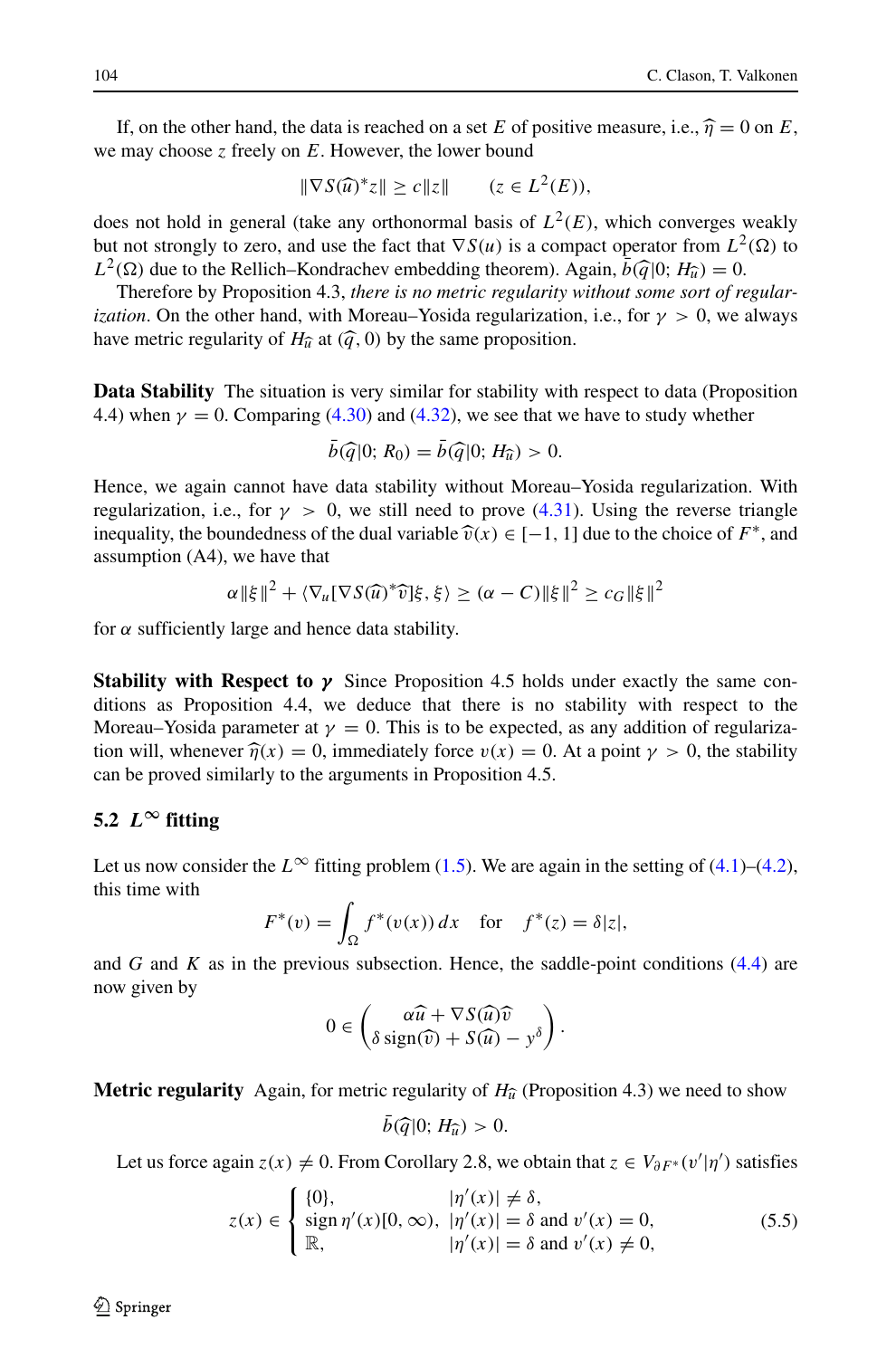If, on the other hand, the data is reached on a set $E$ of positive measure, i.e., $\widehat{\eta} = 0$ on $E$, we may choose $z$ freely on $E$. However, the lower bound

$$\|\nabla S(\widehat{u})^* z\| \geq c\|z\| \qquad (z \in L^2(E)),$$

does not hold in general (take any orthonormal basis of $L^2(E)$, which converges weakly but not strongly to zero, and use the fact that $\nabla S(u)$ is a compact operator from $L^2(\Omega)$ to $L^2(\Omega)$ due to the Rellich–Kondrachev embedding theorem). Again, $\bar{b}(\widehat{q}|0; H_{\widehat{u}}) = 0$.

Therefore by Proposition 4.3, *there is no metric regularity without some sort of regularization*. On the other hand, with Moreau–Yosida regularization, i.e., for $\gamma > 0$, we always have metric regularity of $H_{\widehat{u}}$ at $(\widehat{q}, 0)$ by the same proposition.

**Data Stability** The situation is very similar for stability with respect to data (Proposition 4.4) when $\gamma = 0$. Comparing (4.30) and (4.32), we see that we have to study whether

$$\bar{b}(\widehat{q}|0; R_0) = \bar{b}(\widehat{q}|0; H_{\widehat{u}}) > 0.$$

Hence, we again cannot have data stability without Moreau–Yosida regularization. With regularization, i.e., for $\gamma > 0$, we still need to prove (4.31). Using the reverse triangle inequality, the boundedness of the dual variable $\widehat{v}(x) \in [-1, 1]$ due to the choice of $F^*$, and assumption (A4), we have that

$$\alpha\|\xi\|^2 + \langle \nabla_u[\nabla S(\widehat{u})^* \widehat{v}]\xi, \xi\rangle \geq (\alpha - C)\|\xi\|^2 \geq c_G\|\xi\|^2$$

for $\alpha$ sufficiently large and hence data stability.

**Stability with Respect to $\boldsymbol{\gamma}$** Since Proposition 4.5 holds under exactly the same conditions as Proposition 4.4, we deduce that there is no stability with respect to the Moreau–Yosida parameter at $\gamma = 0$. This is to be expected, as any addition of regularization will, whenever $\widehat{\eta}(x) = 0$, immediately force $v(x) = 0$. At a point $\gamma > 0$, the stability can be proved similarly to the arguments in Proposition 4.5.

### 5.2 $L^\infty$ fitting

Let us now consider the $L^\infty$ fitting problem (1.5). We are again in the setting of (4.1)–(4.2), this time with

$$F^*(v) = \int_\Omega f^*(v(x))\,dx \quad \text{for} \quad f^*(z) = \delta|z|,$$

and $G$ and $K$ as in the previous subsection. Hence, the saddle-point conditions (4.4) are now given by

$$0 \in \begin{pmatrix} \alpha\widehat{u} + \nabla S(\widehat{u})\widehat{v} \\ \delta\,\operatorname{sign}(\widehat{v}) + S(\widehat{u}) - y^\delta \end{pmatrix}.$$

**Metric regularity** Again, for metric regularity of $H_{\widehat{u}}$ (Proposition 4.3) we need to show

$$\bar{b}(\widehat{q}|0; H_{\widehat{u}}) > 0.$$

Let us force again $z(x) \neq 0$. From Corollary 2.8, we obtain that $z \in V_{\partial F^*}(v'|\eta')$ satisfies

$$z(x) \in \begin{cases} \{0\}, & |\eta'(x)| \neq \delta, \\ \operatorname{sign}\eta'(x)[0,\infty), & |\eta'(x)| = \delta \text{ and } v'(x) = 0, \\ \mathbb{R}, & |\eta'(x)| = \delta \text{ and } v'(x) \neq 0, \end{cases} \tag{5.5}$$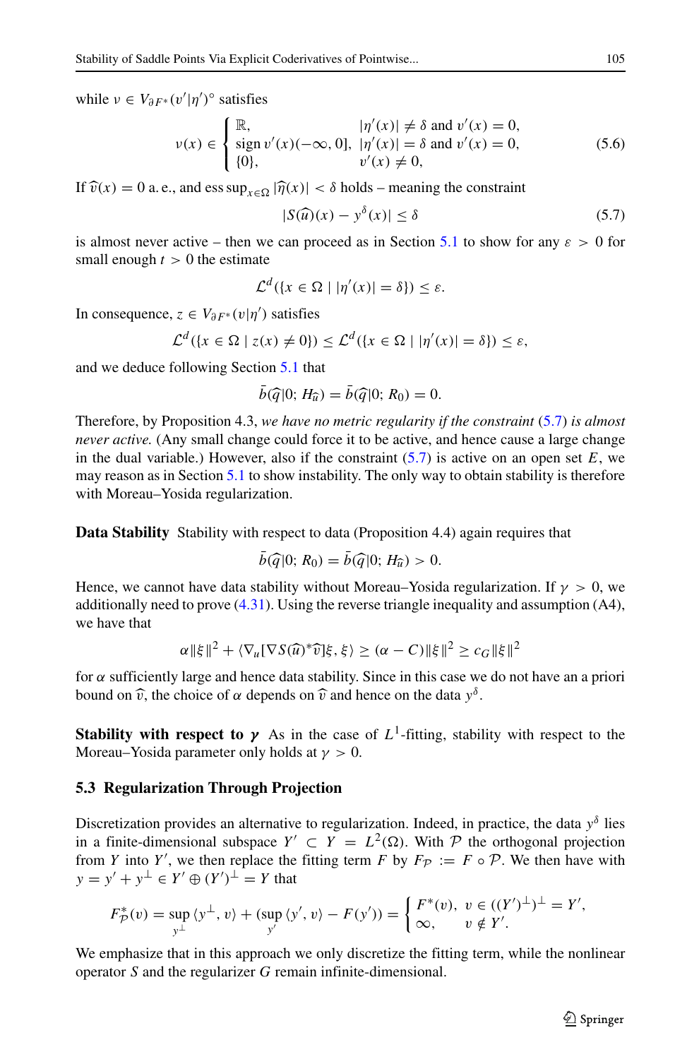while $\nu \in V_{\partial F^*}(v'|\eta')^\circ$ satisfies

$$\nu(x) \in \begin{cases} \mathbb{R}, & |\eta'(x)| \neq \delta \text{ and } v'(x) = 0, \\ \operatorname{sign} v'(x)(-\infty, 0], & |\eta'(x)| = \delta \text{ and } v'(x) = 0, \\ \{0\}, & v'(x) \neq 0, \end{cases} \tag{5.6}$$

If $\widehat{v}(x) = 0$ a. e., and $\operatorname{ess\,sup}_{x \in \Omega} |\widehat{\eta}(x)| < \delta$ holds – meaning the constraint

$$|S(\widehat{u})(x) - y^\delta(x)| \leq \delta \tag{5.7}$$

is almost never active – then we can proceed as in Section 5.1 to show for any $\varepsilon > 0$ for small enough $t > 0$ the estimate

$$\mathcal{L}^d(\{x \in \Omega \mid |\eta'(x)| = \delta\}) \leq \varepsilon.$$

In consequence, $z \in V_{\partial F^*}(v|\eta')$ satisfies

$$\mathcal{L}^d(\{x \in \Omega \mid z(x) \neq 0\}) \leq \mathcal{L}^d(\{x \in \Omega \mid |\eta'(x)| = \delta\}) \leq \varepsilon,$$

and we deduce following Section 5.1 that

$$\bar{b}(\widehat{q}|0; H_{\widehat{u}}) = \bar{b}(\widehat{q}|0; R_0) = 0.$$

Therefore, by Proposition 4.3, *we have no metric regularity if the constraint* (5.7) *is almost never active.* (Any small change could force it to be active, and hence cause a large change in the dual variable.) However, also if the constraint (5.7) is active on an open set $E$, we may reason as in Section 5.1 to show instability. The only way to obtain stability is therefore with Moreau–Yosida regularization.

**Data Stability** Stability with respect to data (Proposition 4.4) again requires that

$$\bar{b}(\widehat{q}|0; R_0) = \bar{b}(\widehat{q}|0; H_{\widehat{u}}) > 0.$$

Hence, we cannot have data stability without Moreau–Yosida regularization. If $\gamma > 0$, we additionally need to prove (4.31). Using the reverse triangle inequality and assumption (A4), we have that

$$\alpha\|\xi\|^2 + \langle \nabla_u[\nabla S(\widehat{u})^*\widehat{v}]\xi, \xi\rangle \geq (\alpha - C)\|\xi\|^2 \geq c_G\|\xi\|^2$$

for $\alpha$ sufficiently large and hence data stability. Since in this case we do not have an a priori bound on $\widehat{v}$, the choice of $\alpha$ depends on $\widehat{v}$ and hence on the data $y^\delta$.

**Stability with respect to $\gamma$** As in the case of $L^1$-fitting, stability with respect to the Moreau–Yosida parameter only holds at $\gamma > 0$.

### 5.3 Regularization Through Projection

Discretization provides an alternative to regularization. Indeed, in practice, the data $y^\delta$ lies in a finite-dimensional subspace $Y' \subset Y = L^2(\Omega)$. With $\mathcal{P}$ the orthogonal projection from $Y$ into $Y'$, we then replace the fitting term $F$ by $F_{\mathcal{P}} := F \circ \mathcal{P}$. We then have with $y = y' + y^\perp \in Y' \oplus (Y')^\perp = Y$ that

$$F_{\mathcal{P}}^*(v) = \sup_{y^\perp} \langle y^\perp, v\rangle + (\sup_{y'} \langle y', v\rangle - F(y')) = \begin{cases} F^*(v), & v \in ((Y')^\perp)^\perp = Y', \\ \infty, & v \notin Y'. \end{cases}$$

We emphasize that in this approach we only discretize the fitting term, while the nonlinear operator $S$ and the regularizer $G$ remain infinite-dimensional.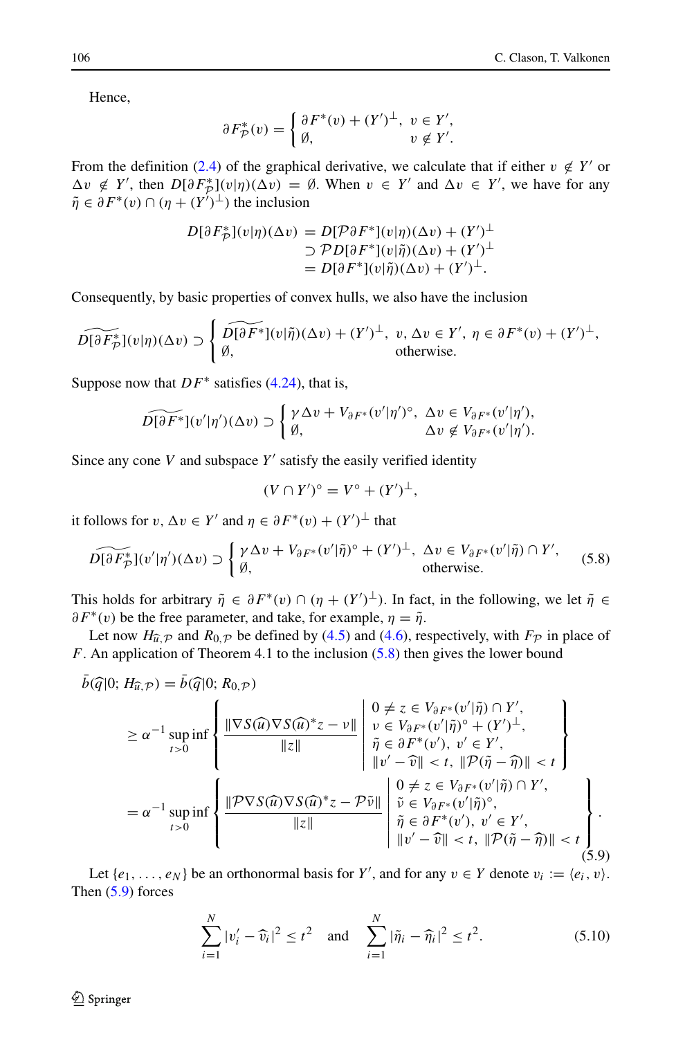Hence,

$$\partial F^*_{\mathcal{P}}(v) = \begin{cases} \partial F^*(v) + (Y')^\perp, & v \in Y', \\ \emptyset, & v \notin Y'. \end{cases}$$

From the definition (2.4) of the graphical derivative, we calculate that if either $v \notin Y'$ or $\Delta v \notin Y'$, then $D[\partial F^*_{\mathcal{P}}](v|\eta)(\Delta v) = \emptyset$. When $v \in Y'$ and $\Delta v \in Y'$, we have for any $\tilde{\eta} \in \partial F^*(v) \cap (\eta + (Y')^\perp)$ the inclusion

$$\begin{aligned} D[\partial F^*_{\mathcal{P}}](v|\eta)(\Delta v) &= D[\mathcal{P}\partial F^*](v|\eta)(\Delta v) + (Y')^\perp \\ &\supset \mathcal{P} D[\partial F^*](v|\tilde{\eta})(\Delta v) + (Y')^\perp \\ &= D[\partial F^*](v|\tilde{\eta})(\Delta v) + (Y')^\perp. \end{aligned}$$

Consequently, by basic properties of convex hulls, we also have the inclusion

$$\widetilde{D[\partial F^*_{\mathcal{P}}]}(v|\eta)(\Delta v) \supset \begin{cases} \widetilde{D[\partial F^*]}(v|\tilde{\eta})(\Delta v) + (Y')^\perp, & v, \Delta v \in Y',\ \eta \in \partial F^*(v) + (Y')^\perp, \\ \emptyset, & \text{otherwise.} \end{cases}$$

Suppose now that $DF^*$ satisfies (4.24), that is,

$$\widetilde{D[\partial F^*]}(v'|\eta')(\Delta v) \supset \begin{cases} \gamma \Delta v + V_{\partial F^*}(v'|\eta')^\circ, & \Delta v \in V_{\partial F^*}(v'|\eta'), \\ \emptyset, & \Delta v \notin V_{\partial F^*}(v'|\eta'). \end{cases}$$

Since any cone $V$ and subspace $Y'$ satisfy the easily verified identity

$$(V \cap Y')^\circ = V^\circ + (Y')^\perp,$$

it follows for $v, \Delta v \in Y'$ and $\eta \in \partial F^*(v) + (Y')^\perp$ that

$$\widetilde{D[\partial F^*_{\mathcal{P}}]}(v'|\eta')(\Delta v) \supset \begin{cases} \gamma \Delta v + V_{\partial F^*}(v'|\tilde{\eta})^\circ + (Y')^\perp, & \Delta v \in V_{\partial F^*}(v'|\tilde{\eta}) \cap Y', \\ \emptyset, & \text{otherwise.} \end{cases} \tag{5.8}$$

This holds for arbitrary $\tilde{\eta} \in \partial F^*(v) \cap (\eta + (Y')^\perp)$. In fact, in the following, we let $\tilde{\eta} \in \partial F^*(v)$ be the free parameter, and take, for example, $\eta = \tilde{\eta}$.

Let now $H_{\widehat{u},\mathcal{P}}$ and $R_{0,\mathcal{P}}$ be defined by (4.5) and (4.6), respectively, with $F_{\mathcal{P}}$ in place of $F$. An application of Theorem 4.1 to the inclusion (5.8) then gives the lower bound

$$\begin{aligned} \bar{b}(\widehat{q}|0; H_{\widehat{u},\mathcal{P}}) &= \bar{b}(\widehat{q}|0; R_{0,\mathcal{P}}) \\ &\geq \alpha^{-1} \sup_{t>0} \inf \left\{ \frac{\|\nabla S(\widehat{u}) \nabla S(\widehat{u})^* z - \nu\|}{\|z\|} \;\middle|\; \begin{array}{l} 0 \neq z \in V_{\partial F^*}(v'|\tilde{\eta}) \cap Y', \\ \nu \in V_{\partial F^*}(v'|\tilde{\eta})^\circ + (Y')^\perp, \\ \tilde{\eta} \in \partial F^*(v'),\ v' \in Y', \\ \|v' - \widehat{v}\| < t,\ \|\mathcal{P}(\tilde{\eta} - \widehat{\eta})\| < t \end{array} \right\} \\ &= \alpha^{-1} \sup_{t>0} \inf \left\{ \frac{\|\mathcal{P}\nabla S(\widehat{u}) \nabla S(\widehat{u})^* z - \mathcal{P}\tilde{\nu}\|}{\|z\|} \;\middle|\; \begin{array}{l} 0 \neq z \in V_{\partial F^*}(v'|\tilde{\eta}) \cap Y', \\ \tilde{\nu} \in V_{\partial F^*}(v'|\tilde{\eta})^\circ, \\ \tilde{\eta} \in \partial F^*(v'),\ v' \in Y', \\ \|v' - \widehat{v}\| < t,\ \|\mathcal{P}(\tilde{\eta} - \widehat{\eta})\| < t \end{array} \right\}. \end{aligned} \tag{5.9}$$

Let $\{e_1, \ldots, e_N\}$ be an orthonormal basis for $Y'$, and for any $v \in Y$ denote $v_i := \langle e_i, v \rangle$. Then (5.9) forces

$$\sum_{i=1}^N |v'_i - \widehat{v}_i|^2 \leq t^2 \quad \text{and} \quad \sum_{i=1}^N |\tilde{\eta}_i - \widehat{\eta}_i|^2 \leq t^2. \tag{5.10}$$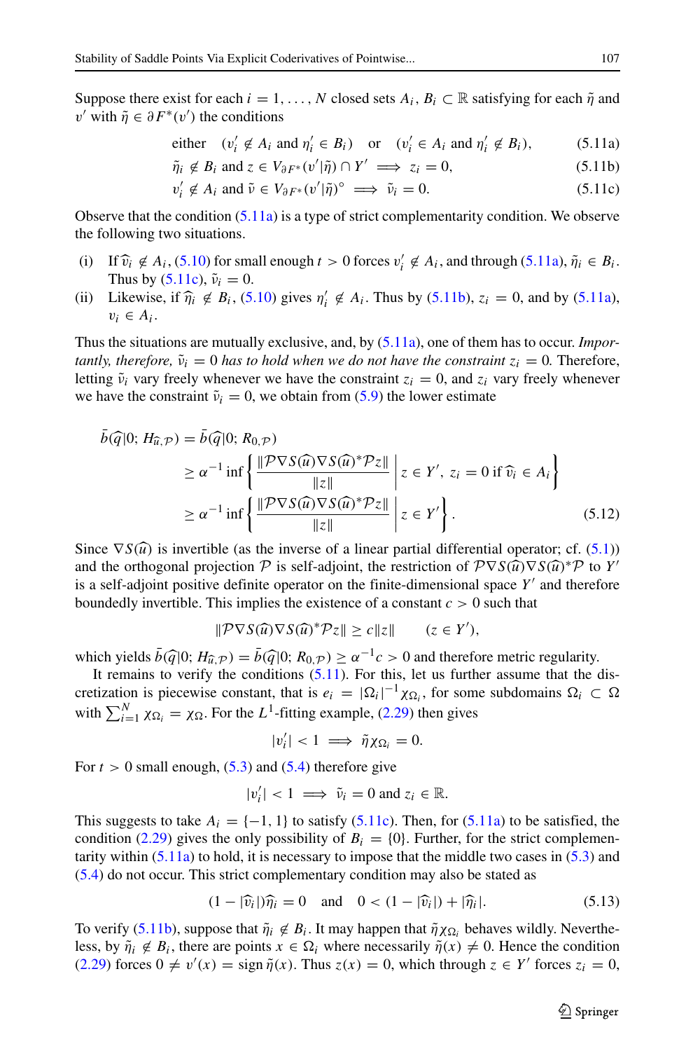Suppose there exist for each $i = 1, \ldots, N$ closed sets $A_i, B_i \subset \mathbb{R}$ satisfying for each $\tilde{\eta}$ and $v'$ with $\tilde{\eta} \in \partial F^*(v')$ the conditions

$$\text{either} \quad (v_i' \notin A_i \text{ and } \eta_i' \in B_i) \quad \text{or} \quad (v_i' \in A_i \text{ and } \eta_i' \notin B_i), \tag{5.11a}$$

$$\tilde{\eta}_i \notin B_i \text{ and } z \in V_{\partial F^*}(v'|\tilde{\eta}) \cap Y' \implies z_i = 0, \tag{5.11b}$$

$$v_i' \notin A_i \text{ and } \tilde{\nu} \in V_{\partial F^*}(v'|\tilde{\eta})^\circ \implies \tilde{\nu}_i = 0. \tag{5.11c}$$

Observe that the condition (5.11a) is a type of strict complementarity condition. We observe the following two situations.

(i) If $\widehat{v}_i \notin A_i$, (5.10) for small enough $t > 0$ forces $v_i' \notin A_i$, and through (5.11a), $\tilde{\eta}_i \in B_i$. Thus by (5.11c), $\tilde{\nu}_i = 0$.
(ii) Likewise, if $\widehat{\eta}_i \notin B_i$, (5.10) gives $\eta_i' \notin A_i$. Thus by (5.11b), $z_i = 0$, and by (5.11a), $v_i \in A_i$.

Thus the situations are mutually exclusive, and, by (5.11a), one of them has to occur. *Importantly, therefore,* $\tilde{\nu}_i = 0$ *has to hold when we do not have the constraint* $z_i = 0$. Therefore, letting $\tilde{\nu}_i$ vary freely whenever we have the constraint $z_i = 0$, and $z_i$ vary freely whenever we have the constraint $\tilde{\nu}_i = 0$, we obtain from (5.9) the lower estimate

$$\begin{aligned}
\bar{b}(\widehat{q}|0; H_{\widehat{u},\mathcal{P}}) &= \bar{b}(\widehat{q}|0; R_{0,\mathcal{P}}) \\
&\geq \alpha^{-1} \inf \left\{ \frac{\|\mathcal{P}\nabla S(\widehat{u})\nabla S(\widehat{u})^*\mathcal{P}z\|}{\|z\|} \,\middle|\, z \in Y',\ z_i = 0 \text{ if } \widehat{v}_i \in A_i \right\} \\
&\geq \alpha^{-1} \inf \left\{ \frac{\|\mathcal{P}\nabla S(\widehat{u})\nabla S(\widehat{u})^*\mathcal{P}z\|}{\|z\|} \,\middle|\, z \in Y' \right\}.
\end{aligned} \tag{5.12}$$

Since $\nabla S(\widehat{u})$ is invertible (as the inverse of a linear partial differential operator; cf. (5.1)) and the orthogonal projection $\mathcal{P}$ is self-adjoint, the restriction of $\mathcal{P}\nabla S(\widehat{u})\nabla S(\widehat{u})^*\mathcal{P}$ to $Y'$ is a self-adjoint positive definite operator on the finite-dimensional space $Y'$ and therefore boundedly invertible. This implies the existence of a constant $c > 0$ such that

$$\|\mathcal{P}\nabla S(\widehat{u})\nabla S(\widehat{u})^*\mathcal{P}z\| \geq c\|z\| \qquad (z \in Y'),$$

which yields $\bar{b}(\widehat{q}|0; H_{\widehat{u},\mathcal{P}}) = \bar{b}(\widehat{q}|0; R_{0,\mathcal{P}}) \geq \alpha^{-1}c > 0$ and therefore metric regularity.

It remains to verify the conditions (5.11). For this, let us further assume that the discretization is piecewise constant, that is $e_i = |\Omega_i|^{-1}\chi_{\Omega_i}$, for some subdomains $\Omega_i \subset \Omega$ with $\sum_{i=1}^N \chi_{\Omega_i} = \chi_\Omega$. For the $L^1$-fitting example, (2.29) then gives

$$|v_i'| < 1 \implies \tilde{\eta}\chi_{\Omega_i} = 0.$$

For $t > 0$ small enough, (5.3) and (5.4) therefore give

$$|v_i'| < 1 \implies \tilde{\nu}_i = 0 \text{ and } z_i \in \mathbb{R}.$$

This suggests to take $A_i = \{-1, 1\}$ to satisfy (5.11c). Then, for (5.11a) to be satisfied, the condition (2.29) gives the only possibility of $B_i = \{0\}$. Further, for the strict complementarity within (5.11a) to hold, it is necessary to impose that the middle two cases in (5.3) and (5.4) do not occur. This strict complementary condition may also be stated as

$$(1 - |\widehat{v}_i|)\widehat{\eta}_i = 0 \quad \text{and} \quad 0 < (1 - |\widehat{v}_i|) + |\widehat{\eta}_i|. \tag{5.13}$$

To verify (5.11b), suppose that $\tilde{\eta}_i \notin B_i$. It may happen that $\tilde{\eta}\chi_{\Omega_i}$ behaves wildly. Nevertheless, by $\tilde{\eta}_i \notin B_i$, there are points $x \in \Omega_i$ where necessarily $\tilde{\eta}(x) \neq 0$. Hence the condition (2.29) forces $0 \neq v'(x) = \operatorname{sign} \tilde{\eta}(x)$. Thus $z(x) = 0$, which through $z \in Y'$ forces $z_i = 0$,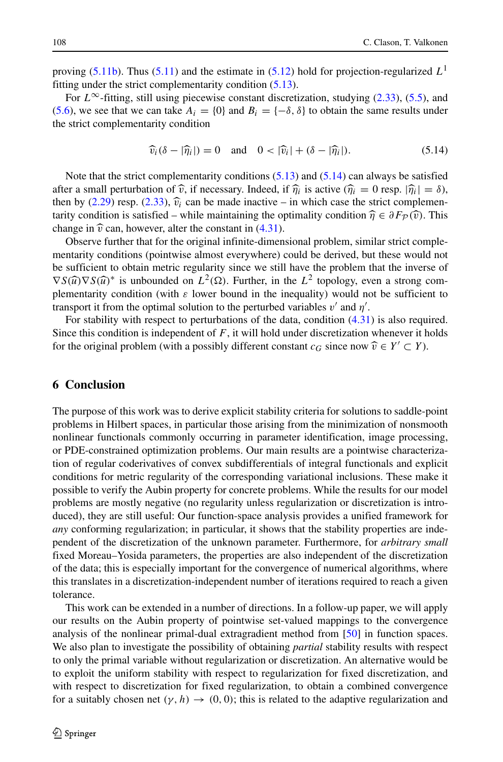proving (5.11b). Thus (5.11) and the estimate in (5.12) hold for projection-regularized $L^1$ fitting under the strict complementarity condition (5.13).

For $L^\infty$-fitting, still using piecewise constant discretization, studying (2.33), (5.5), and (5.6), we see that we can take $A_i = \{0\}$ and $B_i = \{-\delta, \delta\}$ to obtain the same results under the strict complementarity condition

$$\widehat{v}_i(\delta - |\widehat{\eta}_i|) = 0 \quad \text{and} \quad 0 < |\widehat{v}_i| + (\delta - |\widehat{\eta}_i|). \tag{5.14}$$

Note that the strict complementarity conditions (5.13) and (5.14) can always be satisfied after a small perturbation of $\widehat{v}$, if necessary. Indeed, if $\widehat{\eta}_i$ is active ($\widehat{\eta}_i = 0$ resp. $|\widehat{\eta}_i| = \delta$), then by (2.29) resp. (2.33), $\widehat{v}_i$ can be made inactive – in which case the strict complementarity condition is satisfied – while maintaining the optimality condition $\widehat{\eta} \in \partial F_{\mathcal{P}}(\widehat{v})$. This change in $\widehat{v}$ can, however, alter the constant in (4.31).

Observe further that for the original infinite-dimensional problem, similar strict complementarity conditions (pointwise almost everywhere) could be derived, but these would not be sufficient to obtain metric regularity since we still have the problem that the inverse of $\nabla S(\widehat{u})\nabla S(\widehat{u})^*$ is unbounded on $L^2(\Omega)$. Further, in the $L^2$ topology, even a strong complementarity condition (with $\varepsilon$ lower bound in the inequality) would not be sufficient to transport it from the optimal solution to the perturbed variables $v'$ and $\eta'$.

For stability with respect to perturbations of the data, condition (4.31) is also required. Since this condition is independent of $F$, it will hold under discretization whenever it holds for the original problem (with a possibly different constant $c_G$ since now $\widehat{v} \in Y' \subset Y$).

## 6 Conclusion

The purpose of this work was to derive explicit stability criteria for solutions to saddle-point problems in Hilbert spaces, in particular those arising from the minimization of nonsmooth nonlinear functionals commonly occurring in parameter identification, image processing, or PDE-constrained optimization problems. Our main results are a pointwise characterization of regular coderivatives of convex subdifferentials of integral functionals and explicit conditions for metric regularity of the corresponding variational inclusions. These make it possible to verify the Aubin property for concrete problems. While the results for our model problems are mostly negative (no regularity unless regularization or discretization is introduced), they are still useful: Our function-space analysis provides a unified framework for *any* conforming regularization; in particular, it shows that the stability properties are independent of the discretization of the unknown parameter. Furthermore, for *arbitrary small* fixed Moreau–Yosida parameters, the properties are also independent of the discretization of the data; this is especially important for the convergence of numerical algorithms, where this translates in a discretization-independent number of iterations required to reach a given tolerance.

This work can be extended in a number of directions. In a follow-up paper, we will apply our results on the Aubin property of pointwise set-valued mappings to the convergence analysis of the nonlinear primal-dual extragradient method from [50] in function spaces. We also plan to investigate the possibility of obtaining *partial* stability results with respect to only the primal variable without regularization or discretization. An alternative would be to exploit the uniform stability with respect to regularization for fixed discretization, and with respect to discretization for fixed regularization, to obtain a combined convergence for a suitably chosen net $(\gamma, h) \to (0, 0)$; this is related to the adaptive regularization and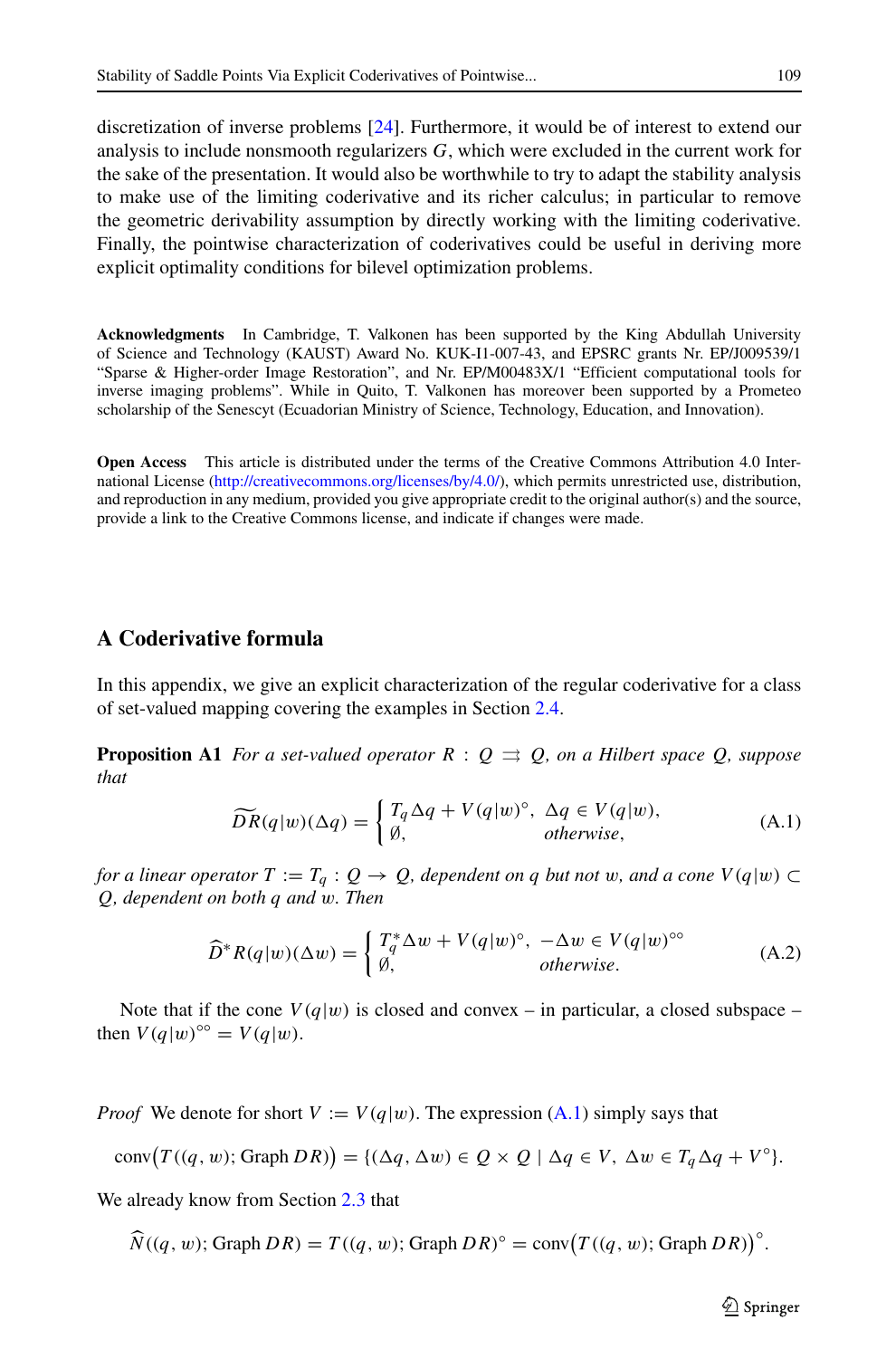discretization of inverse problems [24]. Furthermore, it would be of interest to extend our analysis to include nonsmooth regularizers $G$, which were excluded in the current work for the sake of the presentation. It would also be worthwhile to try to adapt the stability analysis to make use of the limiting coderivative and its richer calculus; in particular to remove the geometric derivability assumption by directly working with the limiting coderivative. Finally, the pointwise characterization of coderivatives could be useful in deriving more explicit optimality conditions for bilevel optimization problems.

**Acknowledgments** In Cambridge, T. Valkonen has been supported by the King Abdullah University of Science and Technology (KAUST) Award No. KUK-I1-007-43, and EPSRC grants Nr. EP/J009539/1 "Sparse & Higher-order Image Restoration", and Nr. EP/M00483X/1 "Efficient computational tools for inverse imaging problems". While in Quito, T. Valkonen has moreover been supported by a Prometeo scholarship of the Senescyt (Ecuadorian Ministry of Science, Technology, Education, and Innovation).

**Open Access** This article is distributed under the terms of the Creative Commons Attribution 4.0 International License (http://creativecommons.org/licenses/by/4.0/), which permits unrestricted use, distribution, and reproduction in any medium, provided you give appropriate credit to the original author(s) and the source, provide a link to the Creative Commons license, and indicate if changes were made.

# A Coderivative formula

In this appendix, we give an explicit characterization of the regular coderivative for a class of set-valued mapping covering the examples in Section 2.4.

**Proposition A1** *For a set-valued operator $R : Q \rightrightarrows Q$, on a Hilbert space $Q$, suppose that*

$$\widetilde{D}R(q|w)(\Delta q) = \begin{cases} T_q \Delta q + V(q|w)^\circ, & \Delta q \in V(q|w), \\ \emptyset, & \text{otherwise}, \end{cases} \tag{A.1}$$

*for a linear operator $T := T_q : Q \to Q$, dependent on $q$ but not $w$, and a cone $V(q|w) \subset Q$, dependent on both $q$ and $w$. Then*

$$\widehat{D}^* R(q|w)(\Delta w) = \begin{cases} T_q^* \Delta w + V(q|w)^\circ, & -\Delta w \in V(q|w)^{\circ\circ} \\ \emptyset, & \text{otherwise}. \end{cases} \tag{A.2}$$

Note that if the cone $V(q|w)$ is closed and convex – in particular, a closed subspace – then $V(q|w)^{\circ\circ} = V(q|w)$.

*Proof* We denote for short $V := V(q|w)$. The expression (A.1) simply says that

$$\operatorname{conv}\big(T((q, w); \operatorname{Graph} DR)\big) = \{(\Delta q, \Delta w) \in Q \times Q \mid \Delta q \in V,\ \Delta w \in T_q \Delta q + V^\circ\}.$$

We already know from Section 2.3 that

$$\widehat{N}((q, w); \operatorname{Graph} DR) = T((q, w); \operatorname{Graph} DR)^\circ = \operatorname{conv}\big(T((q, w); \operatorname{Graph} DR)\big)^\circ.$$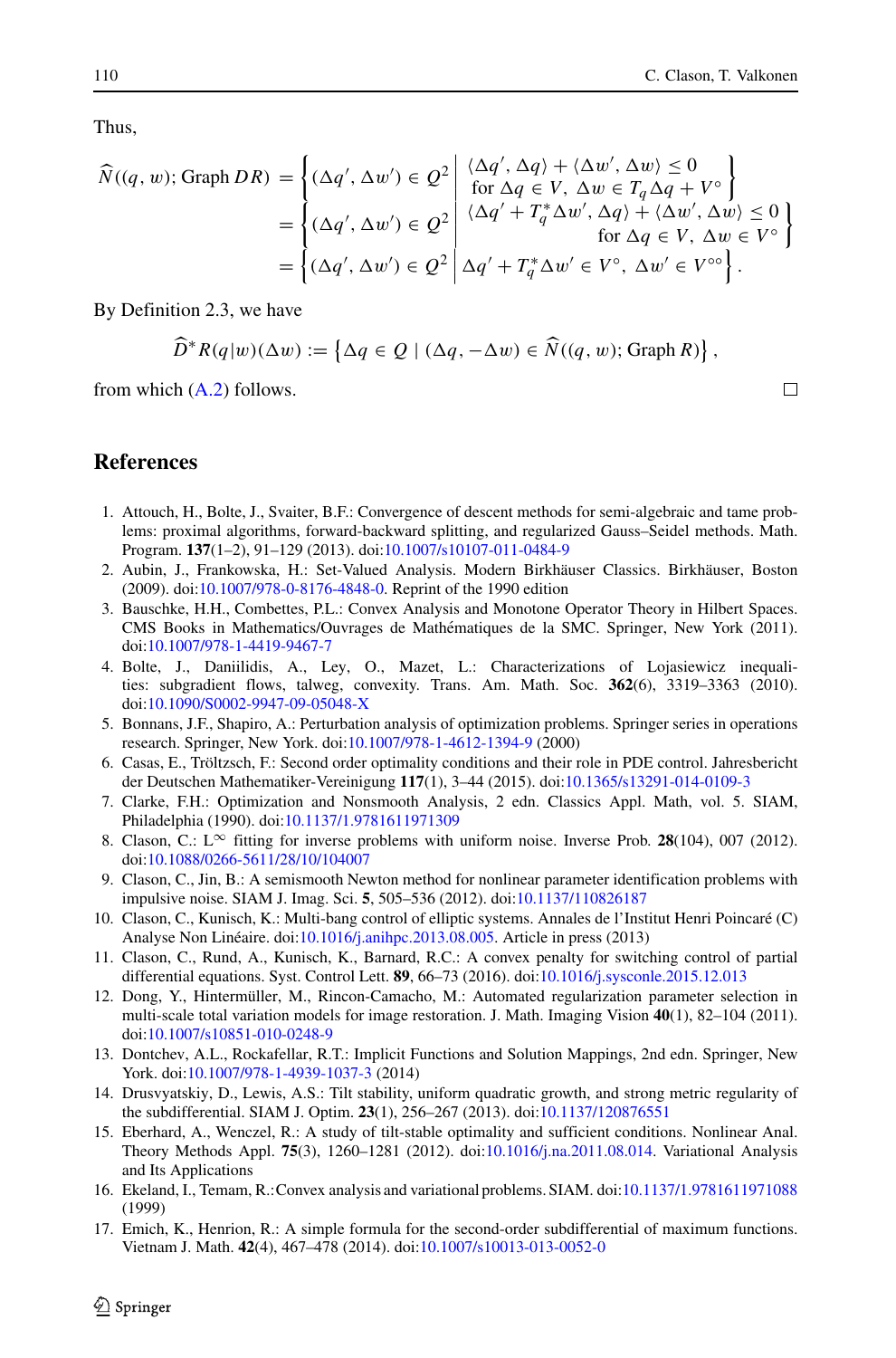Thus,

$$
\begin{aligned}
\widehat{N}((q,w);\operatorname{Graph} DR) &= \left\{ (\Delta q', \Delta w') \in Q^2 \;\middle|\; \begin{array}{l} \langle \Delta q', \Delta q\rangle + \langle \Delta w', \Delta w\rangle \le 0 \\ \text{for } \Delta q \in V,\ \Delta w \in T_q \Delta q + V^\circ \end{array} \right\} \\
&= \left\{ (\Delta q', \Delta w') \in Q^2 \;\middle|\; \begin{array}{r} \langle \Delta q' + T_q^* \Delta w', \Delta q\rangle + \langle \Delta w', \Delta w\rangle \le 0 \\ \text{for } \Delta q \in V,\ \Delta w \in V^\circ \end{array} \right\} \\
&= \left\{ (\Delta q', \Delta w') \in Q^2 \;\middle|\; \Delta q' + T_q^* \Delta w' \in V^\circ,\ \Delta w' \in V^{\circ\circ} \right\}.
\end{aligned}
$$

By Definition 2.3, we have

$$
\widehat{D}^* R(q|w)(\Delta w) := \left\{ \Delta q \in Q \mid (\Delta q, -\Delta w) \in \widehat{N}((q,w);\operatorname{Graph} R) \right\},
$$

from which (A.2) follows. □

## References

1. Attouch, H., Bolte, J., Svaiter, B.F.: Convergence of descent methods for semi-algebraic and tame problems: proximal algorithms, forward-backward splitting, and regularized Gauss–Seidel methods. Math. Program. **137**(1–2), 91–129 (2013). doi:10.1007/s10107-011-0484-9
2. Aubin, J., Frankowska, H.: Set-Valued Analysis. Modern Birkhäuser Classics. Birkhäuser, Boston (2009). doi:10.1007/978-0-8176-4848-0. Reprint of the 1990 edition
3. Bauschke, H.H., Combettes, P.L.: Convex Analysis and Monotone Operator Theory in Hilbert Spaces. CMS Books in Mathematics/Ouvrages de Mathématiques de la SMC. Springer, New York (2011). doi:10.1007/978-1-4419-9467-7
4. Bolte, J., Daniilidis, A., Ley, O., Mazet, L.: Characterizations of Lojasiewicz inequalities: subgradient flows, talweg, convexity. Trans. Am. Math. Soc. **362**(6), 3319–3363 (2010). doi:10.1090/S0002-9947-09-05048-X
5. Bonnans, J.F., Shapiro, A.: Perturbation analysis of optimization problems. Springer series in operations research. Springer, New York. doi:10.1007/978-1-4612-1394-9 (2000)
6. Casas, E., Tröltzsch, F.: Second order optimality conditions and their role in PDE control. Jahresbericht der Deutschen Mathematiker-Vereinigung **117**(1), 3–44 (2015). doi:10.1365/s13291-014-0109-3
7. Clarke, F.H.: Optimization and Nonsmooth Analysis, 2 edn. Classics Appl. Math, vol. 5. SIAM, Philadelphia (1990). doi:10.1137/1.9781611971309
8. Clason, C.: $L^\infty$ fitting for inverse problems with uniform noise. Inverse Prob. **28**(104), 007 (2012). doi:10.1088/0266-5611/28/10/104007
9. Clason, C., Jin, B.: A semismooth Newton method for nonlinear parameter identification problems with impulsive noise. SIAM J. Imag. Sci. **5**, 505–536 (2012). doi:10.1137/110826187
10. Clason, C., Kunisch, K.: Multi-bang control of elliptic systems. Annales de l'Institut Henri Poincaré (C) Analyse Non Linéaire. doi:10.1016/j.anihpc.2013.08.005. Article in press (2013)
11. Clason, C., Rund, A., Kunisch, K., Barnard, R.C.: A convex penalty for switching control of partial differential equations. Syst. Control Lett. **89**, 66–73 (2016). doi:10.1016/j.sysconle.2015.12.013
12. Dong, Y., Hintermüller, M., Rincon-Camacho, M.: Automated regularization parameter selection in multi-scale total variation models for image restoration. J. Math. Imaging Vision **40**(1), 82–104 (2011). doi:10.1007/s10851-010-0248-9
13. Dontchev, A.L., Rockafellar, R.T.: Implicit Functions and Solution Mappings, 2nd edn. Springer, New York. doi:10.1007/978-1-4939-1037-3 (2014)
14. Drusvyatskiy, D., Lewis, A.S.: Tilt stability, uniform quadratic growth, and strong metric regularity of the subdifferential. SIAM J. Optim. **23**(1), 256–267 (2013). doi:10.1137/120876551
15. Eberhard, A., Wenczel, R.: A study of tilt-stable optimality and sufficient conditions. Nonlinear Anal. Theory Methods Appl. **75**(3), 1260–1281 (2012). doi:10.1016/j.na.2011.08.014. Variational Analysis and Its Applications
16. Ekeland, I., Temam, R.: Convex analysis and variational problems. SIAM. doi:10.1137/1.9781611971088 (1999)
17. Emich, K., Henrion, R.: A simple formula for the second-order subdifferential of maximum functions. Vietnam J. Math. **42**(4), 467–478 (2014). doi:10.1007/s10013-013-0052-0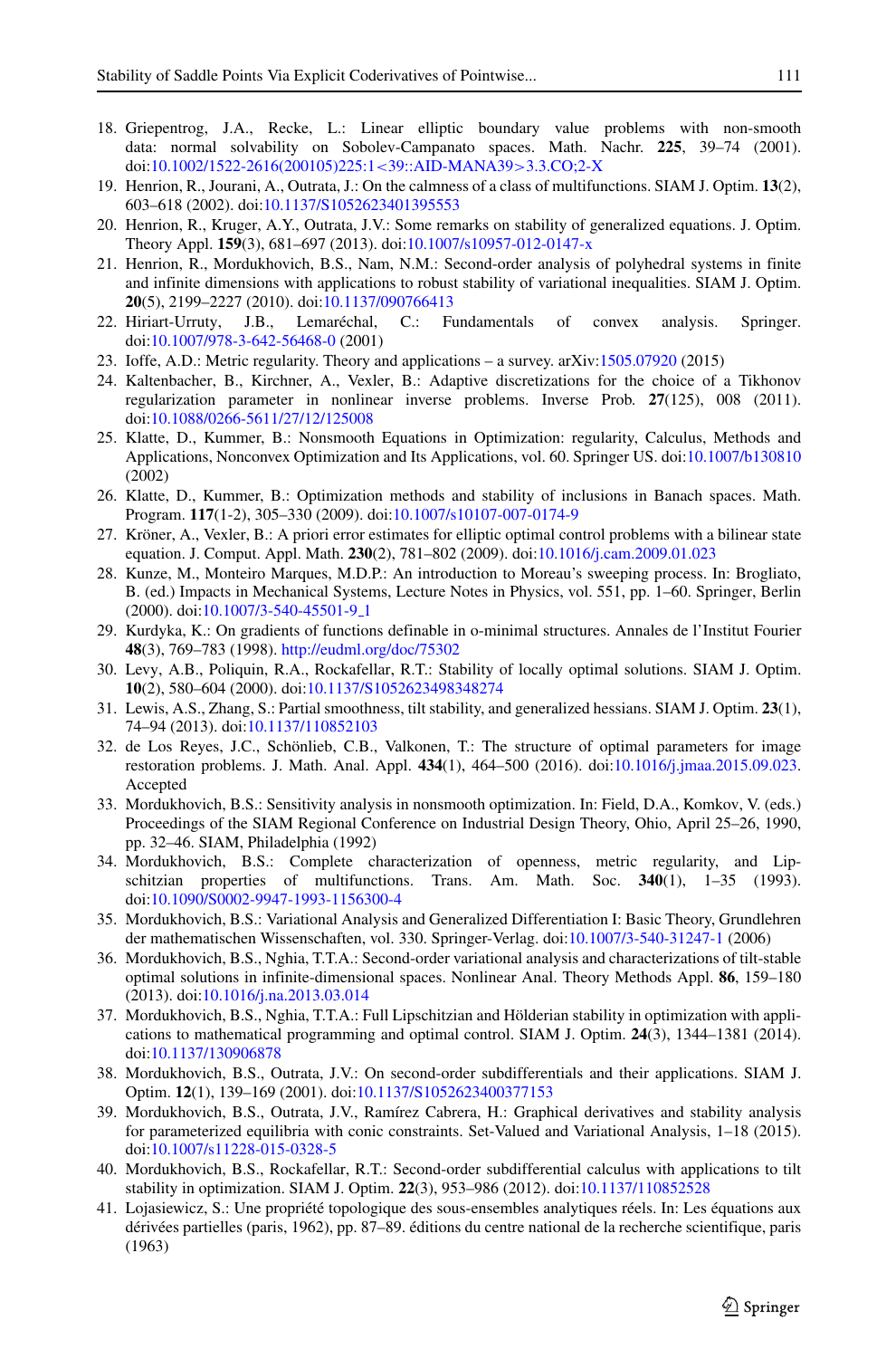18. Griepentrog, J.A., Recke, L.: Linear elliptic boundary value problems with non-smooth data: normal solvability on Sobolev-Campanato spaces. Math. Nachr. **225**, 39–74 (2001). doi:10.1002/1522-2616(200105)225:1<39::AID-MANA39>3.3.CO;2-X
19. Henrion, R., Jourani, A., Outrata, J.: On the calmness of a class of multifunctions. SIAM J. Optim. **13**(2), 603–618 (2002). doi:10.1137/S1052623401395553
20. Henrion, R., Kruger, A.Y., Outrata, J.V.: Some remarks on stability of generalized equations. J. Optim. Theory Appl. **159**(3), 681–697 (2013). doi:10.1007/s10957-012-0147-x
21. Henrion, R., Mordukhovich, B.S., Nam, N.M.: Second-order analysis of polyhedral systems in finite and infinite dimensions with applications to robust stability of variational inequalities. SIAM J. Optim. **20**(5), 2199–2227 (2010). doi:10.1137/090766413
22. Hiriart-Urruty, J.B., Lemaréchal, C.: Fundamentals of convex analysis. Springer. doi:10.1007/978-3-642-56468-0 (2001)
23. Ioffe, A.D.: Metric regularity. Theory and applications – a survey. arXiv:1505.07920 (2015)
24. Kaltenbacher, B., Kirchner, A., Vexler, B.: Adaptive discretizations for the choice of a Tikhonov regularization parameter in nonlinear inverse problems. Inverse Prob. **27**(125), 008 (2011). doi:10.1088/0266-5611/27/12/125008
25. Klatte, D., Kummer, B.: Nonsmooth Equations in Optimization: regularity, Calculus, Methods and Applications, Nonconvex Optimization and Its Applications, vol. 60. Springer US. doi:10.1007/b130810 (2002)
26. Klatte, D., Kummer, B.: Optimization methods and stability of inclusions in Banach spaces. Math. Program. **117**(1-2), 305–330 (2009). doi:10.1007/s10107-007-0174-9
27. Kröner, A., Vexler, B.: A priori error estimates for elliptic optimal control problems with a bilinear state equation. J. Comput. Appl. Math. **230**(2), 781–802 (2009). doi:10.1016/j.cam.2009.01.023
28. Kunze, M., Monteiro Marques, M.D.P.: An introduction to Moreau's sweeping process. In: Brogliato, B. (ed.) Impacts in Mechanical Systems, Lecture Notes in Physics, vol. 551, pp. 1–60. Springer, Berlin (2000). doi:10.1007/3-540-45501-9_1
29. Kurdyka, K.: On gradients of functions definable in o-minimal structures. Annales de l'Institut Fourier **48**(3), 769–783 (1998). http://eudml.org/doc/75302
30. Levy, A.B., Poliquin, R.A., Rockafellar, R.T.: Stability of locally optimal solutions. SIAM J. Optim. **10**(2), 580–604 (2000). doi:10.1137/S1052623498348274
31. Lewis, A.S., Zhang, S.: Partial smoothness, tilt stability, and generalized hessians. SIAM J. Optim. **23**(1), 74–94 (2013). doi:10.1137/110852103
32. de Los Reyes, J.C., Schönlieb, C.B., Valkonen, T.: The structure of optimal parameters for image restoration problems. J. Math. Anal. Appl. **434**(1), 464–500 (2016). doi:10.1016/j.jmaa.2015.09.023. Accepted
33. Mordukhovich, B.S.: Sensitivity analysis in nonsmooth optimization. In: Field, D.A., Komkov, V. (eds.) Proceedings of the SIAM Regional Conference on Industrial Design Theory, Ohio, April 25–26, 1990, pp. 32–46. SIAM, Philadelphia (1992)
34. Mordukhovich, B.S.: Complete characterization of openness, metric regularity, and Lipschitzian properties of multifunctions. Trans. Am. Math. Soc. **340**(1), 1–35 (1993). doi:10.1090/S0002-9947-1993-1156300-4
35. Mordukhovich, B.S.: Variational Analysis and Generalized Differentiation I: Basic Theory, Grundlehren der mathematischen Wissenschaften, vol. 330. Springer-Verlag. doi:10.1007/3-540-31247-1 (2006)
36. Mordukhovich, B.S., Nghia, T.T.A.: Second-order variational analysis and characterizations of tilt-stable optimal solutions in infinite-dimensional spaces. Nonlinear Anal. Theory Methods Appl. **86**, 159–180 (2013). doi:10.1016/j.na.2013.03.014
37. Mordukhovich, B.S., Nghia, T.T.A.: Full Lipschitzian and Hölderian stability in optimization with applications to mathematical programming and optimal control. SIAM J. Optim. **24**(3), 1344–1381 (2014). doi:10.1137/130906878
38. Mordukhovich, B.S., Outrata, J.V.: On second-order subdifferentials and their applications. SIAM J. Optim. **12**(1), 139–169 (2001). doi:10.1137/S1052623400377153
39. Mordukhovich, B.S., Outrata, J.V., Ramírez Cabrera, H.: Graphical derivatives and stability analysis for parameterized equilibria with conic constraints. Set-Valued and Variational Analysis, 1–18 (2015). doi:10.1007/s11228-015-0328-5
40. Mordukhovich, B.S., Rockafellar, R.T.: Second-order subdifferential calculus with applications to tilt stability in optimization. SIAM J. Optim. **22**(3), 953–986 (2012). doi:10.1137/110852528
41. Lojasiewicz, S.: Une propriété topologique des sous-ensembles analytiques réels. In: Les équations aux dérivées partielles (paris, 1962), pp. 87–89. éditions du centre national de la recherche scientifique, paris (1963)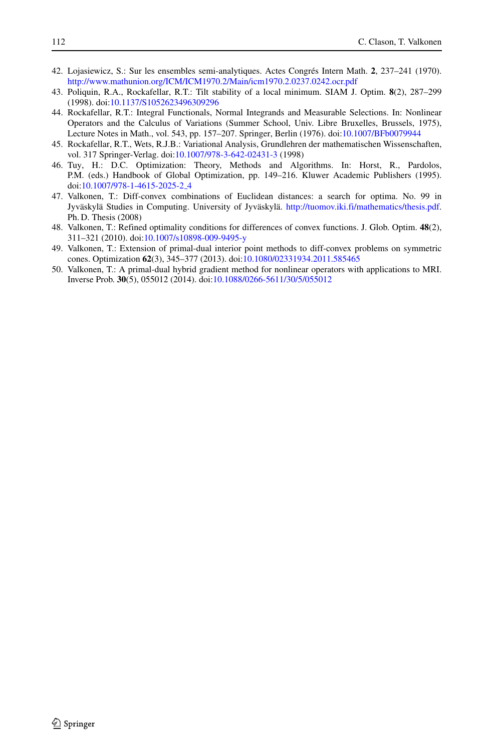42. Lojasiewicz, S.: Sur les ensembles semi-analytiques. Actes Congrés Intern Math. **2**, 237–241 (1970). http://www.mathunion.org/ICM/ICM1970.2/Main/icm1970.2.0237.0242.ocr.pdf
43. Poliquin, R.A., Rockafellar, R.T.: Tilt stability of a local minimum. SIAM J. Optim. **8**(2), 287–299 (1998). doi:10.1137/S1052623496309296
44. Rockafellar, R.T.: Integral Functionals, Normal Integrands and Measurable Selections. In: Nonlinear Operators and the Calculus of Variations (Summer School, Univ. Libre Bruxelles, Brussels, 1975), Lecture Notes in Math., vol. 543, pp. 157–207. Springer, Berlin (1976). doi:10.1007/BFb0079944
45. Rockafellar, R.T., Wets, R.J.B.: Variational Analysis, Grundlehren der mathematischen Wissenschaften, vol. 317 Springer-Verlag. doi:10.1007/978-3-642-02431-3 (1998)
46. Tuy, H.: D.C. Optimization: Theory, Methods and Algorithms. In: Horst, R., Pardolos, P.M. (eds.) Handbook of Global Optimization, pp. 149–216. Kluwer Academic Publishers (1995). doi:10.1007/978-1-4615-2025-2_4
47. Valkonen, T.: Diff-convex combinations of Euclidean distances: a search for optima. No. 99 in Jyväskylä Studies in Computing. University of Jyväskylä. http://tuomov.iki.fi/mathematics/thesis.pdf. Ph. D. Thesis (2008)
48. Valkonen, T.: Refined optimality conditions for differences of convex functions. J. Glob. Optim. **48**(2), 311–321 (2010). doi:10.1007/s10898-009-9495-y
49. Valkonen, T.: Extension of primal-dual interior point methods to diff-convex problems on symmetric cones. Optimization **62**(3), 345–377 (2013). doi:10.1080/02331934.2011.585465
50. Valkonen, T.: A primal-dual hybrid gradient method for nonlinear operators with applications to MRI. Inverse Prob. **30**(5), 055012 (2014). doi:10.1088/0266-5611/30/5/055012